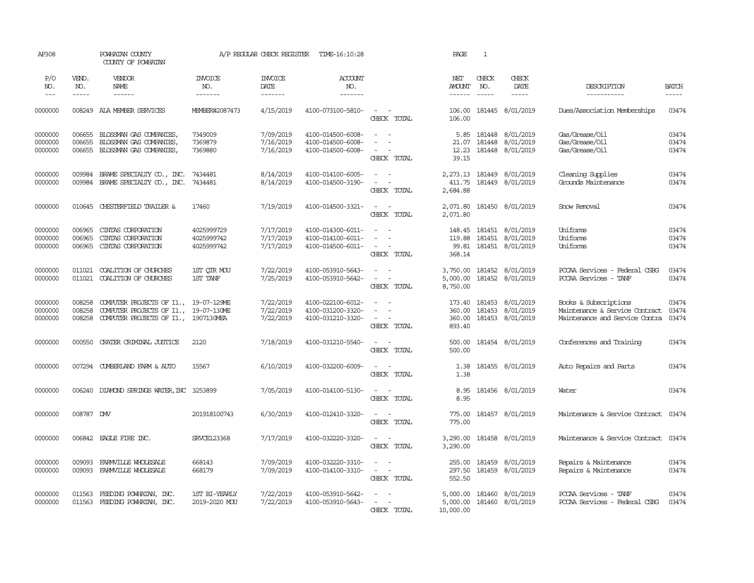AP308 POWHATAN COUNTY A/P REGULAR CHECK REGISTER TIME-16:10:28 PAGE 1

COUNTY OF POWHATAN

| P/O NO. | VEND. NO. | VENDOR NAME | INVOICE NO. | INVOICE DATE | ACCOUNT NO. | | NET AMOUNT | CHECK NO. | CHECK DATE | DESCRIPTION | BATCH |
|---|---|---|---|---|---|---|---|---|---|---|---|
| --- | ----- | ------ | ------- | ------- | ------- | | ------ | ----- | ----- | ----------- | ----- |
| 0000000 | 008249 | ALA MEMBER SERVICES | MEMBER#2087473 | 4/15/2019 | 4100-073100-5810- | - - | 106.00 | 181445 | 8/01/2019 | Dues/Association Memberships | 03474 |
| | | | | | | CHECK TOTAL | 106.00 | | | | |
| 0000000 | 006655 | BLOSSMAN GAS COMPANIES, | 7349009 | 7/09/2019 | 4100-014500-6008- | - - | 5.85 | 181448 | 8/01/2019 | Gas/Grease/Oil | 03474 |
| 0000000 | 006655 | BLOSSMAN GAS COMPANIES, | 7369879 | 7/16/2019 | 4100-014500-6008- | - - | 21.07 | 181448 | 8/01/2019 | Gas/Grease/Oil | 03474 |
| 0000000 | 006655 | BLOSSMAN GAS COMPANIES, | 7369880 | 7/16/2019 | 4100-014500-6008- | - - | 12.23 | 181448 | 8/01/2019 | Gas/Grease/Oil | 03474 |
| | | | | | | CHECK TOTAL | 39.15 | | | | |
| 0000000 | 009984 | BRAME SPECIALTY CO., INC. | 7434481 | 8/14/2019 | 4100-014100-6005- | - - | 2,273.13 | 181449 | 8/01/2019 | Cleaning Supplies | 03474 |
| 0000000 | 009984 | BRAME SPECIALTY CO., INC. | 7434481 | 8/14/2019 | 4100-014500-3190- | - - | 411.75 | 181449 | 8/01/2019 | Grounds Maintenance | 03474 |
| | | | | | | CHECK TOTAL | 2,684.88 | | | | |
| 0000000 | 010645 | CHESTERFIELD TRAILER & | 17460 | 7/19/2019 | 4100-014500-3321- | - - | 2,071.80 | 181450 | 8/01/2019 | Snow Removal | 03474 |
| | | | | | | CHECK TOTAL | 2,071.80 | | | | |
| 0000000 | 006965 | CINTAS CORPORATION | 4025999729 | 7/17/2019 | 4100-014300-6011- | - - | 148.45 | 181451 | 8/01/2019 | Uniforms | 03474 |
| 0000000 | 006965 | CINTAS CORPORATION | 4025999742 | 7/17/2019 | 4100-014100-6011- | - - | 119.88 | 181451 | 8/01/2019 | Uniforms | 03474 |
| 0000000 | 006965 | CINTAS CORPORATION | 4025999742 | 7/17/2019 | 4100-014500-6011- | - - | 99.81 | 181451 | 8/01/2019 | Uniforms | 03474 |
| | | | | | | CHECK TOTAL | 368.14 | | | | |
| 0000000 | 011021 | COALITION OF CHURCHES | 1ST QTR MOU | 7/22/2019 | 4100-053910-5643- | - - | 3,750.00 | 181452 | 8/01/2019 | PCCAA Services - Federal CSBG | 03474 |
| 0000000 | 011021 | COALITION OF CHURCHES | 1ST TANF | 7/25/2019 | 4100-053910-5642- | - - | 5,000.00 | 181452 | 8/01/2019 | PCCAA Services - TANF | 03474 |
| | | | | | | CHECK TOTAL | 8,750.00 | | | | |
| 0000000 | 008258 | COMPUTER PROJECTS OF Il., | 19-07-129ME | 7/22/2019 | 4100-022100-6012- | - - | 173.40 | 181453 | 8/01/2019 | Books & Subscriptions | 03474 |
| 0000000 | 008258 | COMPUTER PROJECTS OF Il., | 19-07-130ME | 7/22/2019 | 4100-031200-3320- | - - | 360.00 | 181453 | 8/01/2019 | Maintenance & Service Contract | 03474 |
| 0000000 | 008258 | COMPUTER PROJECTS OF Il., | 1907130MEA | 7/22/2019 | 4100-031210-3320- | - - | 360.00 | 181453 | 8/01/2019 | Maintenance and Service Contra | 03474 |
| | | | | | | CHECK TOTAL | 893.40 | | | | |
| 0000000 | 000550 | CRATER CRIMINAL JUSTICE | 2120 | 7/18/2019 | 4100-031210-5540- | - - | 500.00 | 181454 | 8/01/2019 | Conferences and Training | 03474 |
| | | | | | | CHECK TOTAL | 500.00 | | | | |
| 0000000 | 007294 | CUMBERLAND FARM & AUTO | 15567 | 6/10/2019 | 4100-032200-6009- | - - | 1.38 | 181455 | 8/01/2019 | Auto Repairs and Parts | 03474 |
| | | | | | | CHECK TOTAL | 1.38 | | | | |
| 0000000 | 006240 | DIAMOND SPRINGS WATER, INC | 3253899 | 7/05/2019 | 4100-014100-5130- | - - | 8.95 | 181456 | 8/01/2019 | Water | 03474 |
| | | | | | | CHECK TOTAL | 8.95 | | | | |
| 0000000 | 008787 | DMV | 201918100743 | 6/30/2019 | 4100-012410-3320- | - - | 775.00 | 181457 | 8/01/2019 | Maintenance & Service Contract | 03474 |
| | | | | | | CHECK TOTAL | 775.00 | | | | |
| 0000000 | 006842 | EAGLE FIRE INC. | SRVCE123368 | 7/17/2019 | 4100-032220-3320- | - - | 3,290.00 | 181458 | 8/01/2019 | Maintenance & Service Contract | 03474 |
| | | | | | | CHECK TOTAL | 3,290.00 | | | | |
| 0000000 | 009093 | FARMVILLE WHOLESALE | 668143 | 7/09/2019 | 4100-032220-3310- | - - | 255.00 | 181459 | 8/01/2019 | Repairs & Maintenance | 03474 |
| 0000000 | 009093 | FARMVILLE WHOLESALE | 668179 | 7/09/2019 | 4100-014100-3310- | - - | 297.50 | 181459 | 8/01/2019 | Repairs & Maintenance | 03474 |
| | | | | | | CHECK TOTAL | 552.50 | | | | |
| 0000000 | 011563 | FEEDING POWHATAN, INC. | 1ST BI-YEARLY | 7/22/2019 | 4100-053910-5642- | - - | 5,000.00 | 181460 | 8/01/2019 | PCCAA Services - TANF | 03474 |
| 0000000 | 011563 | FEEDING POWHATAN, INC. | 2019-2020 MOU | 7/22/2019 | 4100-053910-5643- | - - | 5,000.00 | 181460 | 8/01/2019 | PCCAA Services - Federal CSBG | 03474 |
| | | | | | | CHECK TOTAL | 10,000.00 | | | | |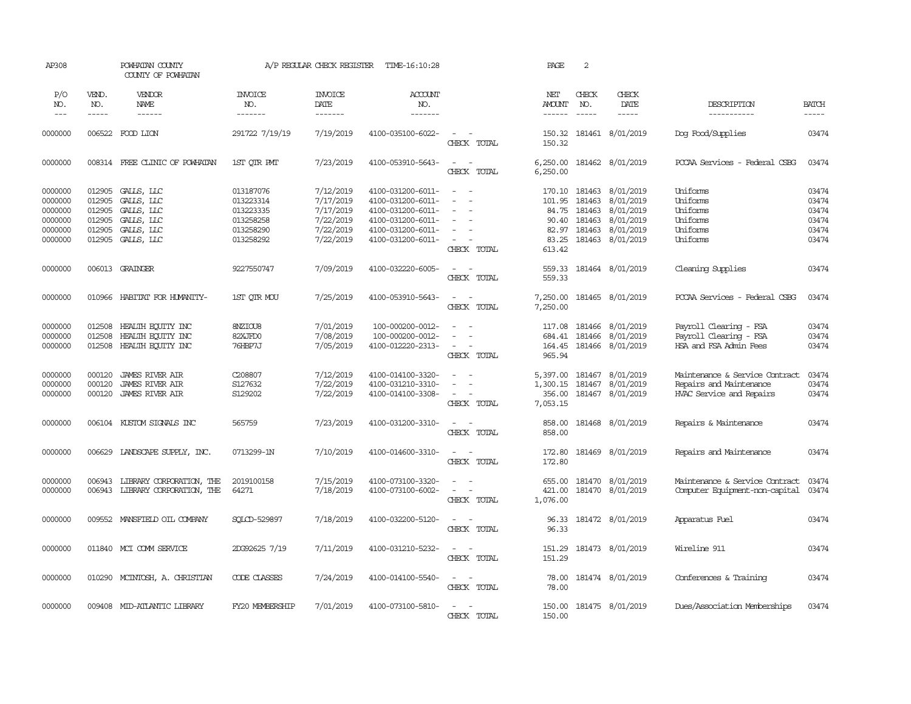AP308 POWHATAN COUNTY A/P REGULAR CHECK REGISTER TIME-16:10:28 PAGE 2

COUNTY OF POWHATAN

| P/O NO. | VEND. NO. | VENDOR NAME | INVOICE NO. | INVOICE DATE | ACCOUNT NO. | | NET AMOUNT | CHECK NO. | CHECK DATE | DESCRIPTION | BATCH |
|---|---|---|---|---|---|---|---|---|---|---|---|
| --- | ----- | ------ | ------- | ------- | ------- | | ------ | ----- | ----- | ----------- | ----- |
| 0000000 | 006522 | FOOD LION | 291722 7/19/19 | 7/19/2019 | 4100-035100-6022- | - - | 150.32 | 181461 | 8/01/2019 | Dog Food/Supplies | 03474 |
| | | | | | | CHECK TOTAL | 150.32 | | | | |
| 0000000 | 008314 | FREE CLINIC OF POWHATAN | 1ST QTR PMT | 7/23/2019 | 4100-053910-5643- | - - | 6,250.00 | 181462 | 8/01/2019 | PCCAA Services - Federal CSBG | 03474 |
| | | | | | | CHECK TOTAL | 6,250.00 | | | | |
| 0000000 | 012905 | GALLS, LLC | 013187076 | 7/12/2019 | 4100-031200-6011- | - - | 170.10 | 181463 | 8/01/2019 | Uniforms | 03474 |
| 0000000 | 012905 | GALLS, LLC | 013223314 | 7/17/2019 | 4100-031200-6011- | - - | 101.95 | 181463 | 8/01/2019 | Uniforms | 03474 |
| 0000000 | 012905 | GALLS, LLC | 013223335 | 7/17/2019 | 4100-031200-6011- | - - | 84.75 | 181463 | 8/01/2019 | Uniforms | 03474 |
| 0000000 | 012905 | GALLS, LLC | 013258258 | 7/22/2019 | 4100-031200-6011- | - - | 90.40 | 181463 | 8/01/2019 | Uniforms | 03474 |
| 0000000 | 012905 | GALLS, LLC | 013258290 | 7/22/2019 | 4100-031200-6011- | - - | 82.97 | 181463 | 8/01/2019 | Uniforms | 03474 |
| 0000000 | 012905 | GALLS, LLC | 013258292 | 7/22/2019 | 4100-031200-6011- | - - | 83.25 | 181463 | 8/01/2019 | Uniforms | 03474 |
| | | | | | | CHECK TOTAL | 613.42 | | | | |
| 0000000 | 006013 | GRAINGER | 9227550747 | 7/09/2019 | 4100-032220-6005- | - - | 559.33 | 181464 | 8/01/2019 | Cleaning Supplies | 03474 |
| | | | | | | CHECK TOTAL | 559.33 | | | | |
| 0000000 | 010966 | HABITAT FOR HUMANITY- | 1ST QTR MOU | 7/25/2019 | 4100-053910-5643- | - - | 7,250.00 | 181465 | 8/01/2019 | PCCAA Services - Federal CSBG | 03474 |
| | | | | | | CHECK TOTAL | 7,250.00 | | | | |
| 0000000 | 012508 | HEALTH EQUITY INC | 8NZIOU8 | 7/01/2019 | 100-000200-0012- | - - | 117.08 | 181466 | 8/01/2019 | Payroll Clearing - FSA | 03474 |
| 0000000 | 012508 | HEALTH EQUITY INC | 82XJFD0 | 7/08/2019 | 100-000200-0012- | - - | 684.41 | 181466 | 8/01/2019 | Payroll Clearing - FSA | 03474 |
| 0000000 | 012508 | HEALTH EQUITY INC | 76HBP7J | 7/05/2019 | 4100-012220-2313- | - - | 164.45 | 181466 | 8/01/2019 | HSA and FSA Admin Fees | 03474 |
| | | | | | | CHECK TOTAL | 965.94 | | | | |
| 0000000 | 000120 | JAMES RIVER AIR | C208807 | 7/12/2019 | 4100-014100-3320- | - - | 5,397.00 | 181467 | 8/01/2019 | Maintenance & Service Contract | 03474 |
| 0000000 | 000120 | JAMES RIVER AIR | S127632 | 7/22/2019 | 4100-031210-3310- | - - | 1,300.15 | 181467 | 8/01/2019 | Repairs and Maintenance | 03474 |
| 0000000 | 000120 | JAMES RIVER AIR | S129202 | 7/22/2019 | 4100-014100-3308- | - - | 356.00 | 181467 | 8/01/2019 | HVAC Service and Repairs | 03474 |
| | | | | | | CHECK TOTAL | 7,053.15 | | | | |
| 0000000 | 006104 | KUSTOM SIGNALS INC | 565759 | 7/23/2019 | 4100-031200-3310- | - - | 858.00 | 181468 | 8/01/2019 | Repairs & Maintenance | 03474 |
| | | | | | | CHECK TOTAL | 858.00 | | | | |
| 0000000 | 006629 | LANDSCAPE SUPPLY, INC. | 0713299-1N | 7/10/2019 | 4100-014600-3310- | - - | 172.80 | 181469 | 8/01/2019 | Repairs and Maintenance | 03474 |
| | | | | | | CHECK TOTAL | 172.80 | | | | |
| 0000000 | 006943 | LIBRARY CORPORATION, THE | 2019100158 | 7/15/2019 | 4100-073100-3320- | - - | 655.00 | 181470 | 8/01/2019 | Maintenance & Service Contract | 03474 |
| 0000000 | 006943 | LIBRARY CORPORATION, THE | 64271 | 7/18/2019 | 4100-073100-6002- | - - | 421.00 | 181470 | 8/01/2019 | Computer Equipment-non-capital | 03474 |
| | | | | | | CHECK TOTAL | 1,076.00 | | | | |
| 0000000 | 009552 | MANSFIELD OIL COMPANY | SQLCD-529897 | 7/18/2019 | 4100-032200-5120- | - - | 96.33 | 181472 | 8/01/2019 | Apparatus Fuel | 03474 |
| | | | | | | CHECK TOTAL | 96.33 | | | | |
| 0000000 | 011840 | MCI COMM SERVICE | 2DG92625 7/19 | 7/11/2019 | 4100-031210-5232- | - - | 151.29 | 181473 | 8/01/2019 | Wireline 911 | 03474 |
| | | | | | | CHECK TOTAL | 151.29 | | | | |
| 0000000 | 010290 | MCINTOSH, A. CHRISTIAN | CODE CLASSES | 7/24/2019 | 4100-014100-5540- | - - | 78.00 | 181474 | 8/01/2019 | Conferences & Training | 03474 |
| | | | | | | CHECK TOTAL | 78.00 | | | | |
| 0000000 | 009408 | MID-ATLANTIC LIBRARY | FY20 MEMBERSHIP | 7/01/2019 | 4100-073100-5810- | - - | 150.00 | 181475 | 8/01/2019 | Dues/Association Memberships | 03474 |
| | | | | | | CHECK TOTAL | 150.00 | | | | |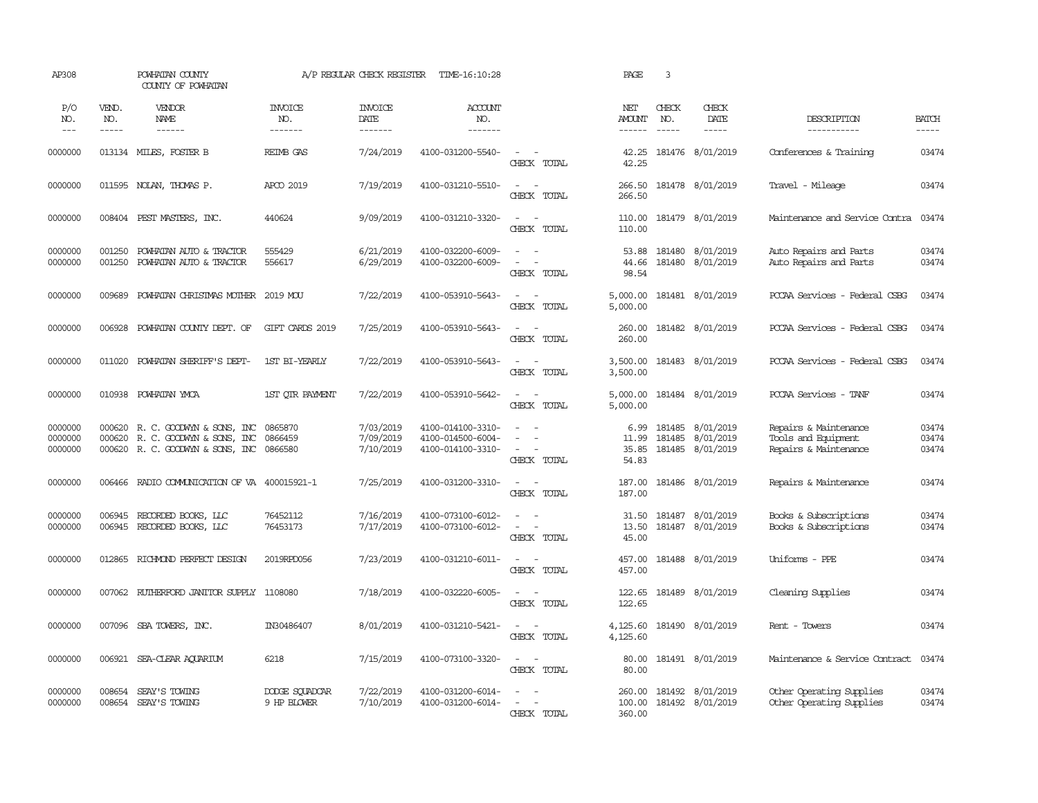AP308 POWHATAN COUNTY A/P REGULAR CHECK REGISTER TIME-16:10:28 PAGE 3
COUNTY OF POWHATAN

| P/O NO. | VEND. NO. | VENDOR NAME | INVOICE NO. | INVOICE DATE | ACCOUNT NO. | | NET AMOUNT | CHECK NO. | CHECK DATE | DESCRIPTION | BATCH |
|---|---|---|---|---|---|---|---|---|---|---|---|
| 0000000 | 013134 | MILES, FOSTER B | REIMB GAS | 7/24/2019 | 4100-031200-5540- | - - | 42.25 | 181476 | 8/01/2019 | Conferences & Training | 03474 |
| | | | | | | CHECK TOTAL | 42.25 | | | | |
| 0000000 | 011595 | NOLAN, THOMAS P. | APCO 2019 | 7/19/2019 | 4100-031210-5510- | - - | 266.50 | 181478 | 8/01/2019 | Travel - Mileage | 03474 |
| | | | | | | CHECK TOTAL | 266.50 | | | | |
| 0000000 | 008404 | PEST MASTERS, INC. | 440624 | 9/09/2019 | 4100-031210-3320- | - - | 110.00 | 181479 | 8/01/2019 | Maintenance and Service Contra | 03474 |
| | | | | | | CHECK TOTAL | 110.00 | | | | |
| 0000000 | 001250 | POWHATAN AUTO & TRACTOR | 555429 | 6/21/2019 | 4100-032200-6009- | - - | 53.88 | 181480 | 8/01/2019 | Auto Repairs and Parts | 03474 |
| 0000000 | 001250 | POWHATAN AUTO & TRACTOR | 556617 | 6/29/2019 | 4100-032200-6009- | - - | 44.66 | 181480 | 8/01/2019 | Auto Repairs and Parts | 03474 |
| | | | | | | CHECK TOTAL | 98.54 | | | | |
| 0000000 | 009689 | POWHATAN CHRISTMAS MOTHER | 2019 MOU | 7/22/2019 | 4100-053910-5643- | - - | 5,000.00 | 181481 | 8/01/2019 | PCCAA Services - Federal CSBG | 03474 |
| | | | | | | CHECK TOTAL | 5,000.00 | | | | |
| 0000000 | 006928 | POWHATAN COUNTY DEPT. OF | GIFT CARDS 2019 | 7/25/2019 | 4100-053910-5643- | - - | 260.00 | 181482 | 8/01/2019 | PCCAA Services - Federal CSBG | 03474 |
| | | | | | | CHECK TOTAL | 260.00 | | | | |
| 0000000 | 011020 | POWHATAN SHERIFF'S DEPT- | 1ST BI-YEARLY | 7/22/2019 | 4100-053910-5643- | - - | 3,500.00 | 181483 | 8/01/2019 | PCCAA Services - Federal CSBG | 03474 |
| | | | | | | CHECK TOTAL | 3,500.00 | | | | |
| 0000000 | 010938 | POWHATAN YMCA | 1ST QTR PAYMENT | 7/22/2019 | 4100-053910-5642- | - - | 5,000.00 | 181484 | 8/01/2019 | PCCAA Services - TANF | 03474 |
| | | | | | | CHECK TOTAL | 5,000.00 | | | | |
| 0000000 | 000620 | R. C. GOODWYN & SONS, INC | 0865870 | 7/03/2019 | 4100-014100-3310- | - - | 6.99 | 181485 | 8/01/2019 | Repairs & Maintenance | 03474 |
| 0000000 | 000620 | R. C. GOODWYN & SONS, INC | 0866459 | 7/09/2019 | 4100-014500-6004- | - - | 11.99 | 181485 | 8/01/2019 | Tools and Equipment | 03474 |
| 0000000 | 000620 | R. C. GOODWYN & SONS, INC | 0866580 | 7/10/2019 | 4100-014100-3310- | - - | 35.85 | 181485 | 8/01/2019 | Repairs & Maintenance | 03474 |
| | | | | | | CHECK TOTAL | 54.83 | | | | |
| 0000000 | 006466 | RADIO COMMUNICATION OF VA | 400015921-1 | 7/25/2019 | 4100-031200-3310- | - - | 187.00 | 181486 | 8/01/2019 | Repairs & Maintenance | 03474 |
| | | | | | | CHECK TOTAL | 187.00 | | | | |
| 0000000 | 006945 | RECORDED BOOKS, LLC | 76452112 | 7/16/2019 | 4100-073100-6012- | - - | 31.50 | 181487 | 8/01/2019 | Books & Subscriptions | 03474 |
| 0000000 | 006945 | RECORDED BOOKS, LLC | 76453173 | 7/17/2019 | 4100-073100-6012- | - - | 13.50 | 181487 | 8/01/2019 | Books & Subscriptions | 03474 |
| | | | | | | CHECK TOTAL | 45.00 | | | | |
| 0000000 | 012865 | RICHMOND PERFECT DESIGN | 2019RPD056 | 7/23/2019 | 4100-031210-6011- | - - | 457.00 | 181488 | 8/01/2019 | Uniforms - PPE | 03474 |
| | | | | | | CHECK TOTAL | 457.00 | | | | |
| 0000000 | 007062 | RUTHERFORD JANITOR SUPPLY | 1108080 | 7/18/2019 | 4100-032220-6005- | - - | 122.65 | 181489 | 8/01/2019 | Cleaning Supplies | 03474 |
| | | | | | | CHECK TOTAL | 122.65 | | | | |
| 0000000 | 007096 | SBA TOWERS, INC. | IN30486407 | 8/01/2019 | 4100-031210-5421- | - - | 4,125.60 | 181490 | 8/01/2019 | Rent - Towers | 03474 |
| | | | | | | CHECK TOTAL | 4,125.60 | | | | |
| 0000000 | 006921 | SEA-CLEAR AQUARIUM | 6218 | 7/15/2019 | 4100-073100-3320- | - - | 80.00 | 181491 | 8/01/2019 | Maintenance & Service Contract | 03474 |
| | | | | | | CHECK TOTAL | 80.00 | | | | |
| 0000000 | 008654 | SEAY'S TOWING | DODGE SQUADCAR | 7/22/2019 | 4100-031200-6014- | - - | 260.00 | 181492 | 8/01/2019 | Other Operating Supplies | 03474 |
| 0000000 | 008654 | SEAY'S TOWING | 9 HP BLOWER | 7/10/2019 | 4100-031200-6014- | - - | 100.00 | 181492 | 8/01/2019 | Other Operating Supplies | 03474 |
| | | | | | | CHECK TOTAL | 360.00 | | | | |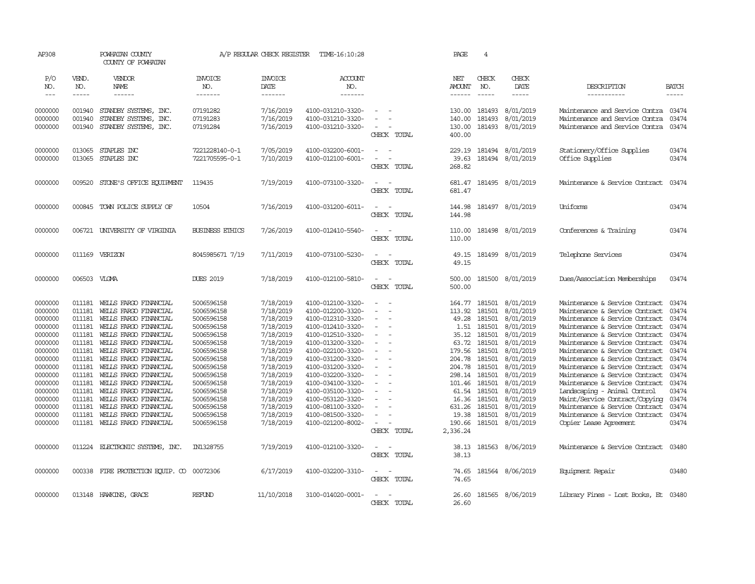AP308 POWHATAN COUNTY A/P REGULAR CHECK REGISTER TIME-16:10:28 PAGE 4

COUNTY OF POWHATAN

| P/O NO. | VEND. NO. | VENDOR NAME | INVOICE NO. | INVOICE DATE | ACCOUNT NO. | | NET AMOUNT | CHECK NO. | CHECK DATE | DESCRIPTION | BATCH |
|---|---|---|---|---|---|---|---|---|---|---|---|
| --- | ----- | ------ | ------- | ------- | ------- | | ------ | ----- | ----- | ----------- | ----- |
| 0000000 | 001940 | STANDBY SYSTEMS, INC. | 07191282 | 7/16/2019 | 4100-031210-3320- | - - | 130.00 | 181493 | 8/01/2019 | Maintenance and Service Contra | 03474 |
| 0000000 | 001940 | STANDBY SYSTEMS, INC. | 07191283 | 7/16/2019 | 4100-031210-3320- | - - | 140.00 | 181493 | 8/01/2019 | Maintenance and Service Contra | 03474 |
| 0000000 | 001940 | STANDBY SYSTEMS, INC. | 07191284 | 7/16/2019 | 4100-031210-3320- | - - | 130.00 | 181493 | 8/01/2019 | Maintenance and Service Contra | 03474 |
| | | | | | | CHECK TOTAL | 400.00 | | | | |
| 0000000 | 013065 | STAPLES INC | 7221228140-0-1 | 7/05/2019 | 4100-032200-6001- | - - | 229.19 | 181494 | 8/01/2019 | Stationery/Office Supplies | 03474 |
| 0000000 | 013065 | STAPLES INC | 7221705595-0-1 | 7/10/2019 | 4100-012100-6001- | - - | 39.63 | 181494 | 8/01/2019 | Office Supplies | 03474 |
| | | | | | | CHECK TOTAL | 268.82 | | | | |
| 0000000 | 009520 | STONE'S OFFICE EQUIPMENT | 119435 | 7/19/2019 | 4100-073100-3320- | - - | 681.47 | 181495 | 8/01/2019 | Maintenance & Service Contract | 03474 |
| | | | | | | CHECK TOTAL | 681.47 | | | | |
| 0000000 | 000845 | TOWN POLICE SUPPLY OF | 10504 | 7/16/2019 | 4100-031200-6011- | - - | 144.98 | 181497 | 8/01/2019 | Uniforms | 03474 |
| | | | | | | CHECK TOTAL | 144.98 | | | | |
| 0000000 | 006721 | UNIVERSITY OF VIRGINIA | BUSINESS ETHICS | 7/26/2019 | 4100-012410-5540- | - - | 110.00 | 181498 | 8/01/2019 | Conferences & Training | 03474 |
| | | | | | | CHECK TOTAL | 110.00 | | | | |
| 0000000 | 011169 | VERIZON | 8045985671 7/19 | 7/11/2019 | 4100-073100-5230- | - - | 49.15 | 181499 | 8/01/2019 | Telephone Services | 03474 |
| | | | | | | CHECK TOTAL | 49.15 | | | | |
| 0000000 | 006503 | VLGMA | DUES 2019 | 7/18/2019 | 4100-012100-5810- | - - | 500.00 | 181500 | 8/01/2019 | Dues/Association Memberships | 03474 |
| | | | | | | CHECK TOTAL | 500.00 | | | | |
| 0000000 | 011181 | WELLS FARGO FINANCIAL | 5006596158 | 7/18/2019 | 4100-012100-3320- | - - | 164.77 | 181501 | 8/01/2019 | Maintenance & Service Contract | 03474 |
| 0000000 | 011181 | WELLS FARGO FINANCIAL | 5006596158 | 7/18/2019 | 4100-012200-3320- | - - | 113.92 | 181501 | 8/01/2019 | Maintenance & Service Contract | 03474 |
| 0000000 | 011181 | WELLS FARGO FINANCIAL | 5006596158 | 7/18/2019 | 4100-012310-3320- | - - | 49.28 | 181501 | 8/01/2019 | Maintenance & Service Contract | 03474 |
| 0000000 | 011181 | WELLS FARGO FINANCIAL | 5006596158 | 7/18/2019 | 4100-012410-3320- | - - | 1.51 | 181501 | 8/01/2019 | Maintenance & Service Contract | 03474 |
| 0000000 | 011181 | WELLS FARGO FINANCIAL | 5006596158 | 7/18/2019 | 4100-012510-3320- | - - | 35.12 | 181501 | 8/01/2019 | Maintenance & Service Contract | 03474 |
| 0000000 | 011181 | WELLS FARGO FINANCIAL | 5006596158 | 7/18/2019 | 4100-013200-3320- | - - | 63.72 | 181501 | 8/01/2019 | Maintenance & Service Contract | 03474 |
| 0000000 | 011181 | WELLS FARGO FINANCIAL | 5006596158 | 7/18/2019 | 4100-022100-3320- | - - | 179.56 | 181501 | 8/01/2019 | Maintenance & Service Contract | 03474 |
| 0000000 | 011181 | WELLS FARGO FINANCIAL | 5006596158 | 7/18/2019 | 4100-031200-3320- | - - | 204.78 | 181501 | 8/01/2019 | Maintenance & Service Contract | 03474 |
| 0000000 | 011181 | WELLS FARGO FINANCIAL | 5006596158 | 7/18/2019 | 4100-031200-3320- | - - | 204.78 | 181501 | 8/01/2019 | Maintenance & Service Contract | 03474 |
| 0000000 | 011181 | WELLS FARGO FINANCIAL | 5006596158 | 7/18/2019 | 4100-032200-3320- | - - | 298.14 | 181501 | 8/01/2019 | Maintenance & Service Contract | 03474 |
| 0000000 | 011181 | WELLS FARGO FINANCIAL | 5006596158 | 7/18/2019 | 4100-034100-3320- | - - | 101.46 | 181501 | 8/01/2019 | Maintenance & Service Contract | 03474 |
| 0000000 | 011181 | WELLS FARGO FINANCIAL | 5006596158 | 7/18/2019 | 4100-035100-3320- | - - | 61.54 | 181501 | 8/01/2019 | Landscaping - Animal Control | 03474 |
| 0000000 | 011181 | WELLS FARGO FINANCIAL | 5006596158 | 7/18/2019 | 4100-053120-3320- | - - | 16.36 | 181501 | 8/01/2019 | Maint/Service Contract/Copying | 03474 |
| 0000000 | 011181 | WELLS FARGO FINANCIAL | 5006596158 | 7/18/2019 | 4100-081100-3320- | - - | 631.26 | 181501 | 8/01/2019 | Maintenance & Service Contract | 03474 |
| 0000000 | 011181 | WELLS FARGO FINANCIAL | 5006596158 | 7/18/2019 | 4100-081500-3320- | - - | 19.38 | 181501 | 8/01/2019 | Maintenance & Service Contract | 03474 |
| 0000000 | 011181 | WELLS FARGO FINANCIAL | 5006596158 | 7/18/2019 | 4100-021200-8002- | - - | 190.66 | 181501 | 8/01/2019 | Copier Lease Agreement | 03474 |
| | | | | | | CHECK TOTAL | 2,336.24 | | | | |
| 0000000 | 011224 | ELECTRONIC SYSTEMS, INC. | IN1328755 | 7/19/2019 | 4100-012100-3320- | - - | 38.13 | 181563 | 8/06/2019 | Maintenance & Service Contract | 03480 |
| | | | | | | CHECK TOTAL | 38.13 | | | | |
| 0000000 | 000338 | FIRE PROTECTION EQUIP. CO | 00072306 | 6/17/2019 | 4100-032200-3310- | - - | 74.65 | 181564 | 8/06/2019 | Equipment Repair | 03480 |
| | | | | | | CHECK TOTAL | 74.65 | | | | |
| 0000000 | 013148 | HAWKINS, GRACE | REFUND | 11/10/2018 | 3100-014020-0001- | - - | 26.60 | 181565 | 8/06/2019 | Library Fines - Lost Books, Et | 03480 |
| | | | | | | CHECK TOTAL | 26.60 | | | | |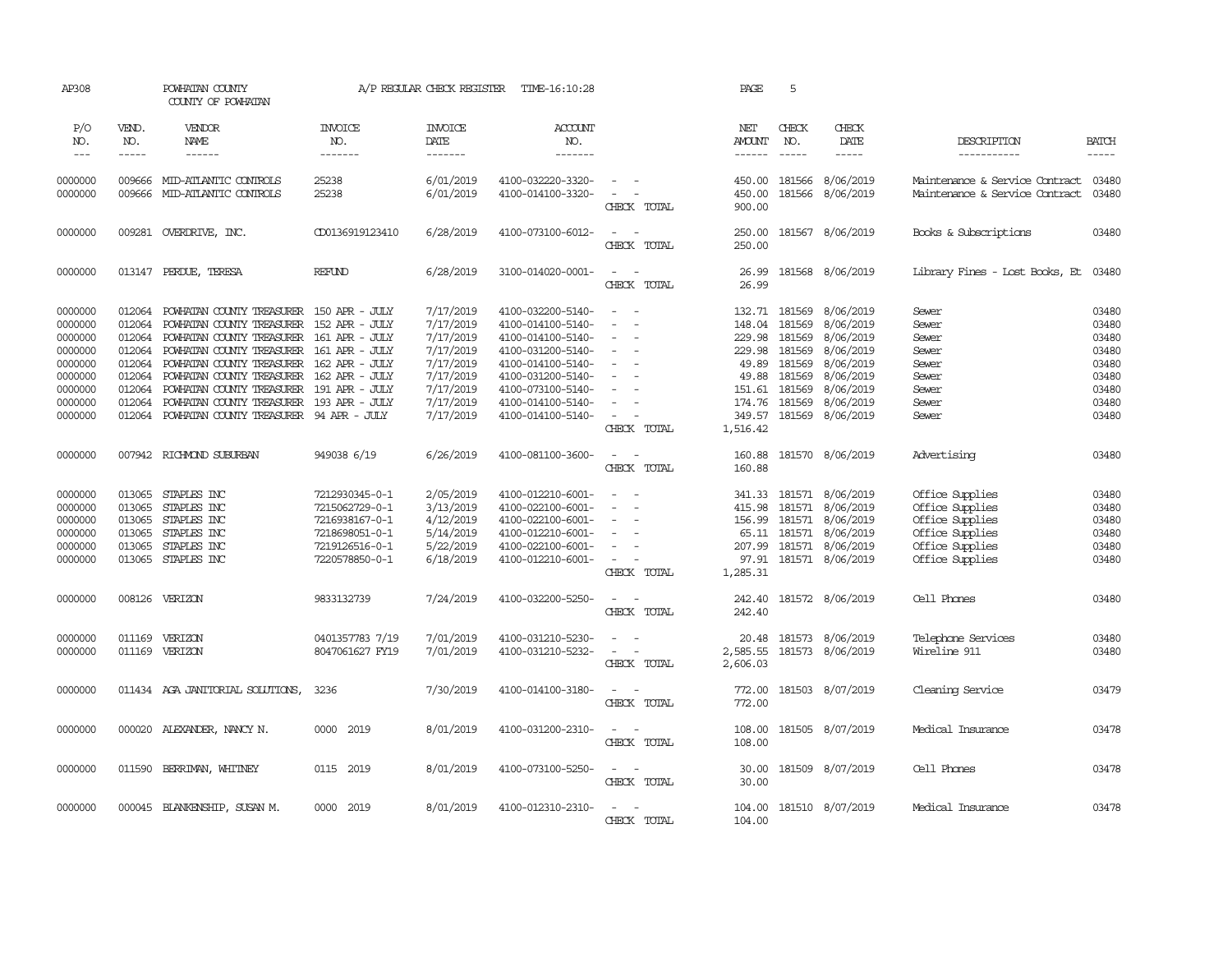AP308 POWHATAN COUNTY COUNTY OF POWHATAN A/P REGULAR CHECK REGISTER TIME-16:10:28 PAGE 5

| P/O NO. | VEND. NO. | VENDOR NAME | INVOICE NO. | INVOICE DATE | ACCOUNT NO. | | NET AMOUNT | CHECK NO. | CHECK DATE | DESCRIPTION | BATCH |
|---|---|---|---|---|---|---|---|---|---|---|---|
| 0000000 | 009666 | MID-ATLANTIC CONTROLS | 25238 | 6/01/2019 | 4100-032220-3320- | - - | 450.00 | 181566 | 8/06/2019 | Maintenance & Service Contract | 03480 |
| 0000000 | 009666 | MID-ATLANTIC CONTROLS | 25238 | 6/01/2019 | 4100-014100-3320- | - - | 450.00 | 181566 | 8/06/2019 | Maintenance & Service Contract | 03480 |
| | | | | | | CHECK TOTAL | 900.00 | | | | |
| 0000000 | 009281 | OVERDRIVE, INC. | CD0136919123410 | 6/28/2019 | 4100-073100-6012- | - - | 250.00 | 181567 | 8/06/2019 | Books & Subscriptions | 03480 |
| | | | | | | CHECK TOTAL | 250.00 | | | | |
| 0000000 | 013147 | PERDUE, TERESA | REFUND | 6/28/2019 | 3100-014020-0001- | - - | 26.99 | 181568 | 8/06/2019 | Library Fines - Lost Books, Et | 03480 |
| | | | | | | CHECK TOTAL | 26.99 | | | | |
| 0000000 | 012064 | POWHATAN COUNTY TREASURER | 150 APR - JULY | 7/17/2019 | 4100-032200-5140- | - - | 132.71 | 181569 | 8/06/2019 | Sewer | 03480 |
| 0000000 | 012064 | POWHATAN COUNTY TREASURER | 152 APR - JULY | 7/17/2019 | 4100-014100-5140- | - - | 148.04 | 181569 | 8/06/2019 | Sewer | 03480 |
| 0000000 | 012064 | POWHATAN COUNTY TREASURER | 161 APR - JULY | 7/17/2019 | 4100-014100-5140- | - - | 229.98 | 181569 | 8/06/2019 | Sewer | 03480 |
| 0000000 | 012064 | POWHATAN COUNTY TREASURER | 161 APR - JULY | 7/17/2019 | 4100-031200-5140- | - - | 229.98 | 181569 | 8/06/2019 | Sewer | 03480 |
| 0000000 | 012064 | POWHATAN COUNTY TREASURER | 162 APR - JULY | 7/17/2019 | 4100-014100-5140- | - - | 49.89 | 181569 | 8/06/2019 | Sewer | 03480 |
| 0000000 | 012064 | POWHATAN COUNTY TREASURER | 162 APR - JULY | 7/17/2019 | 4100-031200-5140- | - - | 49.88 | 181569 | 8/06/2019 | Sewer | 03480 |
| 0000000 | 012064 | POWHATAN COUNTY TREASURER | 191 APR - JULY | 7/17/2019 | 4100-073100-5140- | - - | 151.61 | 181569 | 8/06/2019 | Sewer | 03480 |
| 0000000 | 012064 | POWHATAN COUNTY TREASURER | 193 APR - JULY | 7/17/2019 | 4100-014100-5140- | - - | 174.76 | 181569 | 8/06/2019 | Sewer | 03480 |
| 0000000 | 012064 | POWHATAN COUNTY TREASURER | 94 APR - JULY | 7/17/2019 | 4100-014100-5140- | - - | 349.57 | 181569 | 8/06/2019 | Sewer | 03480 |
| | | | | | | CHECK TOTAL | 1,516.42 | | | | |
| 0000000 | 007942 | RICHMOND SUBURBAN | 949038 6/19 | 6/26/2019 | 4100-081100-3600- | - - | 160.88 | 181570 | 8/06/2019 | Advertising | 03480 |
| | | | | | | CHECK TOTAL | 160.88 | | | | |
| 0000000 | 013065 | STAPLES INC | 7212930345-0-1 | 2/05/2019 | 4100-012210-6001- | - - | 341.33 | 181571 | 8/06/2019 | Office Supplies | 03480 |
| 0000000 | 013065 | STAPLES INC | 7215062729-0-1 | 3/13/2019 | 4100-022100-6001- | - - | 415.98 | 181571 | 8/06/2019 | Office Supplies | 03480 |
| 0000000 | 013065 | STAPLES INC | 7216938167-0-1 | 4/12/2019 | 4100-022100-6001- | - - | 156.99 | 181571 | 8/06/2019 | Office Supplies | 03480 |
| 0000000 | 013065 | STAPLES INC | 7218698051-0-1 | 5/14/2019 | 4100-012210-6001- | - - | 65.11 | 181571 | 8/06/2019 | Office Supplies | 03480 |
| 0000000 | 013065 | STAPLES INC | 7219126516-0-1 | 5/22/2019 | 4100-022100-6001- | - - | 207.99 | 181571 | 8/06/2019 | Office Supplies | 03480 |
| 0000000 | 013065 | STAPLES INC | 7220578850-0-1 | 6/18/2019 | 4100-012210-6001- | - - | 97.91 | 181571 | 8/06/2019 | Office Supplies | 03480 |
| | | | | | | CHECK TOTAL | 1,285.31 | | | | |
| 0000000 | 008126 | VERIZON | 9833132739 | 7/24/2019 | 4100-032200-5250- | - - | 242.40 | 181572 | 8/06/2019 | Cell Phones | 03480 |
| | | | | | | CHECK TOTAL | 242.40 | | | | |
| 0000000 | 011169 | VERIZON | 0401357783 7/19 | 7/01/2019 | 4100-031210-5230- | - - | 20.48 | 181573 | 8/06/2019 | Telephone Services | 03480 |
| 0000000 | 011169 | VERIZON | 8047061627 FY19 | 7/01/2019 | 4100-031210-5232- | - - | 2,585.55 | 181573 | 8/06/2019 | Wireline 911 | 03480 |
| | | | | | | CHECK TOTAL | 2,606.03 | | | | |
| 0000000 | 011434 | AGA JANITORIAL SOLUTIONS, | 3236 | 7/30/2019 | 4100-014100-3180- | - - | 772.00 | 181503 | 8/07/2019 | Cleaning Service | 03479 |
| | | | | | | CHECK TOTAL | 772.00 | | | | |
| 0000000 | 000020 | ALEXANDER, NANCY N. | 0000 2019 | 8/01/2019 | 4100-031200-2310- | - - | 108.00 | 181505 | 8/07/2019 | Medical Insurance | 03478 |
| | | | | | | CHECK TOTAL | 108.00 | | | | |
| 0000000 | 011590 | BERRIMAN, WHITNEY | 0115 2019 | 8/01/2019 | 4100-073100-5250- | - - | 30.00 | 181509 | 8/07/2019 | Cell Phones | 03478 |
| | | | | | | CHECK TOTAL | 30.00 | | | | |
| 0000000 | 000045 | BLANKENSHIP, SUSAN M. | 0000 2019 | 8/01/2019 | 4100-012310-2310- | - - | 104.00 | 181510 | 8/07/2019 | Medical Insurance | 03478 |
| | | | | | | CHECK TOTAL | 104.00 | | | | |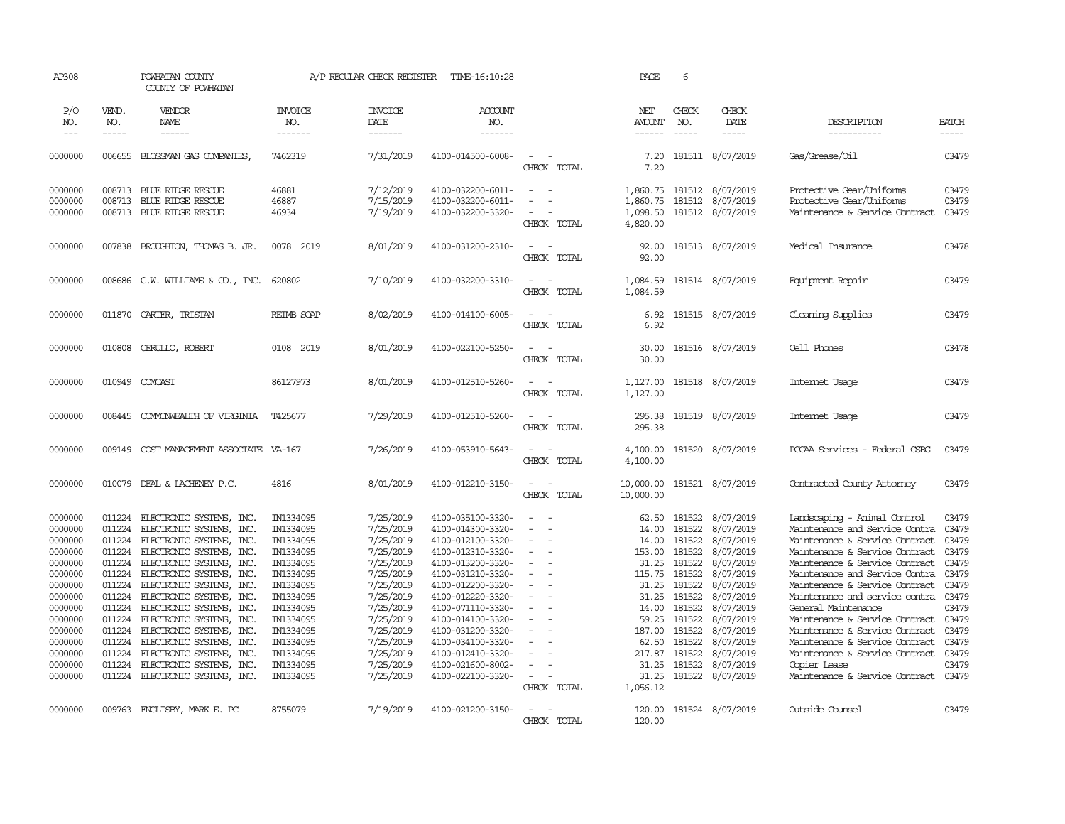AP308 POWHATAN COUNTY A/P REGULAR CHECK REGISTER TIME-16:10:28 PAGE 6
COUNTY OF POWHATAN

| P/O NO. | VEND. NO. | VENDOR NAME | INVOICE NO. | INVOICE DATE | ACCOUNT NO. | | NET AMOUNT | CHECK NO. | CHECK DATE | DESCRIPTION | BATCH |
|---|---|---|---|---|---|---|---|---|---|---|---|
| 0000000 | 006655 | BLOSSMAN GAS COMPANIES, | 7462319 | 7/31/2019 | 4100-014500-6008- | - - | 7.20 | 181511 | 8/07/2019 | Gas/Grease/Oil | 03479 |
| | | | | | | CHECK TOTAL | 7.20 | | | | |
| 0000000 | 008713 | BLUE RIDGE RESCUE | 46881 | 7/12/2019 | 4100-032200-6011- | - - | 1,860.75 | 181512 | 8/07/2019 | Protective Gear/Uniforms | 03479 |
| 0000000 | 008713 | BLUE RIDGE RESCUE | 46887 | 7/15/2019 | 4100-032200-6011- | - - | 1,860.75 | 181512 | 8/07/2019 | Protective Gear/Uniforms | 03479 |
| 0000000 | 008713 | BLUE RIDGE RESCUE | 46934 | 7/19/2019 | 4100-032200-3320- | - - | 1,098.50 | 181512 | 8/07/2019 | Maintenance & Service Contract | 03479 |
| | | | | | | CHECK TOTAL | 4,820.00 | | | | |
| 0000000 | 007838 | BROUGHTON, THOMAS B. JR. | 0078 2019 | 8/01/2019 | 4100-031200-2310- | - - | 92.00 | 181513 | 8/07/2019 | Medical Insurance | 03478 |
| | | | | | | CHECK TOTAL | 92.00 | | | | |
| 0000000 | 008686 | C.W. WILLIAMS & CO., INC. | 620802 | 7/10/2019 | 4100-032200-3310- | - - | 1,084.59 | 181514 | 8/07/2019 | Equipment Repair | 03479 |
| | | | | | | CHECK TOTAL | 1,084.59 | | | | |
| 0000000 | 011870 | CARTER, TRISTAN | REIMB SOAP | 8/02/2019 | 4100-014100-6005- | - - | 6.92 | 181515 | 8/07/2019 | Cleaning Supplies | 03479 |
| | | | | | | CHECK TOTAL | 6.92 | | | | |
| 0000000 | 010808 | CERULLO, ROBERT | 0108 2019 | 8/01/2019 | 4100-022100-5250- | - - | 30.00 | 181516 | 8/07/2019 | Cell Phones | 03478 |
| | | | | | | CHECK TOTAL | 30.00 | | | | |
| 0000000 | 010949 | COMCAST | 86127973 | 8/01/2019 | 4100-012510-5260- | - - | 1,127.00 | 181518 | 8/07/2019 | Internet Usage | 03479 |
| | | | | | | CHECK TOTAL | 1,127.00 | | | | |
| 0000000 | 008445 | COMMONWEALTH OF VIRGINIA | T425677 | 7/29/2019 | 4100-012510-5260- | - - | 295.38 | 181519 | 8/07/2019 | Internet Usage | 03479 |
| | | | | | | CHECK TOTAL | 295.38 | | | | |
| 0000000 | 009149 | COST MANAGEMENT ASSOCIATE | VA-167 | 7/26/2019 | 4100-053910-5643- | - - | 4,100.00 | 181520 | 8/07/2019 | PCCAA Services - Federal CSBG | 03479 |
| | | | | | | CHECK TOTAL | 4,100.00 | | | | |
| 0000000 | 010079 | DEAL & LACHENEY P.C. | 4816 | 8/01/2019 | 4100-012210-3150- | - - | 10,000.00 | 181521 | 8/07/2019 | Contracted County Attorney | 03479 |
| | | | | | | CHECK TOTAL | 10,000.00 | | | | |
| 0000000 | 011224 | ELECTRONIC SYSTEMS, INC. | IN1334095 | 7/25/2019 | 4100-035100-3320- | - - | 62.50 | 181522 | 8/07/2019 | Landscaping - Animal Control | 03479 |
| 0000000 | 011224 | ELECTRONIC SYSTEMS, INC. | IN1334095 | 7/25/2019 | 4100-014300-3320- | - - | 14.00 | 181522 | 8/07/2019 | Maintenance and Service Contra | 03479 |
| 0000000 | 011224 | ELECTRONIC SYSTEMS, INC. | IN1334095 | 7/25/2019 | 4100-012100-3320- | - - | 14.00 | 181522 | 8/07/2019 | Maintenance & Service Contract | 03479 |
| 0000000 | 011224 | ELECTRONIC SYSTEMS, INC. | IN1334095 | 7/25/2019 | 4100-012310-3320- | - - | 153.00 | 181522 | 8/07/2019 | Maintenance & Service Contract | 03479 |
| 0000000 | 011224 | ELECTRONIC SYSTEMS, INC. | IN1334095 | 7/25/2019 | 4100-013200-3320- | - - | 31.25 | 181522 | 8/07/2019 | Maintenance & Service Contract | 03479 |
| 0000000 | 011224 | ELECTRONIC SYSTEMS, INC. | IN1334095 | 7/25/2019 | 4100-031210-3320- | - - | 115.75 | 181522 | 8/07/2019 | Maintenance and Service Contra | 03479 |
| 0000000 | 011224 | ELECTRONIC SYSTEMS, INC. | IN1334095 | 7/25/2019 | 4100-012200-3320- | - - | 31.25 | 181522 | 8/07/2019 | Maintenance & Service Contract | 03479 |
| 0000000 | 011224 | ELECTRONIC SYSTEMS, INC. | IN1334095 | 7/25/2019 | 4100-012220-3320- | - - | 31.25 | 181522 | 8/07/2019 | Maintenance and service contra | 03479 |
| 0000000 | 011224 | ELECTRONIC SYSTEMS, INC. | IN1334095 | 7/25/2019 | 4100-071110-3320- | - - | 14.00 | 181522 | 8/07/2019 | General Maintenance | 03479 |
| 0000000 | 011224 | ELECTRONIC SYSTEMS, INC. | IN1334095 | 7/25/2019 | 4100-014100-3320- | - - | 59.25 | 181522 | 8/07/2019 | Maintenance & Service Contract | 03479 |
| 0000000 | 011224 | ELECTRONIC SYSTEMS, INC. | IN1334095 | 7/25/2019 | 4100-031200-3320- | - - | 187.00 | 181522 | 8/07/2019 | Maintenance & Service Contract | 03479 |
| 0000000 | 011224 | ELECTRONIC SYSTEMS, INC. | IN1334095 | 7/25/2019 | 4100-034100-3320- | - - | 62.50 | 181522 | 8/07/2019 | Maintenance & Service Contract | 03479 |
| 0000000 | 011224 | ELECTRONIC SYSTEMS, INC. | IN1334095 | 7/25/2019 | 4100-012410-3320- | - - | 217.87 | 181522 | 8/07/2019 | Maintenance & Service Contract | 03479 |
| 0000000 | 011224 | ELECTRONIC SYSTEMS, INC. | IN1334095 | 7/25/2019 | 4100-021600-8002- | - - | 31.25 | 181522 | 8/07/2019 | Copier Lease | 03479 |
| 0000000 | 011224 | ELECTRONIC SYSTEMS, INC. | IN1334095 | 7/25/2019 | 4100-022100-3320- | - - | 31.25 | 181522 | 8/07/2019 | Maintenance & Service Contract | 03479 |
| | | | | | | CHECK TOTAL | 1,056.12 | | | | |
| 0000000 | 009763 | ENGLISBY, MARK E. PC | 8755079 | 7/19/2019 | 4100-021200-3150- | - - | 120.00 | 181524 | 8/07/2019 | Outside Counsel | 03479 |
| | | | | | | CHECK TOTAL | 120.00 | | | | |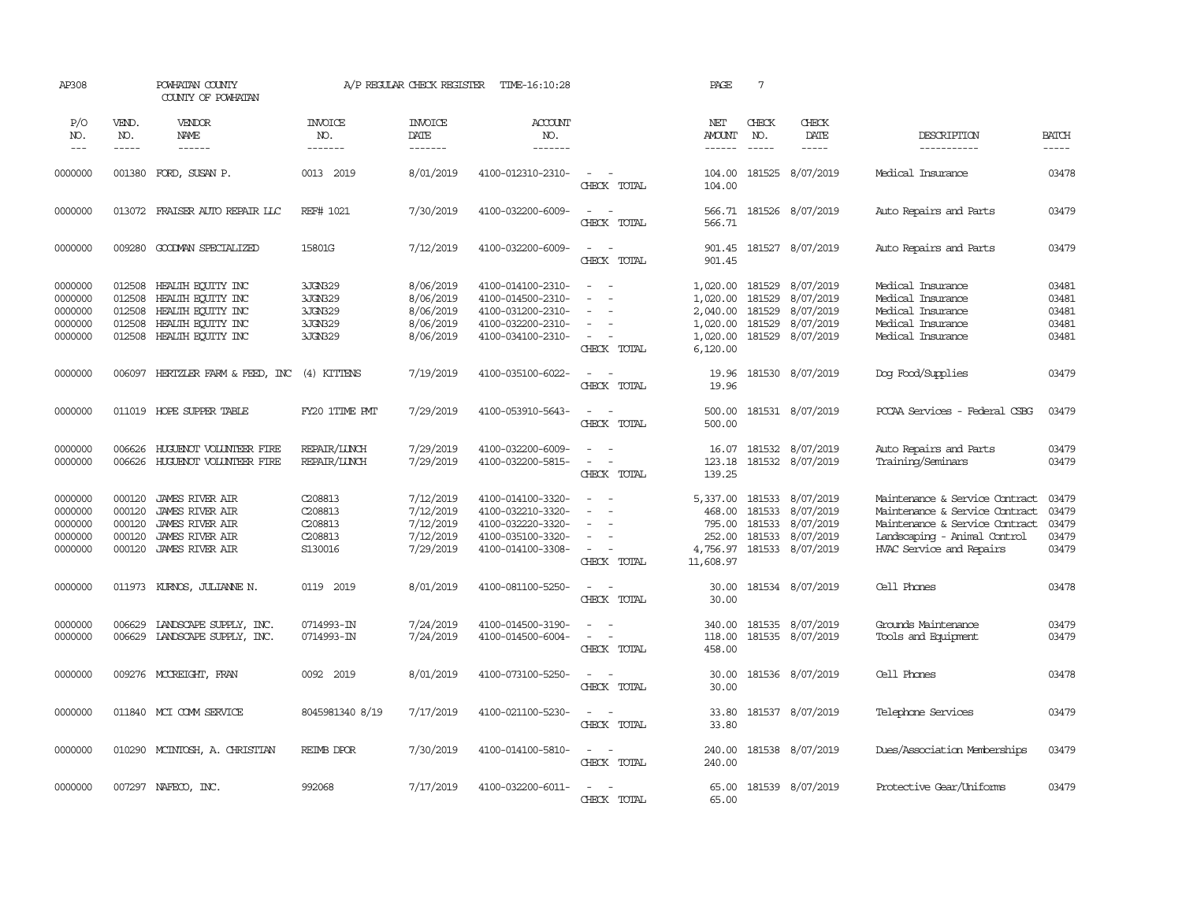AP308 POWHATAN COUNTY A/P REGULAR CHECK REGISTER TIME-16:10:28 PAGE 7
COUNTY OF POWHATAN

| P/O NO. | VEND. NO. | VENDOR NAME | INVOICE NO. | INVOICE DATE | ACCOUNT NO. | | NET AMOUNT | CHECK NO. | CHECK DATE | DESCRIPTION | BATCH |
|---|---|---|---|---|---|---|---|---|---|---|---|
| 0000000 | 001380 | FORD, SUSAN P. | 0013 2019 | 8/01/2019 | 4100-012310-2310- | - - | 104.00 | 181525 | 8/07/2019 | Medical Insurance | 03478 |
| | | | | | | CHECK TOTAL | 104.00 | | | | |
| 0000000 | 013072 | FRAISER AUTO REPAIR LLC | REF# 1021 | 7/30/2019 | 4100-032200-6009- | - - | 566.71 | 181526 | 8/07/2019 | Auto Repairs and Parts | 03479 |
| | | | | | | CHECK TOTAL | 566.71 | | | | |
| 0000000 | 009280 | GOODMAN SPECIALIZED | 15801G | 7/12/2019 | 4100-032200-6009- | - - | 901.45 | 181527 | 8/07/2019 | Auto Repairs and Parts | 03479 |
| | | | | | | CHECK TOTAL | 901.45 | | | | |
| 0000000 | 012508 | HEALTH EQUITY INC | 3JGN329 | 8/06/2019 | 4100-014100-2310- | - - | 1,020.00 | 181529 | 8/07/2019 | Medical Insurance | 03481 |
| 0000000 | 012508 | HEALTH EQUITY INC | 3JGN329 | 8/06/2019 | 4100-014500-2310- | - - | 1,020.00 | 181529 | 8/07/2019 | Medical Insurance | 03481 |
| 0000000 | 012508 | HEALTH EQUITY INC | 3JGN329 | 8/06/2019 | 4100-031200-2310- | - - | 2,040.00 | 181529 | 8/07/2019 | Medical Insurance | 03481 |
| 0000000 | 012508 | HEALTH EQUITY INC | 3JGN329 | 8/06/2019 | 4100-032200-2310- | - - | 1,020.00 | 181529 | 8/07/2019 | Medical Insurance | 03481 |
| 0000000 | 012508 | HEALTH EQUITY INC | 3JGN329 | 8/06/2019 | 4100-034100-2310- | - - | 1,020.00 | 181529 | 8/07/2019 | Medical Insurance | 03481 |
| | | | | | | CHECK TOTAL | 6,120.00 | | | | |
| 0000000 | 006097 | HERTZLER FARM & FEED, INC | (4) KITTENS | 7/19/2019 | 4100-035100-6022- | - - | 19.96 | 181530 | 8/07/2019 | Dog Food/Supplies | 03479 |
| | | | | | | CHECK TOTAL | 19.96 | | | | |
| 0000000 | 011019 | HOPE SUPPER TABLE | FY20 1TIME PMT | 7/29/2019 | 4100-053910-5643- | - - | 500.00 | 181531 | 8/07/2019 | PCCAA Services - Federal CSBG | 03479 |
| | | | | | | CHECK TOTAL | 500.00 | | | | |
| 0000000 | 006626 | HUGUENOT VOLUNTEER FIRE | REPAIR/LUNCH | 7/29/2019 | 4100-032200-6009- | - - | 16.07 | 181532 | 8/07/2019 | Auto Repairs and Parts | 03479 |
| 0000000 | 006626 | HUGUENOT VOLUNTEER FIRE | REPAIR/LUNCH | 7/29/2019 | 4100-032200-5815- | - - | 123.18 | 181532 | 8/07/2019 | Training/Seminars | 03479 |
| | | | | | | CHECK TOTAL | 139.25 | | | | |
| 0000000 | 000120 | JAMES RIVER AIR | C208813 | 7/12/2019 | 4100-014100-3320- | - - | 5,337.00 | 181533 | 8/07/2019 | Maintenance & Service Contract | 03479 |
| 0000000 | 000120 | JAMES RIVER AIR | C208813 | 7/12/2019 | 4100-032210-3320- | - - | 468.00 | 181533 | 8/07/2019 | Maintenance & Service Contract | 03479 |
| 0000000 | 000120 | JAMES RIVER AIR | C208813 | 7/12/2019 | 4100-032220-3320- | - - | 795.00 | 181533 | 8/07/2019 | Maintenance & Service Contract | 03479 |
| 0000000 | 000120 | JAMES RIVER AIR | C208813 | 7/12/2019 | 4100-035100-3320- | - - | 252.00 | 181533 | 8/07/2019 | Landscaping - Animal Control | 03479 |
| 0000000 | 000120 | JAMES RIVER AIR | S130016 | 7/29/2019 | 4100-014100-3308- | - - | 4,756.97 | 181533 | 8/07/2019 | HVAC Service and Repairs | 03479 |
| | | | | | | CHECK TOTAL | 11,608.97 | | | | |
| 0000000 | 011973 | KURNOS, JULIANNE N. | 0119 2019 | 8/01/2019 | 4100-081100-5250- | - - | 30.00 | 181534 | 8/07/2019 | Cell Phones | 03478 |
| | | | | | | CHECK TOTAL | 30.00 | | | | |
| 0000000 | 006629 | LANDSCAPE SUPPLY, INC. | 0714993-IN | 7/24/2019 | 4100-014500-3190- | - - | 340.00 | 181535 | 8/07/2019 | Grounds Maintenance | 03479 |
| 0000000 | 006629 | LANDSCAPE SUPPLY, INC. | 0714993-IN | 7/24/2019 | 4100-014500-6004- | - - | 118.00 | 181535 | 8/07/2019 | Tools and Equipment | 03479 |
| | | | | | | CHECK TOTAL | 458.00 | | | | |
| 0000000 | 009276 | MCCREIGHT, FRAN | 0092 2019 | 8/01/2019 | 4100-073100-5250- | - - | 30.00 | 181536 | 8/07/2019 | Cell Phones | 03478 |
| | | | | | | CHECK TOTAL | 30.00 | | | | |
| 0000000 | 011840 | MCI COMM SERVICE | 8045981340 8/19 | 7/17/2019 | 4100-021100-5230- | - - | 33.80 | 181537 | 8/07/2019 | Telephone Services | 03479 |
| | | | | | | CHECK TOTAL | 33.80 | | | | |
| 0000000 | 010290 | MCINTOSH, A. CHRISTIAN | REIMB DPOR | 7/30/2019 | 4100-014100-5810- | - - | 240.00 | 181538 | 8/07/2019 | Dues/Association Memberships | 03479 |
| | | | | | | CHECK TOTAL | 240.00 | | | | |
| 0000000 | 007297 | NAFECO, INC. | 992068 | 7/17/2019 | 4100-032200-6011- | - - | 65.00 | 181539 | 8/07/2019 | Protective Gear/Uniforms | 03479 |
| | | | | | | CHECK TOTAL | 65.00 | | | | |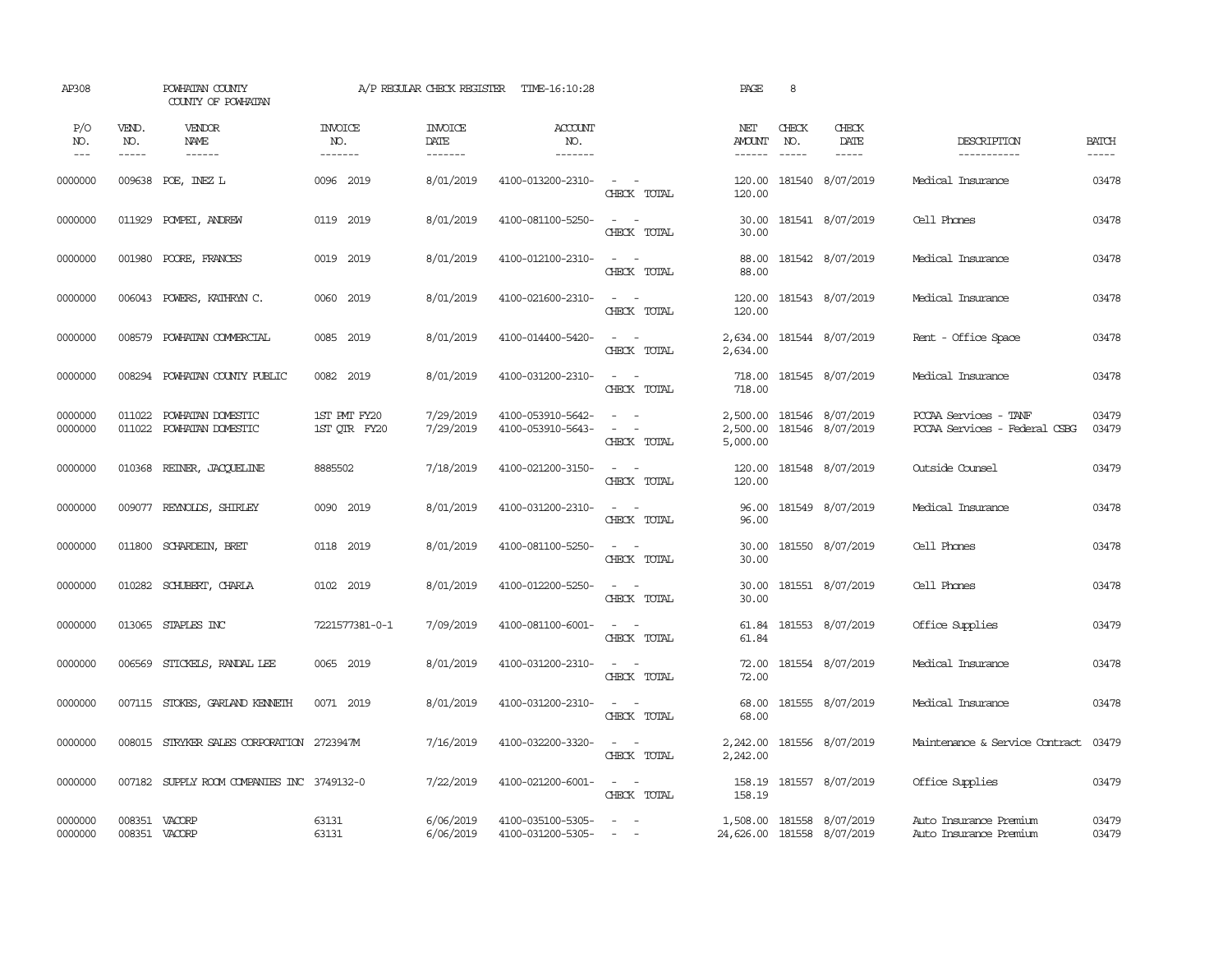AP308 POWHATAN COUNTY A/P REGULAR CHECK REGISTER TIME-16:10:28 PAGE 8
COUNTY OF POWHATAN

| P/O NO. | VEND. NO. | VENDOR NAME | INVOICE NO. | INVOICE DATE | ACCOUNT NO. | | NET AMOUNT | CHECK NO. | CHECK DATE | DESCRIPTION | BATCH |
|---|---|---|---|---|---|---|---|---|---|---|---|
| 0000000 | 009638 | POE, INEZ L | 0096 2019 | 8/01/2019 | 4100-013200-2310- | - - | 120.00 | 181540 | 8/07/2019 | Medical Insurance | 03478 |
| | | | | | | CHECK TOTAL | 120.00 | | | | |
| 0000000 | 011929 | POMPEI, ANDREW | 0119 2019 | 8/01/2019 | 4100-081100-5250- | - - | 30.00 | 181541 | 8/07/2019 | Cell Phones | 03478 |
| | | | | | | CHECK TOTAL | 30.00 | | | | |
| 0000000 | 001980 | POORE, FRANCES | 0019 2019 | 8/01/2019 | 4100-012100-2310- | - - | 88.00 | 181542 | 8/07/2019 | Medical Insurance | 03478 |
| | | | | | | CHECK TOTAL | 88.00 | | | | |
| 0000000 | 006043 | POWERS, KATHRYN C. | 0060 2019 | 8/01/2019 | 4100-021600-2310- | - - | 120.00 | 181543 | 8/07/2019 | Medical Insurance | 03478 |
| | | | | | | CHECK TOTAL | 120.00 | | | | |
| 0000000 | 008579 | POWHATAN COMMERCIAL | 0085 2019 | 8/01/2019 | 4100-014400-5420- | - - | 2,634.00 | 181544 | 8/07/2019 | Rent - Office Space | 03478 |
| | | | | | | CHECK TOTAL | 2,634.00 | | | | |
| 0000000 | 008294 | POWHATAN COUNTY PUBLIC | 0082 2019 | 8/01/2019 | 4100-031200-2310- | - - | 718.00 | 181545 | 8/07/2019 | Medical Insurance | 03478 |
| | | | | | | CHECK TOTAL | 718.00 | | | | |
| 0000000 | 011022 | POWHATAN DOMESTIC | 1ST PMT FY20 | 7/29/2019 | 4100-053910-5642- | - - | 2,500.00 | 181546 | 8/07/2019 | PCCAA Services - TANF | 03479 |
| 0000000 | 011022 | POWHATAN DOMESTIC | 1ST QTR FY20 | 7/29/2019 | 4100-053910-5643- | - - | 2,500.00 | 181546 | 8/07/2019 | PCCAA Services - Federal CSBG | 03479 |
| | | | | | | CHECK TOTAL | 5,000.00 | | | | |
| 0000000 | 010368 | REINER, JACQUELINE | 8885502 | 7/18/2019 | 4100-021200-3150- | - - | 120.00 | 181548 | 8/07/2019 | Outside Counsel | 03479 |
| | | | | | | CHECK TOTAL | 120.00 | | | | |
| 0000000 | 009077 | REYNOLDS, SHIRLEY | 0090 2019 | 8/01/2019 | 4100-031200-2310- | - - | 96.00 | 181549 | 8/07/2019 | Medical Insurance | 03478 |
| | | | | | | CHECK TOTAL | 96.00 | | | | |
| 0000000 | 011800 | SCHARDEIN, BRET | 0118 2019 | 8/01/2019 | 4100-081100-5250- | - - | 30.00 | 181550 | 8/07/2019 | Cell Phones | 03478 |
| | | | | | | CHECK TOTAL | 30.00 | | | | |
| 0000000 | 010282 | SCHUBERT, CHARLA | 0102 2019 | 8/01/2019 | 4100-012200-5250- | - - | 30.00 | 181551 | 8/07/2019 | Cell Phones | 03478 |
| | | | | | | CHECK TOTAL | 30.00 | | | | |
| 0000000 | 013065 | STAPLES INC | 7221577381-0-1 | 7/09/2019 | 4100-081100-6001- | - - | 61.84 | 181553 | 8/07/2019 | Office Supplies | 03479 |
| | | | | | | CHECK TOTAL | 61.84 | | | | |
| 0000000 | 006569 | STICKELS, RANDAL LEE | 0065 2019 | 8/01/2019 | 4100-031200-2310- | - - | 72.00 | 181554 | 8/07/2019 | Medical Insurance | 03478 |
| | | | | | | CHECK TOTAL | 72.00 | | | | |
| 0000000 | 007115 | STOKES, GARLAND KENNETH | 0071 2019 | 8/01/2019 | 4100-031200-2310- | - - | 68.00 | 181555 | 8/07/2019 | Medical Insurance | 03478 |
| | | | | | | CHECK TOTAL | 68.00 | | | | |
| 0000000 | 008015 | STRYKER SALES CORPORATION | 2723947M | 7/16/2019 | 4100-032200-3320- | - - | 2,242.00 | 181556 | 8/07/2019 | Maintenance & Service Contract | 03479 |
| | | | | | | CHECK TOTAL | 2,242.00 | | | | |
| 0000000 | 007182 | SUPPLY ROOM COMPANIES INC | 3749132-0 | 7/22/2019 | 4100-021200-6001- | - - | 158.19 | 181557 | 8/07/2019 | Office Supplies | 03479 |
| | | | | | | CHECK TOTAL | 158.19 | | | | |
| 0000000 | 008351 | VACORP | 63131 | 6/06/2019 | 4100-035100-5305- | - - | 1,508.00 | 181558 | 8/07/2019 | Auto Insurance Premium | 03479 |
| 0000000 | 008351 | VACORP | 63131 | 6/06/2019 | 4100-031200-5305- | - - | 24,626.00 | 181558 | 8/07/2019 | Auto Insurance Premium | 03479 |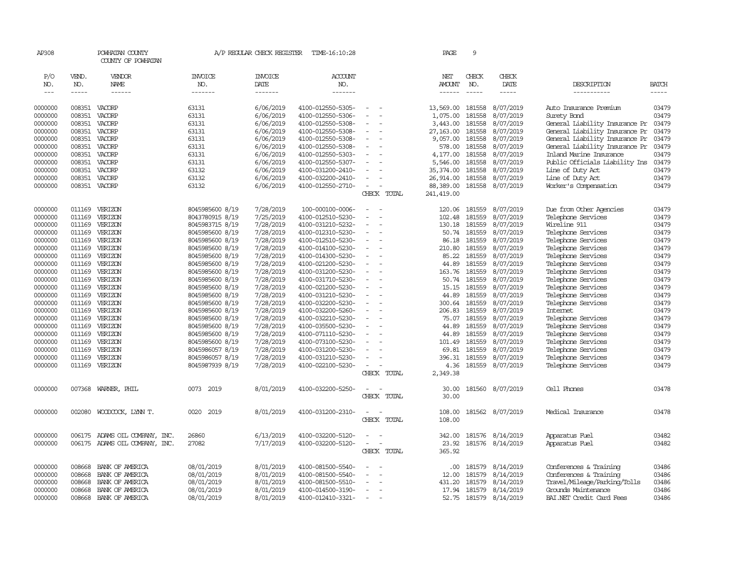AP308 POWHATAN COUNTY A/P REGULAR CHECK REGISTER TIME-16:10:28 PAGE 9

COUNTY OF POWHATAN

| P/O NO. | VEND. NO. | VENDOR NAME | INVOICE NO. | INVOICE DATE | ACCOUNT NO. | | NET AMOUNT | CHECK NO. | CHECK DATE | DESCRIPTION | BATCH |
|---|---|---|---|---|---|---|---|---|---|---|---|
| --- | ----- | ------ | ------- | ------- | ------- | | ------ | ----- | ----- | ----------- | ----- |
| 0000000 | 008351 | VACORP | 63131 | 6/06/2019 | 4100-012550-5305- | - - | 13,569.00 | 181558 | 8/07/2019 | Auto Insurance Premium | 03479 |
| 0000000 | 008351 | VACORP | 63131 | 6/06/2019 | 4100-012550-5306- | - - | 1,075.00 | 181558 | 8/07/2019 | Surety Bond | 03479 |
| 0000000 | 008351 | VACORP | 63131 | 6/06/2019 | 4100-012550-5308- | - - | 3,443.00 | 181558 | 8/07/2019 | General Liability Insurance Pr | 03479 |
| 0000000 | 008351 | VACORP | 63131 | 6/06/2019 | 4100-012550-5308- | - - | 27,163.00 | 181558 | 8/07/2019 | General Liability Insurance Pr | 03479 |
| 0000000 | 008351 | VACORP | 63131 | 6/06/2019 | 4100-012550-5308- | - - | 9,057.00 | 181558 | 8/07/2019 | General Liability Insurance Pr | 03479 |
| 0000000 | 008351 | VACORP | 63131 | 6/06/2019 | 4100-012550-5308- | - - | 578.00 | 181558 | 8/07/2019 | General Liability Insurance Pr | 03479 |
| 0000000 | 008351 | VACORP | 63131 | 6/06/2019 | 4100-012550-5303- | - - | 4,177.00 | 181558 | 8/07/2019 | Inland Marine Insurance | 03479 |
| 0000000 | 008351 | VACORP | 63131 | 6/06/2019 | 4100-012550-5307- | - - | 5,546.00 | 181558 | 8/07/2019 | Public Officials Liability Ins | 03479 |
| 0000000 | 008351 | VACORP | 63132 | 6/06/2019 | 4100-031200-2410- | - - | 35,374.00 | 181558 | 8/07/2019 | Line of Duty Act | 03479 |
| 0000000 | 008351 | VACORP | 63132 | 6/06/2019 | 4100-032200-2410- | - - | 26,914.00 | 181558 | 8/07/2019 | Line of Duty Act | 03479 |
| 0000000 | 008351 | VACORP | 63132 | 6/06/2019 | 4100-012550-2710- | - - | 88,389.00 | 181558 | 8/07/2019 | Worker's Compensation | 03479 |
| | | | | | | CHECK TOTAL | 241,419.00 | | | | |
| 0000000 | 011169 | VERIZON | 8045985600 8/19 | 7/28/2019 | 100-000100-0006- | - - | 120.06 | 181559 | 8/07/2019 | Due from Other Agencies | 03479 |
| 0000000 | 011169 | VERIZON | 8043780915 8/19 | 7/25/2019 | 4100-012510-5230- | - - | 102.48 | 181559 | 8/07/2019 | Telephone Services | 03479 |
| 0000000 | 011169 | VERIZON | 8045983715 8/19 | 7/28/2019 | 4100-031210-5232- | - - | 130.18 | 181559 | 8/07/2019 | Wireline 911 | 03479 |
| 0000000 | 011169 | VERIZON | 8045985600 8/19 | 7/28/2019 | 4100-012310-5230- | - - | 50.74 | 181559 | 8/07/2019 | Telephone Services | 03479 |
| 0000000 | 011169 | VERIZON | 8045985600 8/19 | 7/28/2019 | 4100-012510-5230- | - - | 86.18 | 181559 | 8/07/2019 | Telephone Services | 03479 |
| 0000000 | 011169 | VERIZON | 8045985600 8/19 | 7/28/2019 | 4100-014100-5230- | - - | 210.80 | 181559 | 8/07/2019 | Telephone Services | 03479 |
| 0000000 | 011169 | VERIZON | 8045985600 8/19 | 7/28/2019 | 4100-014300-5230- | - - | 85.22 | 181559 | 8/07/2019 | Telephone Services | 03479 |
| 0000000 | 011169 | VERIZON | 8045985600 8/19 | 7/28/2019 | 4100-021200-5230- | - - | 44.89 | 181559 | 8/07/2019 | Telephone Services | 03479 |
| 0000000 | 011169 | VERIZON | 8045985600 8/19 | 7/28/2019 | 4100-031200-5230- | - - | 163.76 | 181559 | 8/07/2019 | Telephone Services | 03479 |
| 0000000 | 011169 | VERIZON | 8045985600 8/19 | 7/28/2019 | 4100-031710-5230- | - - | 50.74 | 181559 | 8/07/2019 | Telephone Services | 03479 |
| 0000000 | 011169 | VERIZON | 8045985600 8/19 | 7/28/2019 | 4100-021200-5230- | - - | 15.15 | 181559 | 8/07/2019 | Telephone Services | 03479 |
| 0000000 | 011169 | VERIZON | 8045985600 8/19 | 7/28/2019 | 4100-031210-5230- | - - | 44.89 | 181559 | 8/07/2019 | Telephone Services | 03479 |
| 0000000 | 011169 | VERIZON | 8045985600 8/19 | 7/28/2019 | 4100-032200-5230- | - - | 300.64 | 181559 | 8/07/2019 | Telephone Services | 03479 |
| 0000000 | 011169 | VERIZON | 8045985600 8/19 | 7/28/2019 | 4100-032200-5260- | - - | 206.83 | 181559 | 8/07/2019 | Internet | 03479 |
| 0000000 | 011169 | VERIZON | 8045985600 8/19 | 7/28/2019 | 4100-032210-5230- | - - | 75.07 | 181559 | 8/07/2019 | Telephone Services | 03479 |
| 0000000 | 011169 | VERIZON | 8045985600 8/19 | 7/28/2019 | 4100-035500-5230- | - - | 44.89 | 181559 | 8/07/2019 | Telephone Services | 03479 |
| 0000000 | 011169 | VERIZON | 8045985600 8/19 | 7/28/2019 | 4100-071110-5230- | - - | 44.89 | 181559 | 8/07/2019 | Telephone Services | 03479 |
| 0000000 | 011169 | VERIZON | 8045985600 8/19 | 7/28/2019 | 4100-073100-5230- | - - | 101.49 | 181559 | 8/07/2019 | Telephone Services | 03479 |
| 0000000 | 011169 | VERIZON | 8045986057 8/19 | 7/28/2019 | 4100-031200-5230- | - - | 69.81 | 181559 | 8/07/2019 | Telephone Services | 03479 |
| 0000000 | 011169 | VERIZON | 8045986057 8/19 | 7/28/2019 | 4100-031210-5230- | - - | 396.31 | 181559 | 8/07/2019 | Telephone Services | 03479 |
| 0000000 | 011169 | VERIZON | 8045987939 8/19 | 7/28/2019 | 4100-022100-5230- | - - | 4.36 | 181559 | 8/07/2019 | Telephone Services | 03479 |
| | | | | | | CHECK TOTAL | 2,349.38 | | | | |
| 0000000 | 007368 | WARNER, PHIL | 0073 2019 | 8/01/2019 | 4100-032200-5250- | - - | 30.00 | 181560 | 8/07/2019 | Cell Phones | 03478 |
| | | | | | | CHECK TOTAL | 30.00 | | | | |
| 0000000 | 002080 | WOODCOCK, LYNN T. | 0020 2019 | 8/01/2019 | 4100-031200-2310- | - - | 108.00 | 181562 | 8/07/2019 | Medical Insurance | 03478 |
| | | | | | | CHECK TOTAL | 108.00 | | | | |
| 0000000 | 006175 | ADAMS OIL COMPANY, INC. | 26860 | 6/13/2019 | 4100-032200-5120- | - - | 342.00 | 181576 | 8/14/2019 | Apparatus Fuel | 03482 |
| 0000000 | 006175 | ADAMS OIL COMPANY, INC. | 27082 | 7/17/2019 | 4100-032200-5120- | - - | 23.92 | 181576 | 8/14/2019 | Apparatus Fuel | 03482 |
| | | | | | | CHECK TOTAL | 365.92 | | | | |
| 0000000 | 008668 | BANK OF AMERICA | 08/01/2019 | 8/01/2019 | 4100-081500-5540- | - - | .00 | 181579 | 8/14/2019 | Conferences & Training | 03486 |
| 0000000 | 008668 | BANK OF AMERICA | 08/01/2019 | 8/01/2019 | 4100-081500-5540- | - - | 12.00 | 181579 | 8/14/2019 | Conferences & Training | 03486 |
| 0000000 | 008668 | BANK OF AMERICA | 08/01/2019 | 8/01/2019 | 4100-081500-5510- | - - | 431.20 | 181579 | 8/14/2019 | Travel/Mileage/Parking/Tolls | 03486 |
| 0000000 | 008668 | BANK OF AMERICA | 08/01/2019 | 8/01/2019 | 4100-014500-3190- | - - | 17.94 | 181579 | 8/14/2019 | Grounds Maintenance | 03486 |
| 0000000 | 008668 | BANK OF AMERICA | 08/01/2019 | 8/01/2019 | 4100-012410-3321- | - - | 52.75 | 181579 | 8/14/2019 | BAI.NET Credit Card Fees | 03486 |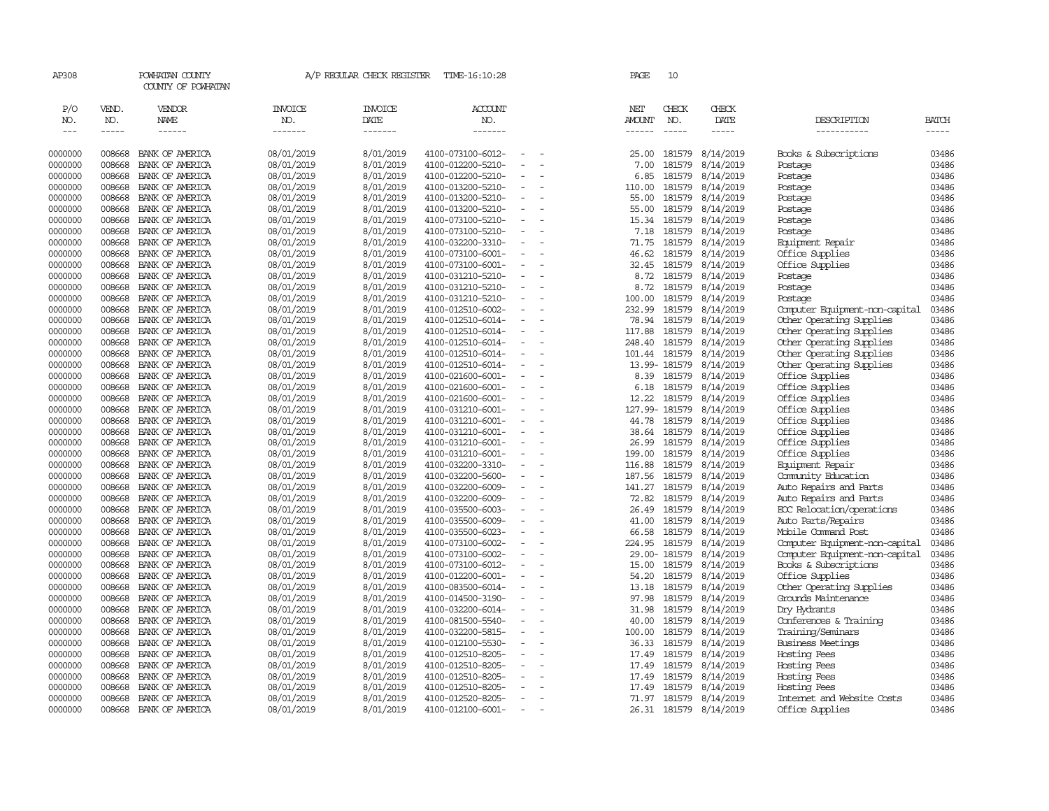AP308 POWHATAN COUNTY A/P REGULAR CHECK REGISTER TIME-16:10:28 PAGE 10

COUNTY OF POWHATAN

| P/O NO. | VEND. NO. | VENDOR NAME | INVOICE NO. | INVOICE DATE | ACCOUNT NO. | NET AMOUNT | CHECK NO. | CHECK DATE | DESCRIPTION | BATCH |
|---|---|---|---|---|---|---|---|---|---|---|
| 0000000 | 008668 | BANK OF AMERICA | 08/01/2019 | 8/01/2019 | 4100-073100-6012- - - | 25.00 | 181579 | 8/14/2019 | Books & Subscriptions | 03486 |
| 0000000 | 008668 | BANK OF AMERICA | 08/01/2019 | 8/01/2019 | 4100-012200-5210- - - | 7.00 | 181579 | 8/14/2019 | Postage | 03486 |
| 0000000 | 008668 | BANK OF AMERICA | 08/01/2019 | 8/01/2019 | 4100-012200-5210- - - | 6.85 | 181579 | 8/14/2019 | Postage | 03486 |
| 0000000 | 008668 | BANK OF AMERICA | 08/01/2019 | 8/01/2019 | 4100-013200-5210- - - | 110.00 | 181579 | 8/14/2019 | Postage | 03486 |
| 0000000 | 008668 | BANK OF AMERICA | 08/01/2019 | 8/01/2019 | 4100-013200-5210- - - | 55.00 | 181579 | 8/14/2019 | Postage | 03486 |
| 0000000 | 008668 | BANK OF AMERICA | 08/01/2019 | 8/01/2019 | 4100-013200-5210- - - | 55.00 | 181579 | 8/14/2019 | Postage | 03486 |
| 0000000 | 008668 | BANK OF AMERICA | 08/01/2019 | 8/01/2019 | 4100-073100-5210- - - | 15.34 | 181579 | 8/14/2019 | Postage | 03486 |
| 0000000 | 008668 | BANK OF AMERICA | 08/01/2019 | 8/01/2019 | 4100-073100-5210- - - | 7.18 | 181579 | 8/14/2019 | Postage | 03486 |
| 0000000 | 008668 | BANK OF AMERICA | 08/01/2019 | 8/01/2019 | 4100-032200-3310- - - | 71.75 | 181579 | 8/14/2019 | Equipment Repair | 03486 |
| 0000000 | 008668 | BANK OF AMERICA | 08/01/2019 | 8/01/2019 | 4100-073100-6001- - - | 46.62 | 181579 | 8/14/2019 | Office Supplies | 03486 |
| 0000000 | 008668 | BANK OF AMERICA | 08/01/2019 | 8/01/2019 | 4100-073100-6001- - - | 32.45 | 181579 | 8/14/2019 | Office Supplies | 03486 |
| 0000000 | 008668 | BANK OF AMERICA | 08/01/2019 | 8/01/2019 | 4100-031210-5210- - - | 8.72 | 181579 | 8/14/2019 | Postage | 03486 |
| 0000000 | 008668 | BANK OF AMERICA | 08/01/2019 | 8/01/2019 | 4100-031210-5210- - - | 8.72 | 181579 | 8/14/2019 | Postage | 03486 |
| 0000000 | 008668 | BANK OF AMERICA | 08/01/2019 | 8/01/2019 | 4100-031210-5210- - - | 100.00 | 181579 | 8/14/2019 | Postage | 03486 |
| 0000000 | 008668 | BANK OF AMERICA | 08/01/2019 | 8/01/2019 | 4100-012510-6002- - - | 232.99 | 181579 | 8/14/2019 | Computer Equipment-non-capital | 03486 |
| 0000000 | 008668 | BANK OF AMERICA | 08/01/2019 | 8/01/2019 | 4100-012510-6014- - - | 78.94 | 181579 | 8/14/2019 | Other Operating Supplies | 03486 |
| 0000000 | 008668 | BANK OF AMERICA | 08/01/2019 | 8/01/2019 | 4100-012510-6014- - - | 117.88 | 181579 | 8/14/2019 | Other Operating Supplies | 03486 |
| 0000000 | 008668 | BANK OF AMERICA | 08/01/2019 | 8/01/2019 | 4100-012510-6014- - - | 248.40 | 181579 | 8/14/2019 | Other Operating Supplies | 03486 |
| 0000000 | 008668 | BANK OF AMERICA | 08/01/2019 | 8/01/2019 | 4100-012510-6014- - - | 101.44 | 181579 | 8/14/2019 | Other Operating Supplies | 03486 |
| 0000000 | 008668 | BANK OF AMERICA | 08/01/2019 | 8/01/2019 | 4100-012510-6014- - - | 13.99- | 181579 | 8/14/2019 | Other Operating Supplies | 03486 |
| 0000000 | 008668 | BANK OF AMERICA | 08/01/2019 | 8/01/2019 | 4100-021600-6001- - - | 8.39 | 181579 | 8/14/2019 | Office Supplies | 03486 |
| 0000000 | 008668 | BANK OF AMERICA | 08/01/2019 | 8/01/2019 | 4100-021600-6001- - - | 6.18 | 181579 | 8/14/2019 | Office Supplies | 03486 |
| 0000000 | 008668 | BANK OF AMERICA | 08/01/2019 | 8/01/2019 | 4100-021600-6001- - - | 12.22 | 181579 | 8/14/2019 | Office Supplies | 03486 |
| 0000000 | 008668 | BANK OF AMERICA | 08/01/2019 | 8/01/2019 | 4100-031210-6001- - - | 127.99- | 181579 | 8/14/2019 | Office Supplies | 03486 |
| 0000000 | 008668 | BANK OF AMERICA | 08/01/2019 | 8/01/2019 | 4100-031210-6001- - - | 44.78 | 181579 | 8/14/2019 | Office Supplies | 03486 |
| 0000000 | 008668 | BANK OF AMERICA | 08/01/2019 | 8/01/2019 | 4100-031210-6001- - - | 38.64 | 181579 | 8/14/2019 | Office Supplies | 03486 |
| 0000000 | 008668 | BANK OF AMERICA | 08/01/2019 | 8/01/2019 | 4100-031210-6001- - - | 26.99 | 181579 | 8/14/2019 | Office Supplies | 03486 |
| 0000000 | 008668 | BANK OF AMERICA | 08/01/2019 | 8/01/2019 | 4100-031210-6001- - - | 199.00 | 181579 | 8/14/2019 | Office Supplies | 03486 |
| 0000000 | 008668 | BANK OF AMERICA | 08/01/2019 | 8/01/2019 | 4100-032200-3310- - - | 116.88 | 181579 | 8/14/2019 | Equipment Repair | 03486 |
| 0000000 | 008668 | BANK OF AMERICA | 08/01/2019 | 8/01/2019 | 4100-032200-5600- - - | 187.56 | 181579 | 8/14/2019 | Community Education | 03486 |
| 0000000 | 008668 | BANK OF AMERICA | 08/01/2019 | 8/01/2019 | 4100-032200-6009- - - | 141.27 | 181579 | 8/14/2019 | Auto Repairs and Parts | 03486 |
| 0000000 | 008668 | BANK OF AMERICA | 08/01/2019 | 8/01/2019 | 4100-032200-6009- - - | 72.82 | 181579 | 8/14/2019 | Auto Repairs and Parts | 03486 |
| 0000000 | 008668 | BANK OF AMERICA | 08/01/2019 | 8/01/2019 | 4100-035500-6003- - - | 26.49 | 181579 | 8/14/2019 | EOC Relocation/operations | 03486 |
| 0000000 | 008668 | BANK OF AMERICA | 08/01/2019 | 8/01/2019 | 4100-035500-6009- - - | 41.00 | 181579 | 8/14/2019 | Auto Parts/Repairs | 03486 |
| 0000000 | 008668 | BANK OF AMERICA | 08/01/2019 | 8/01/2019 | 4100-035500-6023- - - | 66.58 | 181579 | 8/14/2019 | Mobile Command Post | 03486 |
| 0000000 | 008668 | BANK OF AMERICA | 08/01/2019 | 8/01/2019 | 4100-073100-6002- - - | 224.95 | 181579 | 8/14/2019 | Computer Equipment-non-capital | 03486 |
| 0000000 | 008668 | BANK OF AMERICA | 08/01/2019 | 8/01/2019 | 4100-073100-6002- - - | 29.00- | 181579 | 8/14/2019 | Computer Equipment-non-capital | 03486 |
| 0000000 | 008668 | BANK OF AMERICA | 08/01/2019 | 8/01/2019 | 4100-073100-6012- - - | 15.00 | 181579 | 8/14/2019 | Books & Subscriptions | 03486 |
| 0000000 | 008668 | BANK OF AMERICA | 08/01/2019 | 8/01/2019 | 4100-012200-6001- - - | 54.20 | 181579 | 8/14/2019 | Office Supplies | 03486 |
| 0000000 | 008668 | BANK OF AMERICA | 08/01/2019 | 8/01/2019 | 4100-083500-6014- - - | 13.18 | 181579 | 8/14/2019 | Other Operating Supplies | 03486 |
| 0000000 | 008668 | BANK OF AMERICA | 08/01/2019 | 8/01/2019 | 4100-014500-3190- - - | 97.98 | 181579 | 8/14/2019 | Grounds Maintenance | 03486 |
| 0000000 | 008668 | BANK OF AMERICA | 08/01/2019 | 8/01/2019 | 4100-032200-6014- - - | 31.98 | 181579 | 8/14/2019 | Dry Hydrants | 03486 |
| 0000000 | 008668 | BANK OF AMERICA | 08/01/2019 | 8/01/2019 | 4100-081500-5540- - - | 40.00 | 181579 | 8/14/2019 | Conferences & Training | 03486 |
| 0000000 | 008668 | BANK OF AMERICA | 08/01/2019 | 8/01/2019 | 4100-032200-5815- - - | 100.00 | 181579 | 8/14/2019 | Training/Seminars | 03486 |
| 0000000 | 008668 | BANK OF AMERICA | 08/01/2019 | 8/01/2019 | 4100-012100-5530- - - | 36.33 | 181579 | 8/14/2019 | Business Meetings | 03486 |
| 0000000 | 008668 | BANK OF AMERICA | 08/01/2019 | 8/01/2019 | 4100-012510-8205- - - | 17.49 | 181579 | 8/14/2019 | Hosting Fees | 03486 |
| 0000000 | 008668 | BANK OF AMERICA | 08/01/2019 | 8/01/2019 | 4100-012510-8205- - - | 17.49 | 181579 | 8/14/2019 | Hosting Fees | 03486 |
| 0000000 | 008668 | BANK OF AMERICA | 08/01/2019 | 8/01/2019 | 4100-012510-8205- - - | 17.49 | 181579 | 8/14/2019 | Hosting Fees | 03486 |
| 0000000 | 008668 | BANK OF AMERICA | 08/01/2019 | 8/01/2019 | 4100-012510-8205- - - | 17.49 | 181579 | 8/14/2019 | Hosting Fees | 03486 |
| 0000000 | 008668 | BANK OF AMERICA | 08/01/2019 | 8/01/2019 | 4100-012520-8205- - - | 71.97 | 181579 | 8/14/2019 | Internet and Website Costs | 03486 |
| 0000000 | 008668 | BANK OF AMERICA | 08/01/2019 | 8/01/2019 | 4100-012100-6001- - - | 26.31 | 181579 | 8/14/2019 | Office Supplies | 03486 |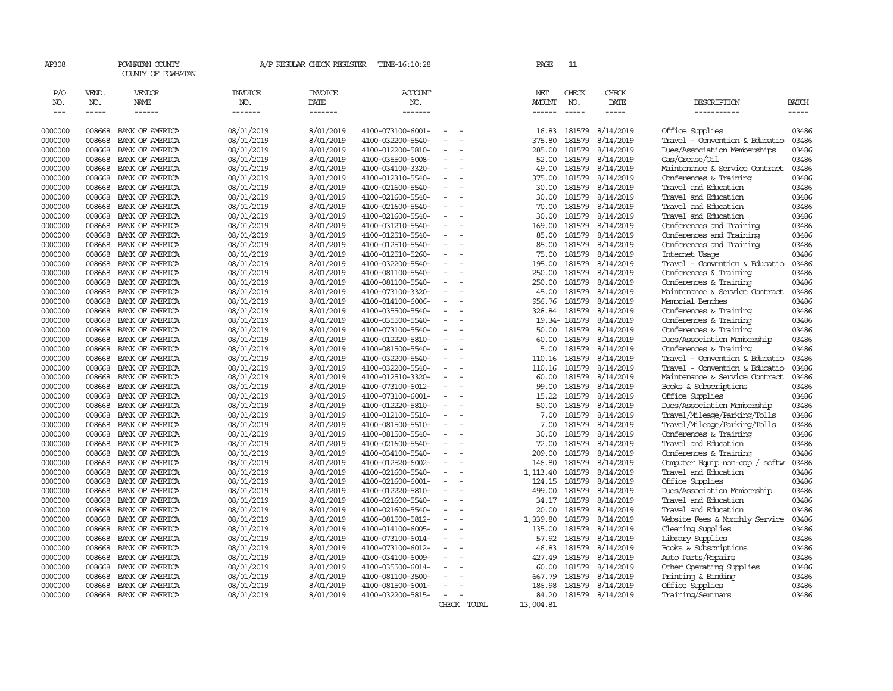AP308 POWHATAN COUNTY A/P REGULAR CHECK REGISTER TIME-16:10:28 PAGE 11

COUNTY OF POWHATAN

| P/O NO. | VEND. NO. | VENDOR NAME | INVOICE NO. | INVOICE DATE | ACCOUNT NO. | | NET AMOUNT | CHECK NO. | CHECK DATE | DESCRIPTION | BATCH |
|---|---|---|---|---|---|---|---|---|---|---|---|
| 0000000 | 008668 | BANK OF AMERICA | 08/01/2019 | 8/01/2019 | 4100-073100-6001- | - - | 16.83 | 181579 | 8/14/2019 | Office Supplies | 03486 |
| 0000000 | 008668 | BANK OF AMERICA | 08/01/2019 | 8/01/2019 | 4100-032200-5540- | - - | 375.80 | 181579 | 8/14/2019 | Travel - Convention & Educatio | 03486 |
| 0000000 | 008668 | BANK OF AMERICA | 08/01/2019 | 8/01/2019 | 4100-012200-5810- | - - | 285.00 | 181579 | 8/14/2019 | Dues/Association Memberships | 03486 |
| 0000000 | 008668 | BANK OF AMERICA | 08/01/2019 | 8/01/2019 | 4100-035500-6008- | - - | 52.00 | 181579 | 8/14/2019 | Gas/Grease/Oil | 03486 |
| 0000000 | 008668 | BANK OF AMERICA | 08/01/2019 | 8/01/2019 | 4100-034100-3320- | - - | 49.00 | 181579 | 8/14/2019 | Maintenance & Service Contract | 03486 |
| 0000000 | 008668 | BANK OF AMERICA | 08/01/2019 | 8/01/2019 | 4100-012310-5540- | - - | 375.00 | 181579 | 8/14/2019 | Conferences & Training | 03486 |
| 0000000 | 008668 | BANK OF AMERICA | 08/01/2019 | 8/01/2019 | 4100-021600-5540- | - - | 30.00 | 181579 | 8/14/2019 | Travel and Education | 03486 |
| 0000000 | 008668 | BANK OF AMERICA | 08/01/2019 | 8/01/2019 | 4100-021600-5540- | - - | 30.00 | 181579 | 8/14/2019 | Travel and Education | 03486 |
| 0000000 | 008668 | BANK OF AMERICA | 08/01/2019 | 8/01/2019 | 4100-021600-5540- | - - | 70.00 | 181579 | 8/14/2019 | Travel and Education | 03486 |
| 0000000 | 008668 | BANK OF AMERICA | 08/01/2019 | 8/01/2019 | 4100-021600-5540- | - - | 30.00 | 181579 | 8/14/2019 | Travel and Education | 03486 |
| 0000000 | 008668 | BANK OF AMERICA | 08/01/2019 | 8/01/2019 | 4100-031210-5540- | - - | 169.00 | 181579 | 8/14/2019 | Conferences and Training | 03486 |
| 0000000 | 008668 | BANK OF AMERICA | 08/01/2019 | 8/01/2019 | 4100-012510-5540- | - - | 85.00 | 181579 | 8/14/2019 | Conferences and Training | 03486 |
| 0000000 | 008668 | BANK OF AMERICA | 08/01/2019 | 8/01/2019 | 4100-012510-5540- | - - | 85.00 | 181579 | 8/14/2019 | Conferences and Training | 03486 |
| 0000000 | 008668 | BANK OF AMERICA | 08/01/2019 | 8/01/2019 | 4100-012510-5260- | - - | 75.00 | 181579 | 8/14/2019 | Internet Usage | 03486 |
| 0000000 | 008668 | BANK OF AMERICA | 08/01/2019 | 8/01/2019 | 4100-032200-5540- | - - | 195.00 | 181579 | 8/14/2019 | Travel - Convention & Educatio | 03486 |
| 0000000 | 008668 | BANK OF AMERICA | 08/01/2019 | 8/01/2019 | 4100-081100-5540- | - - | 250.00 | 181579 | 8/14/2019 | Conferences & Training | 03486 |
| 0000000 | 008668 | BANK OF AMERICA | 08/01/2019 | 8/01/2019 | 4100-081100-5540- | - - | 250.00 | 181579 | 8/14/2019 | Conferences & Training | 03486 |
| 0000000 | 008668 | BANK OF AMERICA | 08/01/2019 | 8/01/2019 | 4100-073100-3320- | - - | 45.00 | 181579 | 8/14/2019 | Maintenance & Service Contract | 03486 |
| 0000000 | 008668 | BANK OF AMERICA | 08/01/2019 | 8/01/2019 | 4100-014100-6006- | - - | 956.76 | 181579 | 8/14/2019 | Memorial Benches | 03486 |
| 0000000 | 008668 | BANK OF AMERICA | 08/01/2019 | 8/01/2019 | 4100-035500-5540- | - - | 328.84 | 181579 | 8/14/2019 | Conferences & Training | 03486 |
| 0000000 | 008668 | BANK OF AMERICA | 08/01/2019 | 8/01/2019 | 4100-035500-5540- | - - | 19.34- | 181579 | 8/14/2019 | Conferences & Training | 03486 |
| 0000000 | 008668 | BANK OF AMERICA | 08/01/2019 | 8/01/2019 | 4100-073100-5540- | - - | 50.00 | 181579 | 8/14/2019 | Conferences & Training | 03486 |
| 0000000 | 008668 | BANK OF AMERICA | 08/01/2019 | 8/01/2019 | 4100-012220-5810- | - - | 60.00 | 181579 | 8/14/2019 | Dues/Association Membership | 03486 |
| 0000000 | 008668 | BANK OF AMERICA | 08/01/2019 | 8/01/2019 | 4100-081500-5540- | - - | 5.00 | 181579 | 8/14/2019 | Conferences & Training | 03486 |
| 0000000 | 008668 | BANK OF AMERICA | 08/01/2019 | 8/01/2019 | 4100-032200-5540- | - - | 110.16 | 181579 | 8/14/2019 | Travel - Convention & Educatio | 03486 |
| 0000000 | 008668 | BANK OF AMERICA | 08/01/2019 | 8/01/2019 | 4100-032200-5540- | - - | 110.16 | 181579 | 8/14/2019 | Travel - Convention & Educatio | 03486 |
| 0000000 | 008668 | BANK OF AMERICA | 08/01/2019 | 8/01/2019 | 4100-012510-3320- | - - | 60.00 | 181579 | 8/14/2019 | Maintenance & Service Contract | 03486 |
| 0000000 | 008668 | BANK OF AMERICA | 08/01/2019 | 8/01/2019 | 4100-073100-6012- | - - | 99.00 | 181579 | 8/14/2019 | Books & Subscriptions | 03486 |
| 0000000 | 008668 | BANK OF AMERICA | 08/01/2019 | 8/01/2019 | 4100-073100-6001- | - - | 15.22 | 181579 | 8/14/2019 | Office Supplies | 03486 |
| 0000000 | 008668 | BANK OF AMERICA | 08/01/2019 | 8/01/2019 | 4100-012220-5810- | - - | 50.00 | 181579 | 8/14/2019 | Dues/Association Membership | 03486 |
| 0000000 | 008668 | BANK OF AMERICA | 08/01/2019 | 8/01/2019 | 4100-012100-5510- | - - | 7.00 | 181579 | 8/14/2019 | Travel/Mileage/Parking/Tolls | 03486 |
| 0000000 | 008668 | BANK OF AMERICA | 08/01/2019 | 8/01/2019 | 4100-081500-5510- | - - | 7.00 | 181579 | 8/14/2019 | Travel/Mileage/Parking/Tolls | 03486 |
| 0000000 | 008668 | BANK OF AMERICA | 08/01/2019 | 8/01/2019 | 4100-081500-5540- | - - | 30.00 | 181579 | 8/14/2019 | Conferences & Training | 03486 |
| 0000000 | 008668 | BANK OF AMERICA | 08/01/2019 | 8/01/2019 | 4100-021600-5540- | - - | 72.00 | 181579 | 8/14/2019 | Travel and Education | 03486 |
| 0000000 | 008668 | BANK OF AMERICA | 08/01/2019 | 8/01/2019 | 4100-034100-5540- | - - | 209.00 | 181579 | 8/14/2019 | Conferences & Training | 03486 |
| 0000000 | 008668 | BANK OF AMERICA | 08/01/2019 | 8/01/2019 | 4100-012520-6002- | - - | 146.80 | 181579 | 8/14/2019 | Computer Equip non-cap / softw | 03486 |
| 0000000 | 008668 | BANK OF AMERICA | 08/01/2019 | 8/01/2019 | 4100-021600-5540- | - - | 1,113.40 | 181579 | 8/14/2019 | Travel and Education | 03486 |
| 0000000 | 008668 | BANK OF AMERICA | 08/01/2019 | 8/01/2019 | 4100-021600-6001- | - - | 124.15 | 181579 | 8/14/2019 | Office Supplies | 03486 |
| 0000000 | 008668 | BANK OF AMERICA | 08/01/2019 | 8/01/2019 | 4100-012220-5810- | - - | 499.00 | 181579 | 8/14/2019 | Dues/Association Membership | 03486 |
| 0000000 | 008668 | BANK OF AMERICA | 08/01/2019 | 8/01/2019 | 4100-021600-5540- | - - | 34.17 | 181579 | 8/14/2019 | Travel and Education | 03486 |
| 0000000 | 008668 | BANK OF AMERICA | 08/01/2019 | 8/01/2019 | 4100-021600-5540- | - - | 20.00 | 181579 | 8/14/2019 | Travel and Education | 03486 |
| 0000000 | 008668 | BANK OF AMERICA | 08/01/2019 | 8/01/2019 | 4100-081500-5812- | - - | 1,339.80 | 181579 | 8/14/2019 | Website Fees & Monthly Service | 03486 |
| 0000000 | 008668 | BANK OF AMERICA | 08/01/2019 | 8/01/2019 | 4100-014100-6005- | - - | 135.00 | 181579 | 8/14/2019 | Cleaning Supplies | 03486 |
| 0000000 | 008668 | BANK OF AMERICA | 08/01/2019 | 8/01/2019 | 4100-073100-6014- | - - | 57.92 | 181579 | 8/14/2019 | Library Supplies | 03486 |
| 0000000 | 008668 | BANK OF AMERICA | 08/01/2019 | 8/01/2019 | 4100-073100-6012- | - - | 46.83 | 181579 | 8/14/2019 | Books & Subscriptions | 03486 |
| 0000000 | 008668 | BANK OF AMERICA | 08/01/2019 | 8/01/2019 | 4100-034100-6009- | - - | 427.49 | 181579 | 8/14/2019 | Auto Parts/Repairs | 03486 |
| 0000000 | 008668 | BANK OF AMERICA | 08/01/2019 | 8/01/2019 | 4100-035500-6014- | - - | 60.00 | 181579 | 8/14/2019 | Other Operating Supplies | 03486 |
| 0000000 | 008668 | BANK OF AMERICA | 08/01/2019 | 8/01/2019 | 4100-081100-3500- | - - | 667.79 | 181579 | 8/14/2019 | Printing & Binding | 03486 |
| 0000000 | 008668 | BANK OF AMERICA | 08/01/2019 | 8/01/2019 | 4100-081500-6001- | - - | 186.98 | 181579 | 8/14/2019 | Office Supplies | 03486 |
| 0000000 | 008668 | BANK OF AMERICA | 08/01/2019 | 8/01/2019 | 4100-032200-5815- | - - | 84.20 | 181579 | 8/14/2019 | Training/Seminars | 03486 |
| | | | | | | CHECK TOTAL | 13,004.81 | | | | |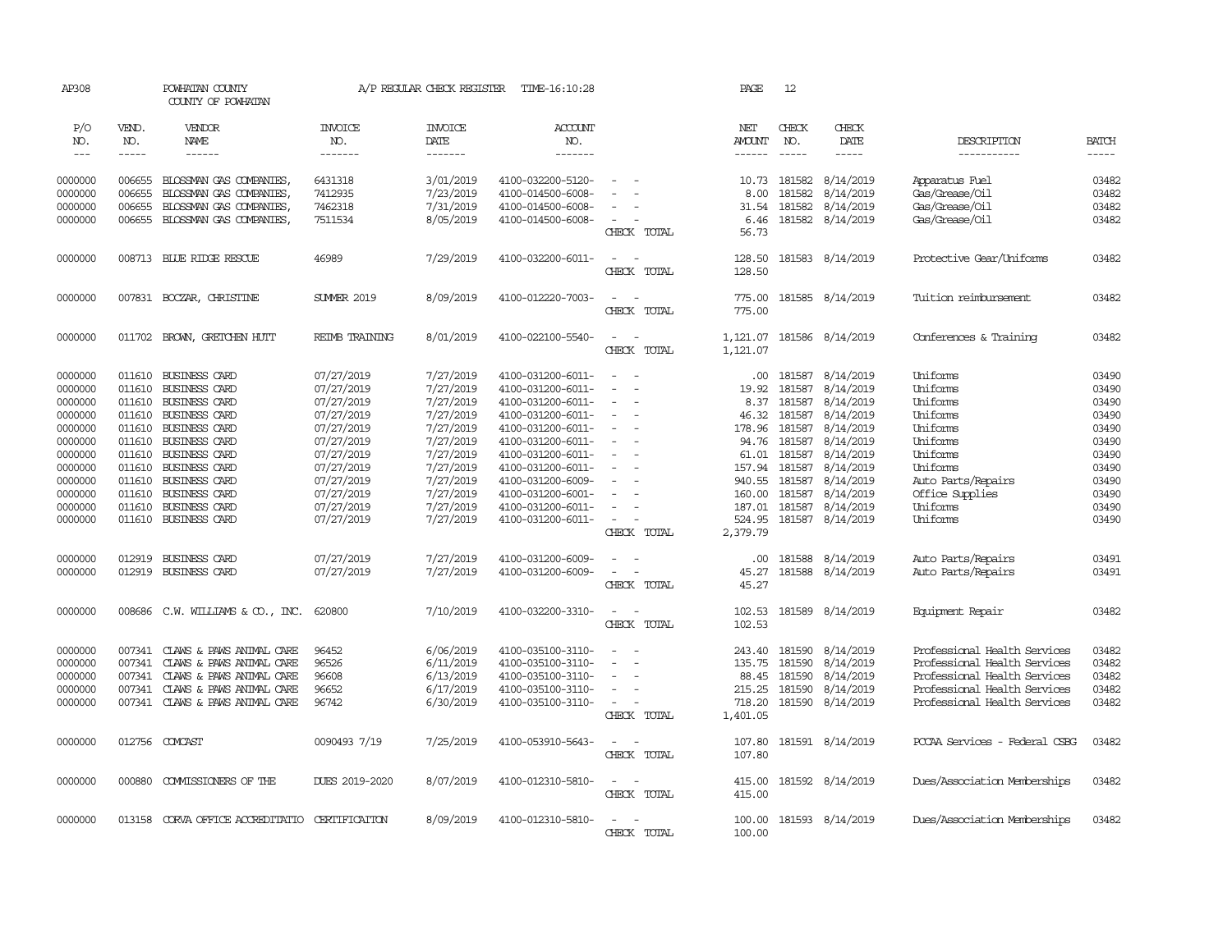AP308 POWHATAN COUNTY A/P REGULAR CHECK REGISTER TIME-16:10:28 PAGE 12

COUNTY OF POWHATAN

| P/O NO. | VEND. NO. | VENDOR NAME | INVOICE NO. | INVOICE DATE | ACCOUNT NO. | | NET AMOUNT | CHECK NO. | CHECK DATE | DESCRIPTION | BATCH |
|---|---|---|---|---|---|---|---|---|---|---|---|
| --- | ----- | ------ | ------- | ------- | ------- | | ------ | ----- | ----- | ----------- | ----- |
| 0000000 | 006655 | BLOSSMAN GAS COMPANIES, | 6431318 | 3/01/2019 | 4100-032200-5120- | - - | 10.73 | 181582 | 8/14/2019 | Apparatus Fuel | 03482 |
| 0000000 | 006655 | BLOSSMAN GAS COMPANIES, | 7412935 | 7/23/2019 | 4100-014500-6008- | - - | 8.00 | 181582 | 8/14/2019 | Gas/Grease/Oil | 03482 |
| 0000000 | 006655 | BLOSSMAN GAS COMPANIES, | 7462318 | 7/31/2019 | 4100-014500-6008- | - - | 31.54 | 181582 | 8/14/2019 | Gas/Grease/Oil | 03482 |
| 0000000 | 006655 | BLOSSMAN GAS COMPANIES, | 7511534 | 8/05/2019 | 4100-014500-6008- | - - | 6.46 | 181582 | 8/14/2019 | Gas/Grease/Oil | 03482 |
| | | | | | | CHECK TOTAL | 56.73 | | | | |
| 0000000 | 008713 | BLUE RIDGE RESCUE | 46989 | 7/29/2019 | 4100-032200-6011- | - - | 128.50 | 181583 | 8/14/2019 | Protective Gear/Uniforms | 03482 |
| | | | | | | CHECK TOTAL | 128.50 | | | | |
| 0000000 | 007831 | BOCZAR, CHRISTINE | SUMMER 2019 | 8/09/2019 | 4100-012220-7003- | - - | 775.00 | 181585 | 8/14/2019 | Tuition reimbursement | 03482 |
| | | | | | | CHECK TOTAL | 775.00 | | | | |
| 0000000 | 011702 | BROWN, GRETCHEN HUTT | REIMB TRAINING | 8/01/2019 | 4100-022100-5540- | - - | 1,121.07 | 181586 | 8/14/2019 | Conferences & Training | 03482 |
| | | | | | | CHECK TOTAL | 1,121.07 | | | | |
| 0000000 | 011610 | BUSINESS CARD | 07/27/2019 | 7/27/2019 | 4100-031200-6011- | - - | .00 | 181587 | 8/14/2019 | Uniforms | 03490 |
| 0000000 | 011610 | BUSINESS CARD | 07/27/2019 | 7/27/2019 | 4100-031200-6011- | - - | 19.92 | 181587 | 8/14/2019 | Uniforms | 03490 |
| 0000000 | 011610 | BUSINESS CARD | 07/27/2019 | 7/27/2019 | 4100-031200-6011- | - - | 8.37 | 181587 | 8/14/2019 | Uniforms | 03490 |
| 0000000 | 011610 | BUSINESS CARD | 07/27/2019 | 7/27/2019 | 4100-031200-6011- | - - | 46.32 | 181587 | 8/14/2019 | Uniforms | 03490 |
| 0000000 | 011610 | BUSINESS CARD | 07/27/2019 | 7/27/2019 | 4100-031200-6011- | - - | 178.96 | 181587 | 8/14/2019 | Uniforms | 03490 |
| 0000000 | 011610 | BUSINESS CARD | 07/27/2019 | 7/27/2019 | 4100-031200-6011- | - - | 94.76 | 181587 | 8/14/2019 | Uniforms | 03490 |
| 0000000 | 011610 | BUSINESS CARD | 07/27/2019 | 7/27/2019 | 4100-031200-6011- | - - | 61.01 | 181587 | 8/14/2019 | Uniforms | 03490 |
| 0000000 | 011610 | BUSINESS CARD | 07/27/2019 | 7/27/2019 | 4100-031200-6011- | - - | 157.94 | 181587 | 8/14/2019 | Uniforms | 03490 |
| 0000000 | 011610 | BUSINESS CARD | 07/27/2019 | 7/27/2019 | 4100-031200-6009- | - - | 940.55 | 181587 | 8/14/2019 | Auto Parts/Repairs | 03490 |
| 0000000 | 011610 | BUSINESS CARD | 07/27/2019 | 7/27/2019 | 4100-031200-6001- | - - | 160.00 | 181587 | 8/14/2019 | Office Supplies | 03490 |
| 0000000 | 011610 | BUSINESS CARD | 07/27/2019 | 7/27/2019 | 4100-031200-6011- | - - | 187.01 | 181587 | 8/14/2019 | Uniforms | 03490 |
| 0000000 | 011610 | BUSINESS CARD | 07/27/2019 | 7/27/2019 | 4100-031200-6011- | - - | 524.95 | 181587 | 8/14/2019 | Uniforms | 03490 |
| | | | | | | CHECK TOTAL | 2,379.79 | | | | |
| 0000000 | 012919 | BUSINESS CARD | 07/27/2019 | 7/27/2019 | 4100-031200-6009- | - - | .00 | 181588 | 8/14/2019 | Auto Parts/Repairs | 03491 |
| 0000000 | 012919 | BUSINESS CARD | 07/27/2019 | 7/27/2019 | 4100-031200-6009- | - - | 45.27 | 181588 | 8/14/2019 | Auto Parts/Repairs | 03491 |
| | | | | | | CHECK TOTAL | 45.27 | | | | |
| 0000000 | 008686 | C.W. WILLIAMS & CO., INC. | 620800 | 7/10/2019 | 4100-032200-3310- | - - | 102.53 | 181589 | 8/14/2019 | Equipment Repair | 03482 |
| | | | | | | CHECK TOTAL | 102.53 | | | | |
| 0000000 | 007341 | CLAWS & PAWS ANIMAL CARE | 96452 | 6/06/2019 | 4100-035100-3110- | - - | 243.40 | 181590 | 8/14/2019 | Professional Health Services | 03482 |
| 0000000 | 007341 | CLAWS & PAWS ANIMAL CARE | 96526 | 6/11/2019 | 4100-035100-3110- | - - | 135.75 | 181590 | 8/14/2019 | Professional Health Services | 03482 |
| 0000000 | 007341 | CLAWS & PAWS ANIMAL CARE | 96608 | 6/13/2019 | 4100-035100-3110- | - - | 88.45 | 181590 | 8/14/2019 | Professional Health Services | 03482 |
| 0000000 | 007341 | CLAWS & PAWS ANIMAL CARE | 96652 | 6/17/2019 | 4100-035100-3110- | - - | 215.25 | 181590 | 8/14/2019 | Professional Health Services | 03482 |
| 0000000 | 007341 | CLAWS & PAWS ANIMAL CARE | 96742 | 6/30/2019 | 4100-035100-3110- | - - | 718.20 | 181590 | 8/14/2019 | Professional Health Services | 03482 |
| | | | | | | CHECK TOTAL | 1,401.05 | | | | |
| 0000000 | 012756 | COMCAST | 0090493 7/19 | 7/25/2019 | 4100-053910-5643- | - - | 107.80 | 181591 | 8/14/2019 | PCCAA Services - Federal CSBG | 03482 |
| | | | | | | CHECK TOTAL | 107.80 | | | | |
| 0000000 | 000880 | COMMISSIONERS OF THE | DUES 2019-2020 | 8/07/2019 | 4100-012310-5810- | - - | 415.00 | 181592 | 8/14/2019 | Dues/Association Memberships | 03482 |
| | | | | | | CHECK TOTAL | 415.00 | | | | |
| 0000000 | 013158 | CORVA OFFICE ACCREDITATIO | CERTIFICAITON | 8/09/2019 | 4100-012310-5810- | - - | 100.00 | 181593 | 8/14/2019 | Dues/Association Memberships | 03482 |
| | | | | | | CHECK TOTAL | 100.00 | | | | |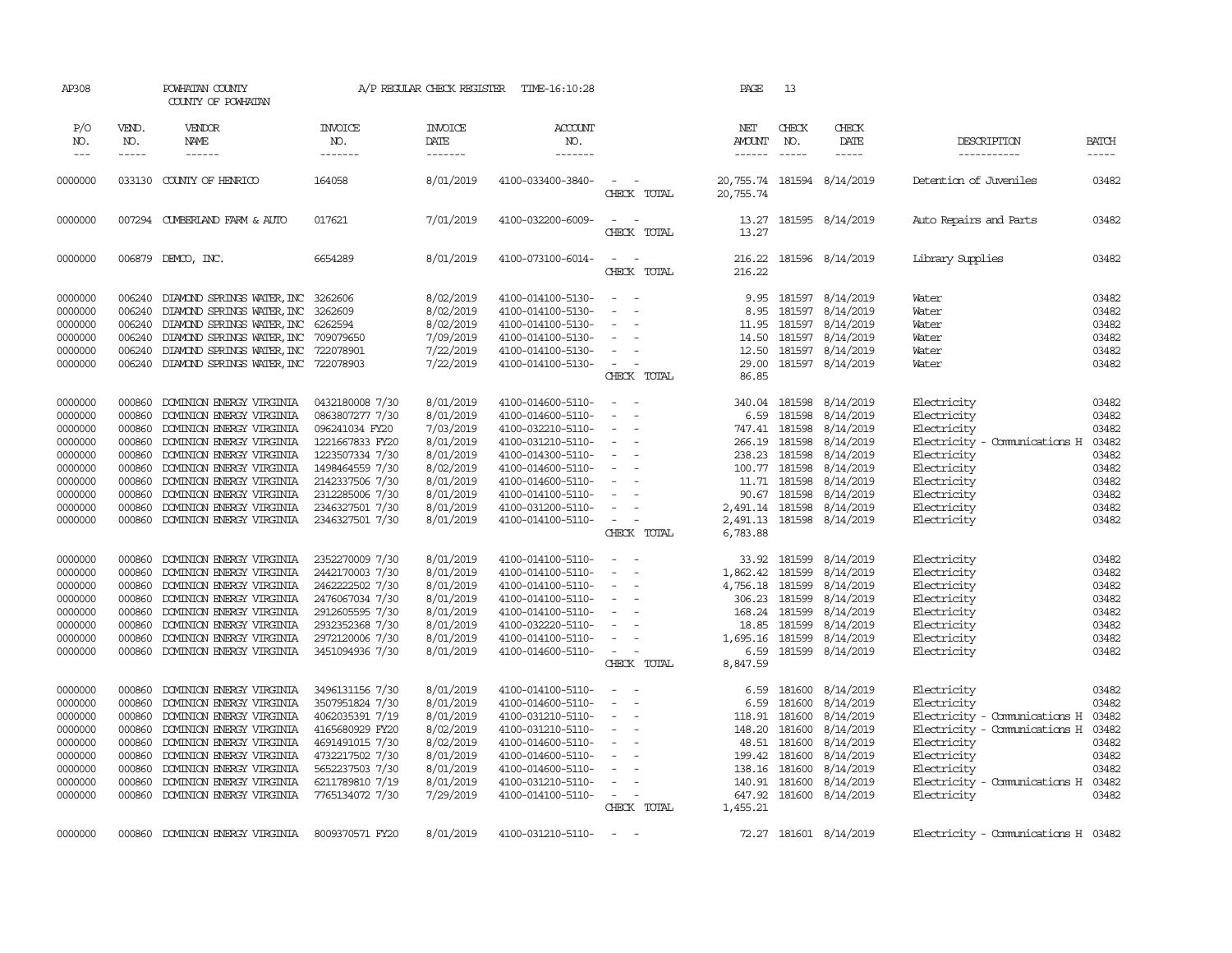AP308 POWHATAN COUNTY A/P REGULAR CHECK REGISTER TIME-16:10:28 PAGE 13

COUNTY OF POWHATAN

| P/O NO. | VEND. NO. | VENDOR NAME | INVOICE NO. | INVOICE DATE | ACCOUNT NO. | | NET AMOUNT | CHECK NO. | CHECK DATE | DESCRIPTION | BATCH |
|---|---|---|---|---|---|---|---|---|---|---|---|
| 0000000 | 033130 | COUNTY OF HENRICO | 164058 | 8/01/2019 | 4100-033400-3840- | - - | 20,755.74 | 181594 | 8/14/2019 | Detention of Juveniles | 03482 |
| | | | | | | CHECK TOTAL | 20,755.74 | | | | |
| 0000000 | 007294 | CUMBERLAND FARM & AUTO | 017621 | 7/01/2019 | 4100-032200-6009- | - - | 13.27 | 181595 | 8/14/2019 | Auto Repairs and Parts | 03482 |
| | | | | | | CHECK TOTAL | 13.27 | | | | |
| 0000000 | 006879 | DEMCO, INC. | 6654289 | 8/01/2019 | 4100-073100-6014- | - - | 216.22 | 181596 | 8/14/2019 | Library Supplies | 03482 |
| | | | | | | CHECK TOTAL | 216.22 | | | | |
| 0000000 | 006240 | DIAMOND SPRINGS WATER, INC | 3262606 | 8/02/2019 | 4100-014100-5130- | - - | 9.95 | 181597 | 8/14/2019 | Water | 03482 |
| 0000000 | 006240 | DIAMOND SPRINGS WATER, INC | 3262609 | 8/02/2019 | 4100-014100-5130- | - - | 8.95 | 181597 | 8/14/2019 | Water | 03482 |
| 0000000 | 006240 | DIAMOND SPRINGS WATER, INC | 6262594 | 8/02/2019 | 4100-014100-5130- | - - | 11.95 | 181597 | 8/14/2019 | Water | 03482 |
| 0000000 | 006240 | DIAMOND SPRINGS WATER, INC | 709079650 | 7/09/2019 | 4100-014100-5130- | - - | 14.50 | 181597 | 8/14/2019 | Water | 03482 |
| 0000000 | 006240 | DIAMOND SPRINGS WATER, INC | 722078901 | 7/22/2019 | 4100-014100-5130- | - - | 12.50 | 181597 | 8/14/2019 | Water | 03482 |
| 0000000 | 006240 | DIAMOND SPRINGS WATER, INC | 722078903 | 7/22/2019 | 4100-014100-5130- | - - | 29.00 | 181597 | 8/14/2019 | Water | 03482 |
| | | | | | | CHECK TOTAL | 86.85 | | | | |
| 0000000 | 000860 | DOMINION ENERGY VIRGINIA | 0432180008 7/30 | 8/01/2019 | 4100-014600-5110- | - - | 340.04 | 181598 | 8/14/2019 | Electricity | 03482 |
| 0000000 | 000860 | DOMINION ENERGY VIRGINIA | 0863807277 7/30 | 8/01/2019 | 4100-014600-5110- | - - | 6.59 | 181598 | 8/14/2019 | Electricity | 03482 |
| 0000000 | 000860 | DOMINION ENERGY VIRGINIA | 096241034 FY20 | 7/03/2019 | 4100-032210-5110- | - - | 747.41 | 181598 | 8/14/2019 | Electricity | 03482 |
| 0000000 | 000860 | DOMINION ENERGY VIRGINIA | 1221667833 FY20 | 8/01/2019 | 4100-031210-5110- | - - | 266.19 | 181598 | 8/14/2019 | Electricity - Communications H | 03482 |
| 0000000 | 000860 | DOMINION ENERGY VIRGINIA | 1223507334 7/30 | 8/01/2019 | 4100-014300-5110- | - - | 238.23 | 181598 | 8/14/2019 | Electricity | 03482 |
| 0000000 | 000860 | DOMINION ENERGY VIRGINIA | 1498464559 7/30 | 8/02/2019 | 4100-014600-5110- | - - | 100.77 | 181598 | 8/14/2019 | Electricity | 03482 |
| 0000000 | 000860 | DOMINION ENERGY VIRGINIA | 2142337506 7/30 | 8/01/2019 | 4100-014600-5110- | - - | 11.71 | 181598 | 8/14/2019 | Electricity | 03482 |
| 0000000 | 000860 | DOMINION ENERGY VIRGINIA | 2312285006 7/30 | 8/01/2019 | 4100-014100-5110- | - - | 90.67 | 181598 | 8/14/2019 | Electricity | 03482 |
| 0000000 | 000860 | DOMINION ENERGY VIRGINIA | 2346327501 7/30 | 8/01/2019 | 4100-031200-5110- | - - | 2,491.14 | 181598 | 8/14/2019 | Electricity | 03482 |
| 0000000 | 000860 | DOMINION ENERGY VIRGINIA | 2346327501 7/30 | 8/01/2019 | 4100-014100-5110- | - - | 2,491.13 | 181598 | 8/14/2019 | Electricity | 03482 |
| | | | | | | CHECK TOTAL | 6,783.88 | | | | |
| 0000000 | 000860 | DOMINION ENERGY VIRGINIA | 2352270009 7/30 | 8/01/2019 | 4100-014100-5110- | - - | 33.92 | 181599 | 8/14/2019 | Electricity | 03482 |
| 0000000 | 000860 | DOMINION ENERGY VIRGINIA | 2442170003 7/30 | 8/01/2019 | 4100-014100-5110- | - - | 1,862.42 | 181599 | 8/14/2019 | Electricity | 03482 |
| 0000000 | 000860 | DOMINION ENERGY VIRGINIA | 2462222502 7/30 | 8/01/2019 | 4100-014100-5110- | - - | 4,756.18 | 181599 | 8/14/2019 | Electricity | 03482 |
| 0000000 | 000860 | DOMINION ENERGY VIRGINIA | 2476067034 7/30 | 8/01/2019 | 4100-014100-5110- | - - | 306.23 | 181599 | 8/14/2019 | Electricity | 03482 |
| 0000000 | 000860 | DOMINION ENERGY VIRGINIA | 2912605595 7/30 | 8/01/2019 | 4100-014100-5110- | - - | 168.24 | 181599 | 8/14/2019 | Electricity | 03482 |
| 0000000 | 000860 | DOMINION ENERGY VIRGINIA | 2932352368 7/30 | 8/01/2019 | 4100-032220-5110- | - - | 18.85 | 181599 | 8/14/2019 | Electricity | 03482 |
| 0000000 | 000860 | DOMINION ENERGY VIRGINIA | 2972120006 7/30 | 8/01/2019 | 4100-014100-5110- | - - | 1,695.16 | 181599 | 8/14/2019 | Electricity | 03482 |
| 0000000 | 000860 | DOMINION ENERGY VIRGINIA | 3451094936 7/30 | 8/01/2019 | 4100-014600-5110- | - - | 6.59 | 181599 | 8/14/2019 | Electricity | 03482 |
| | | | | | | CHECK TOTAL | 8,847.59 | | | | |
| 0000000 | 000860 | DOMINION ENERGY VIRGINIA | 3496131156 7/30 | 8/01/2019 | 4100-014100-5110- | - - | 6.59 | 181600 | 8/14/2019 | Electricity | 03482 |
| 0000000 | 000860 | DOMINION ENERGY VIRGINIA | 3507951824 7/30 | 8/01/2019 | 4100-014600-5110- | - - | 6.59 | 181600 | 8/14/2019 | Electricity | 03482 |
| 0000000 | 000860 | DOMINION ENERGY VIRGINIA | 4062035391 7/19 | 8/01/2019 | 4100-031210-5110- | - - | 118.91 | 181600 | 8/14/2019 | Electricity - Communications H | 03482 |
| 0000000 | 000860 | DOMINION ENERGY VIRGINIA | 4165680929 FY20 | 8/02/2019 | 4100-031210-5110- | - - | 148.20 | 181600 | 8/14/2019 | Electricity - Communications H | 03482 |
| 0000000 | 000860 | DOMINION ENERGY VIRGINIA | 4691491015 7/30 | 8/02/2019 | 4100-014600-5110- | - - | 48.51 | 181600 | 8/14/2019 | Electricity | 03482 |
| 0000000 | 000860 | DOMINION ENERGY VIRGINIA | 4732217502 7/30 | 8/01/2019 | 4100-014600-5110- | - - | 199.42 | 181600 | 8/14/2019 | Electricity | 03482 |
| 0000000 | 000860 | DOMINION ENERGY VIRGINIA | 5652237503 7/30 | 8/01/2019 | 4100-014600-5110- | - - | 138.16 | 181600 | 8/14/2019 | Electricity | 03482 |
| 0000000 | 000860 | DOMINION ENERGY VIRGINIA | 6211789810 7/19 | 8/01/2019 | 4100-031210-5110- | - - | 140.91 | 181600 | 8/14/2019 | Electricity - Communications H | 03482 |
| 0000000 | 000860 | DOMINION ENERGY VIRGINIA | 7765134072 7/30 | 7/29/2019 | 4100-014100-5110- | - - | 647.92 | 181600 | 8/14/2019 | Electricity | 03482 |
| | | | | | | CHECK TOTAL | 1,455.21 | | | | |
| 0000000 | 000860 | DOMINION ENERGY VIRGINIA | 8009370571 FY20 | 8/01/2019 | 4100-031210-5110- | - - | 72.27 | 181601 | 8/14/2019 | Electricity - Communications H | 03482 |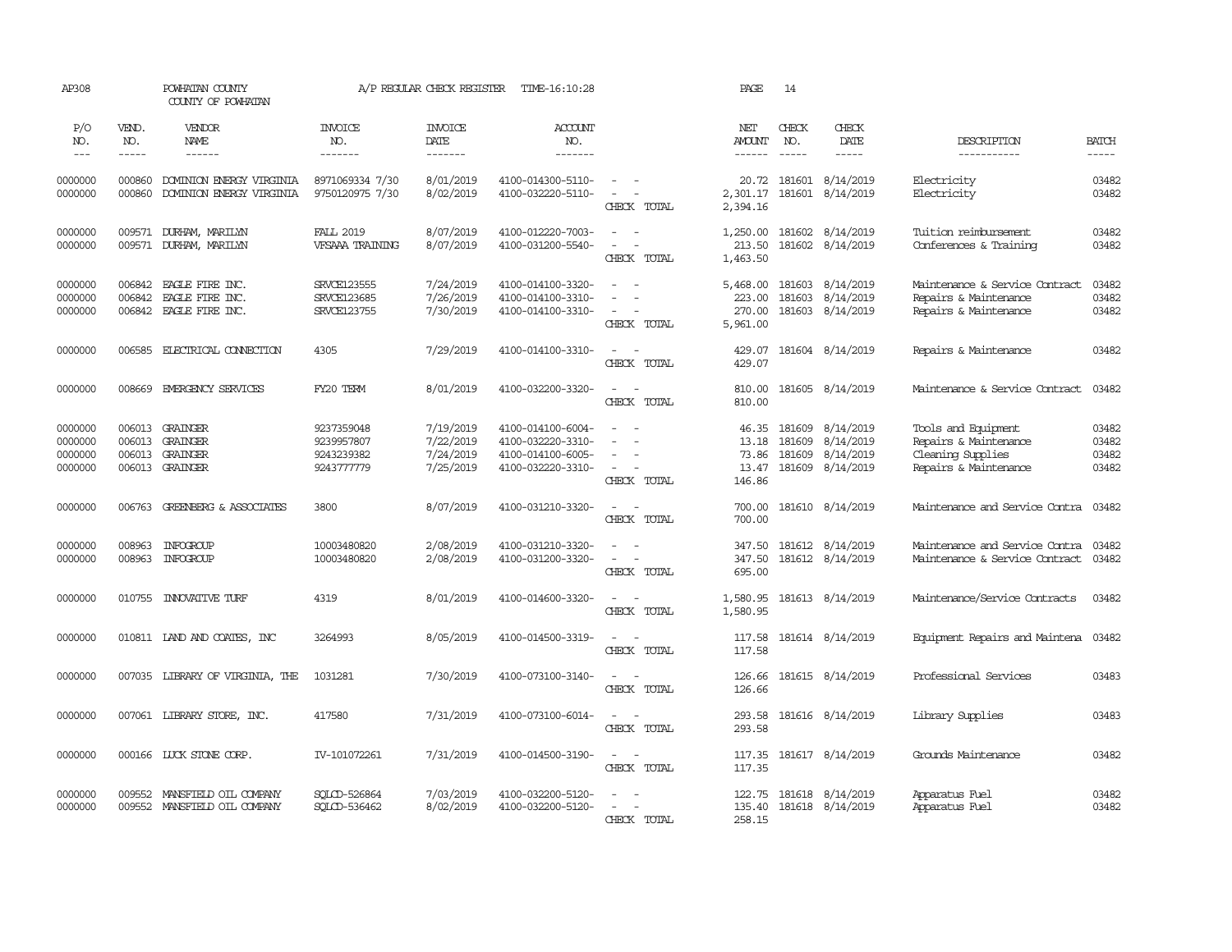AP308 POWHATAN COUNTY A/P REGULAR CHECK REGISTER TIME-16:10:28 PAGE 14

COUNTY OF POWHATAN

| P/O NO. | VEND. NO. | VENDOR NAME | INVOICE NO. | INVOICE DATE | ACCOUNT NO. | | NET AMOUNT | CHECK NO. | CHECK DATE | DESCRIPTION | BATCH |
|---|---|---|---|---|---|---|---|---|---|---|---|
| --- | ----- | ------ | ------- | ------- | ------- | | ------ | ----- | ----- | ----------- | ----- |
| 0000000 | 000860 | DOMINION ENERGY VIRGINIA | 8971069334 7/30 | 8/01/2019 | 4100-014300-5110- | - - | 20.72 | 181601 | 8/14/2019 | Electricity | 03482 |
| 0000000 | 000860 | DOMINION ENERGY VIRGINIA | 9750120975 7/30 | 8/02/2019 | 4100-032220-5110- | - - | 2,301.17 | 181601 | 8/14/2019 | Electricity | 03482 |
| | | | | | | CHECK TOTAL | 2,394.16 | | | | |
| 0000000 | 009571 | DURHAM, MARILYN | FALL 2019 | 8/07/2019 | 4100-012220-7003- | - - | 1,250.00 | 181602 | 8/14/2019 | Tuition reimbursement | 03482 |
| 0000000 | 009571 | DURHAM, MARILYN | VFSAAA TRAINING | 8/07/2019 | 4100-031200-5540- | - - | 213.50 | 181602 | 8/14/2019 | Conferences & Training | 03482 |
| | | | | | | CHECK TOTAL | 1,463.50 | | | | |
| 0000000 | 006842 | EAGLE FIRE INC. | SRVCE123555 | 7/24/2019 | 4100-014100-3320- | - - | 5,468.00 | 181603 | 8/14/2019 | Maintenance & Service Contract | 03482 |
| 0000000 | 006842 | EAGLE FIRE INC. | SRVCE123685 | 7/26/2019 | 4100-014100-3310- | - - | 223.00 | 181603 | 8/14/2019 | Repairs & Maintenance | 03482 |
| 0000000 | 006842 | EAGLE FIRE INC. | SRVCE123755 | 7/30/2019 | 4100-014100-3310- | - - | 270.00 | 181603 | 8/14/2019 | Repairs & Maintenance | 03482 |
| | | | | | | CHECK TOTAL | 5,961.00 | | | | |
| 0000000 | 006585 | ELECTRICAL CONNECTION | 4305 | 7/29/2019 | 4100-014100-3310- | - - | 429.07 | 181604 | 8/14/2019 | Repairs & Maintenance | 03482 |
| | | | | | | CHECK TOTAL | 429.07 | | | | |
| 0000000 | 008669 | EMERGENCY SERVICES | FY20 TERM | 8/01/2019 | 4100-032200-3320- | - - | 810.00 | 181605 | 8/14/2019 | Maintenance & Service Contract | 03482 |
| | | | | | | CHECK TOTAL | 810.00 | | | | |
| 0000000 | 006013 | GRAINGER | 9237359048 | 7/19/2019 | 4100-014100-6004- | - - | 46.35 | 181609 | 8/14/2019 | Tools and Equipment | 03482 |
| 0000000 | 006013 | GRAINGER | 9239957807 | 7/22/2019 | 4100-032220-3310- | - - | 13.18 | 181609 | 8/14/2019 | Repairs & Maintenance | 03482 |
| 0000000 | 006013 | GRAINGER | 9243239382 | 7/24/2019 | 4100-014100-6005- | - - | 73.86 | 181609 | 8/14/2019 | Cleaning Supplies | 03482 |
| 0000000 | 006013 | GRAINGER | 9243777779 | 7/25/2019 | 4100-032220-3310- | - - | 13.47 | 181609 | 8/14/2019 | Repairs & Maintenance | 03482 |
| | | | | | | CHECK TOTAL | 146.86 | | | | |
| 0000000 | 006763 | GREENBERG & ASSOCIATES | 3800 | 8/07/2019 | 4100-031210-3320- | - - | 700.00 | 181610 | 8/14/2019 | Maintenance and Service Contra | 03482 |
| | | | | | | CHECK TOTAL | 700.00 | | | | |
| 0000000 | 008963 | INFOGROUP | 10003480820 | 2/08/2019 | 4100-031210-3320- | - - | 347.50 | 181612 | 8/14/2019 | Maintenance and Service Contra | 03482 |
| 0000000 | 008963 | INFOGROUP | 10003480820 | 2/08/2019 | 4100-031200-3320- | - - | 347.50 | 181612 | 8/14/2019 | Maintenance & Service Contract | 03482 |
| | | | | | | CHECK TOTAL | 695.00 | | | | |
| 0000000 | 010755 | INNOVATIVE TURF | 4319 | 8/01/2019 | 4100-014600-3320- | - - | 1,580.95 | 181613 | 8/14/2019 | Maintenance/Service Contracts | 03482 |
| | | | | | | CHECK TOTAL | 1,580.95 | | | | |
| 0000000 | 010811 | LAND AND COATES, INC | 3264993 | 8/05/2019 | 4100-014500-3319- | - - | 117.58 | 181614 | 8/14/2019 | Equipment Repairs and Maintena | 03482 |
| | | | | | | CHECK TOTAL | 117.58 | | | | |
| 0000000 | 007035 | LIBRARY OF VIRGINIA, THE | 1031281 | 7/30/2019 | 4100-073100-3140- | - - | 126.66 | 181615 | 8/14/2019 | Professional Services | 03483 |
| | | | | | | CHECK TOTAL | 126.66 | | | | |
| 0000000 | 007061 | LIBRARY STORE, INC. | 417580 | 7/31/2019 | 4100-073100-6014- | - - | 293.58 | 181616 | 8/14/2019 | Library Supplies | 03483 |
| | | | | | | CHECK TOTAL | 293.58 | | | | |
| 0000000 | 000166 | LUCK STONE CORP. | IV-101072261 | 7/31/2019 | 4100-014500-3190- | - - | 117.35 | 181617 | 8/14/2019 | Grounds Maintenance | 03482 |
| | | | | | | CHECK TOTAL | 117.35 | | | | |
| 0000000 | 009552 | MANSFIELD OIL COMPANY | SQLCD-526864 | 7/03/2019 | 4100-032200-5120- | - - | 122.75 | 181618 | 8/14/2019 | Apparatus Fuel | 03482 |
| 0000000 | 009552 | MANSFIELD OIL COMPANY | SQLCD-536462 | 8/02/2019 | 4100-032200-5120- | - - | 135.40 | 181618 | 8/14/2019 | Apparatus Fuel | 03482 |
| | | | | | | CHECK TOTAL | 258.15 | | | | |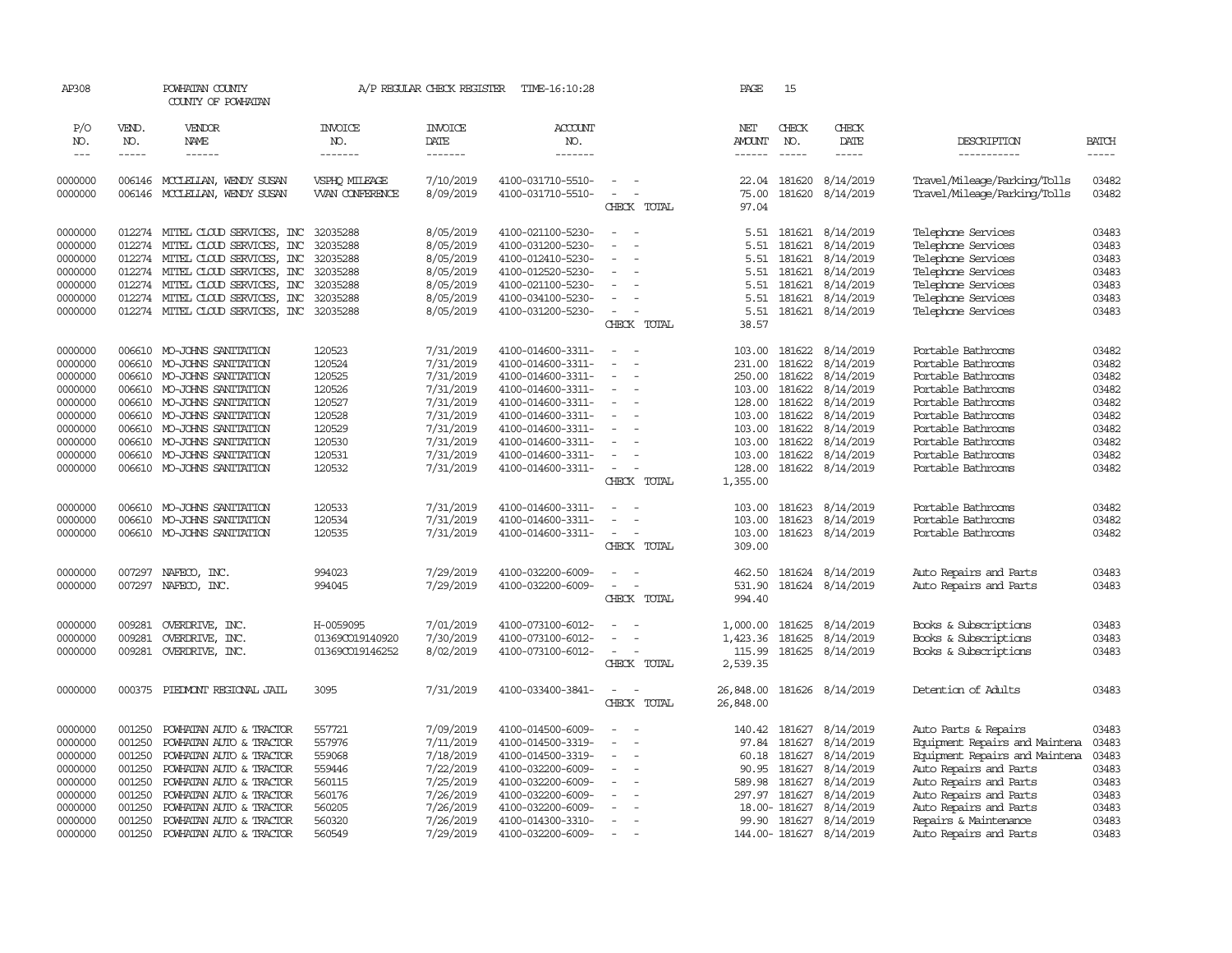AP308 POWHATAN COUNTY A/P REGULAR CHECK REGISTER TIME-16:10:28 PAGE 15
COUNTY OF POWHATAN

| P/O NO. | VEND. NO. | VENDOR NAME | INVOICE NO. | INVOICE DATE | ACCOUNT NO. | | NET AMOUNT | CHECK NO. | CHECK DATE | DESCRIPTION | BATCH |
|---|---|---|---|---|---|---|---|---|---|---|---|
| 0000000 | 006146 | MCCLELLAN, WENDY SUSAN | VSPHQ MILEAGE | 7/10/2019 | 4100-031710-5510- | - - | 22.04 | 181620 | 8/14/2019 | Travel/Mileage/Parking/Tolls | 03482 |
| 0000000 | 006146 | MCCLELLAN, WENDY SUSAN | VVAN CONFERENCE | 8/09/2019 | 4100-031710-5510- | - - | 75.00 | 181620 | 8/14/2019 | Travel/Mileage/Parking/Tolls | 03482 |
| | | | | | | CHECK TOTAL | 97.04 | | | | |
| 0000000 | 012274 | MITEL CLOUD SERVICES, INC | 32035288 | 8/05/2019 | 4100-021100-5230- | - - | 5.51 | 181621 | 8/14/2019 | Telephone Services | 03483 |
| 0000000 | 012274 | MITEL CLOUD SERVICES, INC | 32035288 | 8/05/2019 | 4100-031200-5230- | - - | 5.51 | 181621 | 8/14/2019 | Telephone Services | 03483 |
| 0000000 | 012274 | MITEL CLOUD SERVICES, INC | 32035288 | 8/05/2019 | 4100-012410-5230- | - - | 5.51 | 181621 | 8/14/2019 | Telephone Services | 03483 |
| 0000000 | 012274 | MITEL CLOUD SERVICES, INC | 32035288 | 8/05/2019 | 4100-012520-5230- | - - | 5.51 | 181621 | 8/14/2019 | Telephone Services | 03483 |
| 0000000 | 012274 | MITEL CLOUD SERVICES, INC | 32035288 | 8/05/2019 | 4100-021100-5230- | - - | 5.51 | 181621 | 8/14/2019 | Telephone Services | 03483 |
| 0000000 | 012274 | MITEL CLOUD SERVICES, INC | 32035288 | 8/05/2019 | 4100-034100-5230- | - - | 5.51 | 181621 | 8/14/2019 | Telephone Services | 03483 |
| 0000000 | 012274 | MITEL CLOUD SERVICES, INC | 32035288 | 8/05/2019 | 4100-031200-5230- | - - | 5.51 | 181621 | 8/14/2019 | Telephone Services | 03483 |
| | | | | | | CHECK TOTAL | 38.57 | | | | |
| 0000000 | 006610 | MO-JOHNS SANITATION | 120523 | 7/31/2019 | 4100-014600-3311- | - - | 103.00 | 181622 | 8/14/2019 | Portable Bathrooms | 03482 |
| 0000000 | 006610 | MO-JOHNS SANITATION | 120524 | 7/31/2019 | 4100-014600-3311- | - - | 231.00 | 181622 | 8/14/2019 | Portable Bathrooms | 03482 |
| 0000000 | 006610 | MO-JOHNS SANITATION | 120525 | 7/31/2019 | 4100-014600-3311- | - - | 250.00 | 181622 | 8/14/2019 | Portable Bathrooms | 03482 |
| 0000000 | 006610 | MO-JOHNS SANITATION | 120526 | 7/31/2019 | 4100-014600-3311- | - - | 103.00 | 181622 | 8/14/2019 | Portable Bathrooms | 03482 |
| 0000000 | 006610 | MO-JOHNS SANITATION | 120527 | 7/31/2019 | 4100-014600-3311- | - - | 128.00 | 181622 | 8/14/2019 | Portable Bathrooms | 03482 |
| 0000000 | 006610 | MO-JOHNS SANITATION | 120528 | 7/31/2019 | 4100-014600-3311- | - - | 103.00 | 181622 | 8/14/2019 | Portable Bathrooms | 03482 |
| 0000000 | 006610 | MO-JOHNS SANITATION | 120529 | 7/31/2019 | 4100-014600-3311- | - - | 103.00 | 181622 | 8/14/2019 | Portable Bathrooms | 03482 |
| 0000000 | 006610 | MO-JOHNS SANITATION | 120530 | 7/31/2019 | 4100-014600-3311- | - - | 103.00 | 181622 | 8/14/2019 | Portable Bathrooms | 03482 |
| 0000000 | 006610 | MO-JOHNS SANITATION | 120531 | 7/31/2019 | 4100-014600-3311- | - - | 103.00 | 181622 | 8/14/2019 | Portable Bathrooms | 03482 |
| 0000000 | 006610 | MO-JOHNS SANITATION | 120532 | 7/31/2019 | 4100-014600-3311- | - - | 128.00 | 181622 | 8/14/2019 | Portable Bathrooms | 03482 |
| | | | | | | CHECK TOTAL | 1,355.00 | | | | |
| 0000000 | 006610 | MO-JOHNS SANITATION | 120533 | 7/31/2019 | 4100-014600-3311- | - - | 103.00 | 181623 | 8/14/2019 | Portable Bathrooms | 03482 |
| 0000000 | 006610 | MO-JOHNS SANITATION | 120534 | 7/31/2019 | 4100-014600-3311- | - - | 103.00 | 181623 | 8/14/2019 | Portable Bathrooms | 03482 |
| 0000000 | 006610 | MO-JOHNS SANITATION | 120535 | 7/31/2019 | 4100-014600-3311- | - - | 103.00 | 181623 | 8/14/2019 | Portable Bathrooms | 03482 |
| | | | | | | CHECK TOTAL | 309.00 | | | | |
| 0000000 | 007297 | NAFECO, INC. | 994023 | 7/29/2019 | 4100-032200-6009- | - - | 462.50 | 181624 | 8/14/2019 | Auto Repairs and Parts | 03483 |
| 0000000 | 007297 | NAFECO, INC. | 994045 | 7/29/2019 | 4100-032200-6009- | - - | 531.90 | 181624 | 8/14/2019 | Auto Repairs and Parts | 03483 |
| | | | | | | CHECK TOTAL | 994.40 | | | | |
| 0000000 | 009281 | OVERDRIVE, INC. | H-0059095 | 7/01/2019 | 4100-073100-6012- | - - | 1,000.00 | 181625 | 8/14/2019 | Books & Subscriptions | 03483 |
| 0000000 | 009281 | OVERDRIVE, INC. | 01369CO19140920 | 7/30/2019 | 4100-073100-6012- | - - | 1,423.36 | 181625 | 8/14/2019 | Books & Subscriptions | 03483 |
| 0000000 | 009281 | OVERDRIVE, INC. | 01369CO19146252 | 8/02/2019 | 4100-073100-6012- | - - | 115.99 | 181625 | 8/14/2019 | Books & Subscriptions | 03483 |
| | | | | | | CHECK TOTAL | 2,539.35 | | | | |
| 0000000 | 000375 | PIEDMONT REGIONAL JAIL | 3095 | 7/31/2019 | 4100-033400-3841- | - - | 26,848.00 | 181626 | 8/14/2019 | Detention of Adults | 03483 |
| | | | | | | CHECK TOTAL | 26,848.00 | | | | |
| 0000000 | 001250 | POWHATAN AUTO & TRACTOR | 557721 | 7/09/2019 | 4100-014500-6009- | - - | 140.42 | 181627 | 8/14/2019 | Auto Parts & Repairs | 03483 |
| 0000000 | 001250 | POWHATAN AUTO & TRACTOR | 557976 | 7/11/2019 | 4100-014500-3319- | - - | 97.84 | 181627 | 8/14/2019 | Equipment Repairs and Maintena | 03483 |
| 0000000 | 001250 | POWHATAN AUTO & TRACTOR | 559068 | 7/18/2019 | 4100-014500-3319- | - - | 60.18 | 181627 | 8/14/2019 | Equipment Repairs and Maintena | 03483 |
| 0000000 | 001250 | POWHATAN AUTO & TRACTOR | 559446 | 7/22/2019 | 4100-032200-6009- | - - | 90.95 | 181627 | 8/14/2019 | Auto Repairs and Parts | 03483 |
| 0000000 | 001250 | POWHATAN AUTO & TRACTOR | 560115 | 7/25/2019 | 4100-032200-6009- | - - | 589.98 | 181627 | 8/14/2019 | Auto Repairs and Parts | 03483 |
| 0000000 | 001250 | POWHATAN AUTO & TRACTOR | 560176 | 7/26/2019 | 4100-032200-6009- | - - | 297.97 | 181627 | 8/14/2019 | Auto Repairs and Parts | 03483 |
| 0000000 | 001250 | POWHATAN AUTO & TRACTOR | 560205 | 7/26/2019 | 4100-032200-6009- | - - | 18.00- | 181627 | 8/14/2019 | Auto Repairs and Parts | 03483 |
| 0000000 | 001250 | POWHATAN AUTO & TRACTOR | 560320 | 7/26/2019 | 4100-014300-3310- | - - | 99.90 | 181627 | 8/14/2019 | Repairs & Maintenance | 03483 |
| 0000000 | 001250 | POWHATAN AUTO & TRACTOR | 560549 | 7/29/2019 | 4100-032200-6009- | - - | 144.00- | 181627 | 8/14/2019 | Auto Repairs and Parts | 03483 |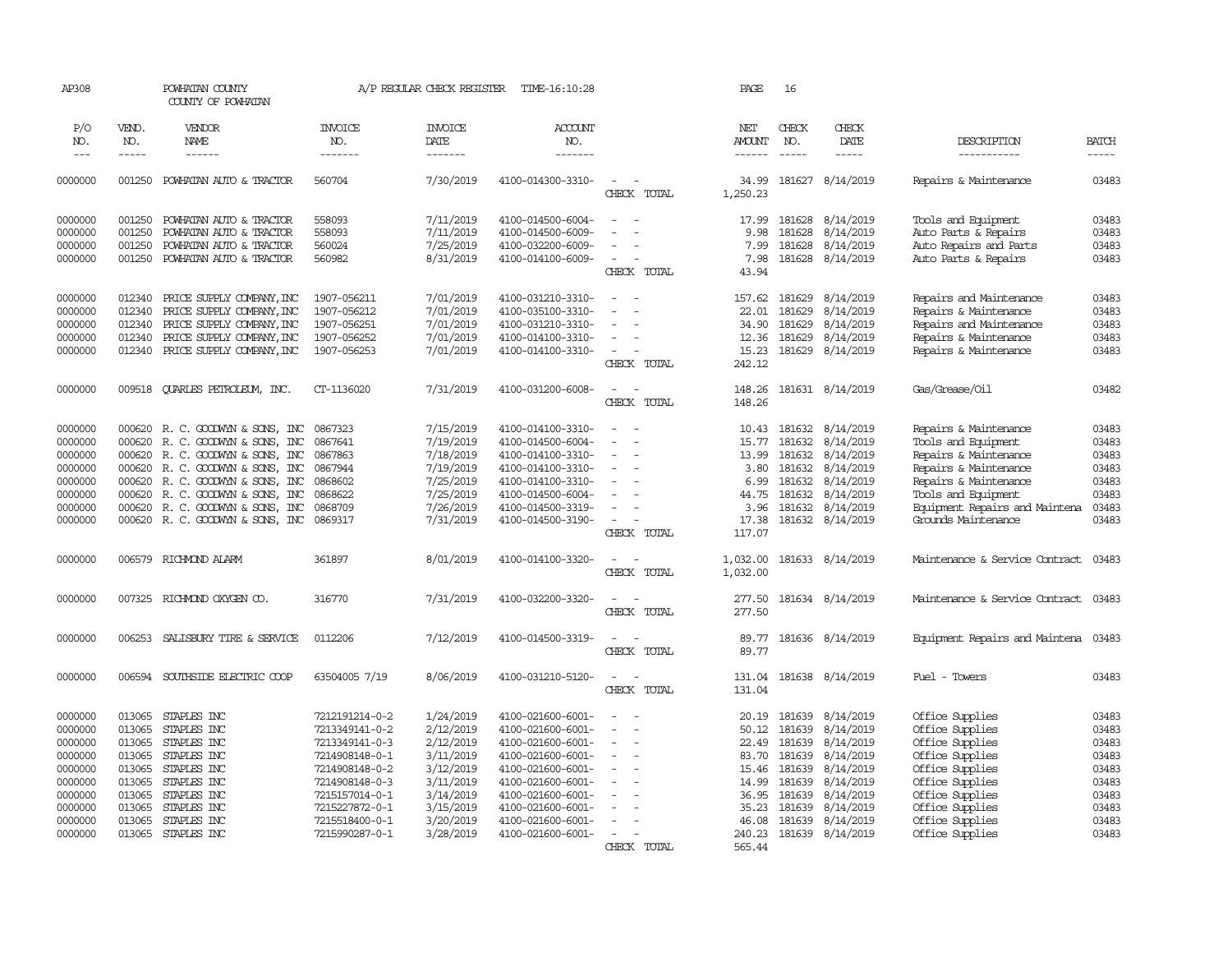AP308 POWHATAN COUNTY A/P REGULAR CHECK REGISTER TIME-16:10:28 PAGE 16

COUNTY OF POWHATAN

| P/O NO. | VEND. NO. | VENDOR NAME | INVOICE NO. | INVOICE DATE | ACCOUNT NO. | | NET AMOUNT | CHECK NO. | CHECK DATE | DESCRIPTION | BATCH |
|---|---|---|---|---|---|---|---|---|---|---|---|
| 0000000 | 001250 | POWHATAN AUTO & TRACTOR | 560704 | 7/30/2019 | 4100-014300-3310- | - - | 34.99 | 181627 | 8/14/2019 | Repairs & Maintenance | 03483 |
| | | | | | | CHECK TOTAL | 1,250.23 | | | | |
| 0000000 | 001250 | POWHATAN AUTO & TRACTOR | 558093 | 7/11/2019 | 4100-014500-6004- | - - | 17.99 | 181628 | 8/14/2019 | Tools and Equipment | 03483 |
| 0000000 | 001250 | POWHATAN AUTO & TRACTOR | 558093 | 7/11/2019 | 4100-014500-6009- | - - | 9.98 | 181628 | 8/14/2019 | Auto Parts & Repairs | 03483 |
| 0000000 | 001250 | POWHATAN AUTO & TRACTOR | 560024 | 7/25/2019 | 4100-032200-6009- | - - | 7.99 | 181628 | 8/14/2019 | Auto Repairs and Parts | 03483 |
| 0000000 | 001250 | POWHATAN AUTO & TRACTOR | 560982 | 8/31/2019 | 4100-014100-6009- | - - | 7.98 | 181628 | 8/14/2019 | Auto Parts & Repairs | 03483 |
| | | | | | | CHECK TOTAL | 43.94 | | | | |
| 0000000 | 012340 | PRICE SUPPLY COMPANY, INC | 1907-056211 | 7/01/2019 | 4100-031210-3310- | - - | 157.62 | 181629 | 8/14/2019 | Repairs and Maintenance | 03483 |
| 0000000 | 012340 | PRICE SUPPLY COMPANY, INC | 1907-056212 | 7/01/2019 | 4100-035100-3310- | - - | 22.01 | 181629 | 8/14/2019 | Repairs & Maintenance | 03483 |
| 0000000 | 012340 | PRICE SUPPLY COMPANY, INC | 1907-056251 | 7/01/2019 | 4100-031210-3310- | - - | 34.90 | 181629 | 8/14/2019 | Repairs and Maintenance | 03483 |
| 0000000 | 012340 | PRICE SUPPLY COMPANY, INC | 1907-056252 | 7/01/2019 | 4100-014100-3310- | - - | 12.36 | 181629 | 8/14/2019 | Repairs & Maintenance | 03483 |
| 0000000 | 012340 | PRICE SUPPLY COMPANY, INC | 1907-056253 | 7/01/2019 | 4100-014100-3310- | - - | 15.23 | 181629 | 8/14/2019 | Repairs & Maintenance | 03483 |
| | | | | | | CHECK TOTAL | 242.12 | | | | |
| 0000000 | 009518 | QUARLES PETROLEUM, INC. | CT-1136020 | 7/31/2019 | 4100-031200-6008- | - - | 148.26 | 181631 | 8/14/2019 | Gas/Grease/Oil | 03482 |
| | | | | | | CHECK TOTAL | 148.26 | | | | |
| 0000000 | 000620 | R. C. GOODWYN & SONS, INC | 0867323 | 7/15/2019 | 4100-014100-3310- | - - | 10.43 | 181632 | 8/14/2019 | Repairs & Maintenance | 03483 |
| 0000000 | 000620 | R. C. GOODWYN & SONS, INC | 0867641 | 7/19/2019 | 4100-014500-6004- | - - | 15.77 | 181632 | 8/14/2019 | Tools and Equipment | 03483 |
| 0000000 | 000620 | R. C. GOODWYN & SONS, INC | 0867863 | 7/18/2019 | 4100-014100-3310- | - - | 13.99 | 181632 | 8/14/2019 | Repairs & Maintenance | 03483 |
| 0000000 | 000620 | R. C. GOODWYN & SONS, INC | 0867944 | 7/19/2019 | 4100-014100-3310- | - - | 3.80 | 181632 | 8/14/2019 | Repairs & Maintenance | 03483 |
| 0000000 | 000620 | R. C. GOODWYN & SONS, INC | 0868602 | 7/25/2019 | 4100-014100-3310- | - - | 6.99 | 181632 | 8/14/2019 | Repairs & Maintenance | 03483 |
| 0000000 | 000620 | R. C. GOODWYN & SONS, INC | 0868622 | 7/25/2019 | 4100-014500-6004- | - - | 44.75 | 181632 | 8/14/2019 | Tools and Equipment | 03483 |
| 0000000 | 000620 | R. C. GOODWYN & SONS, INC | 0868709 | 7/26/2019 | 4100-014500-3319- | - - | 3.96 | 181632 | 8/14/2019 | Equipment Repairs and Maintena | 03483 |
| 0000000 | 000620 | R. C. GOODWYN & SONS, INC | 0869317 | 7/31/2019 | 4100-014500-3190- | - - | 17.38 | 181632 | 8/14/2019 | Grounds Maintenance | 03483 |
| | | | | | | CHECK TOTAL | 117.07 | | | | |
| 0000000 | 006579 | RICHMOND ALARM | 361897 | 8/01/2019 | 4100-014100-3320- | - - | 1,032.00 | 181633 | 8/14/2019 | Maintenance & Service Contract | 03483 |
| | | | | | | CHECK TOTAL | 1,032.00 | | | | |
| 0000000 | 007325 | RICHMOND OXYGEN CO. | 316770 | 7/31/2019 | 4100-032200-3320- | - - | 277.50 | 181634 | 8/14/2019 | Maintenance & Service Contract | 03483 |
| | | | | | | CHECK TOTAL | 277.50 | | | | |
| 0000000 | 006253 | SALISBURY TIRE & SERVICE | 0112206 | 7/12/2019 | 4100-014500-3319- | - - | 89.77 | 181636 | 8/14/2019 | Equipment Repairs and Maintena | 03483 |
| | | | | | | CHECK TOTAL | 89.77 | | | | |
| 0000000 | 006594 | SOUTHSIDE ELECTRIC COOP | 63504005 7/19 | 8/06/2019 | 4100-031210-5120- | - - | 131.04 | 181638 | 8/14/2019 | Fuel - Towers | 03483 |
| | | | | | | CHECK TOTAL | 131.04 | | | | |
| 0000000 | 013065 | STAPLES INC | 7212191214-0-2 | 1/24/2019 | 4100-021600-6001- | - - | 20.19 | 181639 | 8/14/2019 | Office Supplies | 03483 |
| 0000000 | 013065 | STAPLES INC | 7213349141-0-2 | 2/12/2019 | 4100-021600-6001- | - - | 50.12 | 181639 | 8/14/2019 | Office Supplies | 03483 |
| 0000000 | 013065 | STAPLES INC | 7213349141-0-3 | 2/12/2019 | 4100-021600-6001- | - - | 22.49 | 181639 | 8/14/2019 | Office Supplies | 03483 |
| 0000000 | 013065 | STAPLES INC | 7214908148-0-1 | 3/11/2019 | 4100-021600-6001- | - - | 83.70 | 181639 | 8/14/2019 | Office Supplies | 03483 |
| 0000000 | 013065 | STAPLES INC | 7214908148-0-2 | 3/12/2019 | 4100-021600-6001- | - - | 15.46 | 181639 | 8/14/2019 | Office Supplies | 03483 |
| 0000000 | 013065 | STAPLES INC | 7214908148-0-3 | 3/11/2019 | 4100-021600-6001- | - - | 14.99 | 181639 | 8/14/2019 | Office Supplies | 03483 |
| 0000000 | 013065 | STAPLES INC | 7215157014-0-1 | 3/14/2019 | 4100-021600-6001- | - - | 36.95 | 181639 | 8/14/2019 | Office Supplies | 03483 |
| 0000000 | 013065 | STAPLES INC | 7215227872-0-1 | 3/15/2019 | 4100-021600-6001- | - - | 35.23 | 181639 | 8/14/2019 | Office Supplies | 03483 |
| 0000000 | 013065 | STAPLES INC | 7215518400-0-1 | 3/20/2019 | 4100-021600-6001- | - - | 46.08 | 181639 | 8/14/2019 | Office Supplies | 03483 |
| 0000000 | 013065 | STAPLES INC | 7215990287-0-1 | 3/28/2019 | 4100-021600-6001- | - - | 240.23 | 181639 | 8/14/2019 | Office Supplies | 03483 |
| | | | | | | CHECK TOTAL | 565.44 | | | | |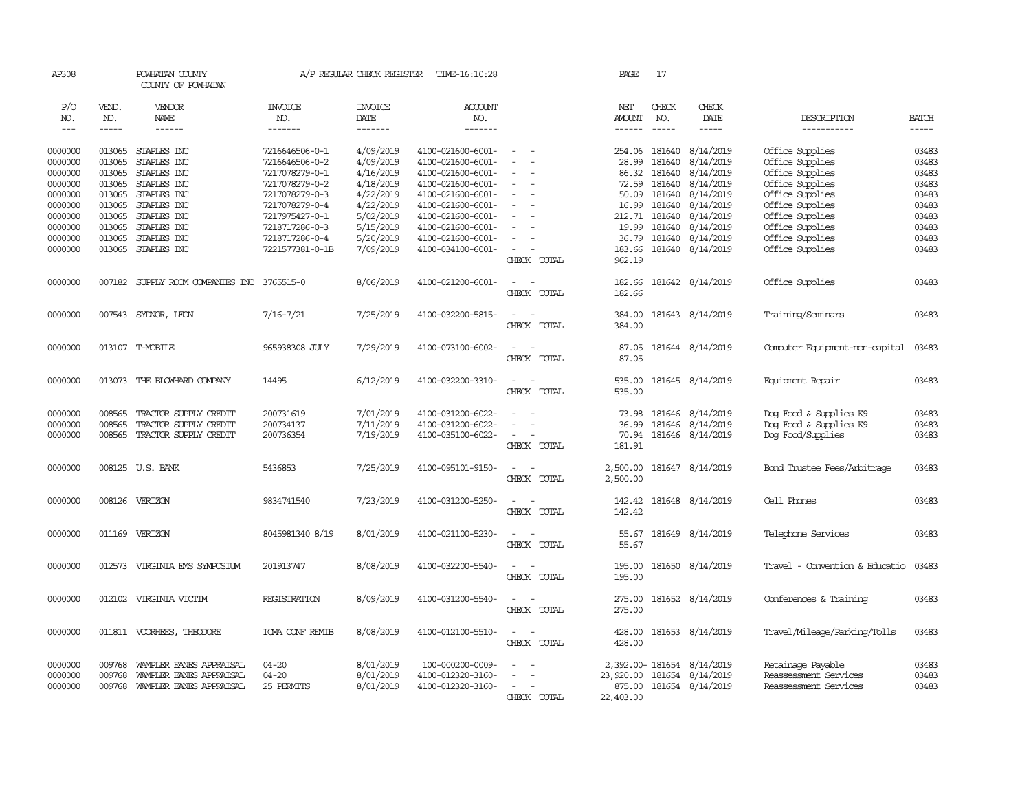AP308 POWHATAN COUNTY A/P REGULAR CHECK REGISTER TIME-16:10:28 PAGE 17

COUNTY OF POWHATAN

| P/O NO. | VEND. NO. | VENDOR NAME | INVOICE NO. | INVOICE DATE | ACCOUNT NO. | | NET AMOUNT | CHECK NO. | CHECK DATE | DESCRIPTION | BATCH |
|---|---|---|---|---|---|---|---|---|---|---|---|
| --- | ----- | ------ | ------- | ------- | ------- | | ------ | ----- | ----- | ----------- | ----- |
| 0000000 | 013065 | STAPLES INC | 7216646506-0-1 | 4/09/2019 | 4100-021600-6001- | - - | 254.06 | 181640 | 8/14/2019 | Office Supplies | 03483 |
| 0000000 | 013065 | STAPLES INC | 7216646506-0-2 | 4/09/2019 | 4100-021600-6001- | - - | 28.99 | 181640 | 8/14/2019 | Office Supplies | 03483 |
| 0000000 | 013065 | STAPLES INC | 7217078279-0-1 | 4/16/2019 | 4100-021600-6001- | - - | 86.32 | 181640 | 8/14/2019 | Office Supplies | 03483 |
| 0000000 | 013065 | STAPLES INC | 7217078279-0-2 | 4/18/2019 | 4100-021600-6001- | - - | 72.59 | 181640 | 8/14/2019 | Office Supplies | 03483 |
| 0000000 | 013065 | STAPLES INC | 7217078279-0-3 | 4/22/2019 | 4100-021600-6001- | - - | 50.09 | 181640 | 8/14/2019 | Office Supplies | 03483 |
| 0000000 | 013065 | STAPLES INC | 7217078279-0-4 | 4/22/2019 | 4100-021600-6001- | - - | 16.99 | 181640 | 8/14/2019 | Office Supplies | 03483 |
| 0000000 | 013065 | STAPLES INC | 7217975427-0-1 | 5/02/2019 | 4100-021600-6001- | - - | 212.71 | 181640 | 8/14/2019 | Office Supplies | 03483 |
| 0000000 | 013065 | STAPLES INC | 7218717286-0-3 | 5/15/2019 | 4100-021600-6001- | - - | 19.99 | 181640 | 8/14/2019 | Office Supplies | 03483 |
| 0000000 | 013065 | STAPLES INC | 7218717286-0-4 | 5/20/2019 | 4100-021600-6001- | - - | 36.79 | 181640 | 8/14/2019 | Office Supplies | 03483 |
| 0000000 | 013065 | STAPLES INC | 7221577381-0-1B | 7/09/2019 | 4100-034100-6001- | - - | 183.66 | 181640 | 8/14/2019 | Office Supplies | 03483 |
| | | | | | | CHECK TOTAL | 962.19 | | | | |
| 0000000 | 007182 | SUPPLY ROOM COMPANIES INC | 3765515-0 | 8/06/2019 | 4100-021200-6001- | - - | 182.66 | 181642 | 8/14/2019 | Office Supplies | 03483 |
| | | | | | | CHECK TOTAL | 182.66 | | | | |
| 0000000 | 007543 | SYDNOR, LEON | 7/16-7/21 | 7/25/2019 | 4100-032200-5815- | - - | 384.00 | 181643 | 8/14/2019 | Training/Seminars | 03483 |
| | | | | | | CHECK TOTAL | 384.00 | | | | |
| 0000000 | 013107 | T-MOBILE | 965938308 JULY | 7/29/2019 | 4100-073100-6002- | - - | 87.05 | 181644 | 8/14/2019 | Computer Equipment-non-capital | 03483 |
| | | | | | | CHECK TOTAL | 87.05 | | | | |
| 0000000 | 013073 | THE BLOWHARD COMPANY | 14495 | 6/12/2019 | 4100-032200-3310- | - - | 535.00 | 181645 | 8/14/2019 | Equipment Repair | 03483 |
| | | | | | | CHECK TOTAL | 535.00 | | | | |
| 0000000 | 008565 | TRACTOR SUPPLY CREDIT | 200731619 | 7/01/2019 | 4100-031200-6022- | - - | 73.98 | 181646 | 8/14/2019 | Dog Food & Supplies K9 | 03483 |
| 0000000 | 008565 | TRACTOR SUPPLY CREDIT | 200734137 | 7/11/2019 | 4100-031200-6022- | - - | 36.99 | 181646 | 8/14/2019 | Dog Food & Supplies K9 | 03483 |
| 0000000 | 008565 | TRACTOR SUPPLY CREDIT | 200736354 | 7/19/2019 | 4100-035100-6022- | - - | 70.94 | 181646 | 8/14/2019 | Dog Food/Supplies | 03483 |
| | | | | | | CHECK TOTAL | 181.91 | | | | |
| 0000000 | 008125 | U.S. BANK | 5436853 | 7/25/2019 | 4100-095101-9150- | - - | 2,500.00 | 181647 | 8/14/2019 | Bond Trustee Fees/Arbitrage | 03483 |
| | | | | | | CHECK TOTAL | 2,500.00 | | | | |
| 0000000 | 008126 | VERIZON | 9834741540 | 7/23/2019 | 4100-031200-5250- | - - | 142.42 | 181648 | 8/14/2019 | Cell Phones | 03483 |
| | | | | | | CHECK TOTAL | 142.42 | | | | |
| 0000000 | 011169 | VERIZON | 8045981340 8/19 | 8/01/2019 | 4100-021100-5230- | - - | 55.67 | 181649 | 8/14/2019 | Telephone Services | 03483 |
| | | | | | | CHECK TOTAL | 55.67 | | | | |
| 0000000 | 012573 | VIRGINIA EMS SYMPOSIUM | 201913747 | 8/08/2019 | 4100-032200-5540- | - - | 195.00 | 181650 | 8/14/2019 | Travel - Convention & Educatio | 03483 |
| | | | | | | CHECK TOTAL | 195.00 | | | | |
| 0000000 | 012102 | VIRGINIA VICTIM | REGISTRATION | 8/09/2019 | 4100-031200-5540- | - - | 275.00 | 181652 | 8/14/2019 | Conferences & Training | 03483 |
| | | | | | | CHECK TOTAL | 275.00 | | | | |
| 0000000 | 011811 | VOORHEES, THEODORE | ICMA CONF REMIB | 8/08/2019 | 4100-012100-5510- | - - | 428.00 | 181653 | 8/14/2019 | Travel/Mileage/Parking/Tolls | 03483 |
| | | | | | | CHECK TOTAL | 428.00 | | | | |
| 0000000 | 009768 | WAMPLER EANES APPRAISAL | 04-20 | 8/01/2019 | 100-000200-0009- | - - | 2,392.00- | 181654 | 8/14/2019 | Retainage Payable | 03483 |
| 0000000 | 009768 | WAMPLER EANES APPRAISAL | 04-20 | 8/01/2019 | 4100-012320-3160- | - - | 23,920.00 | 181654 | 8/14/2019 | Reassessment Services | 03483 |
| 0000000 | 009768 | WAMPLER EANES APPRAISAL | 25 PERMITS | 8/01/2019 | 4100-012320-3160- | - - | 875.00 | 181654 | 8/14/2019 | Reassessment Services | 03483 |
| | | | | | | CHECK TOTAL | 22,403.00 | | | | |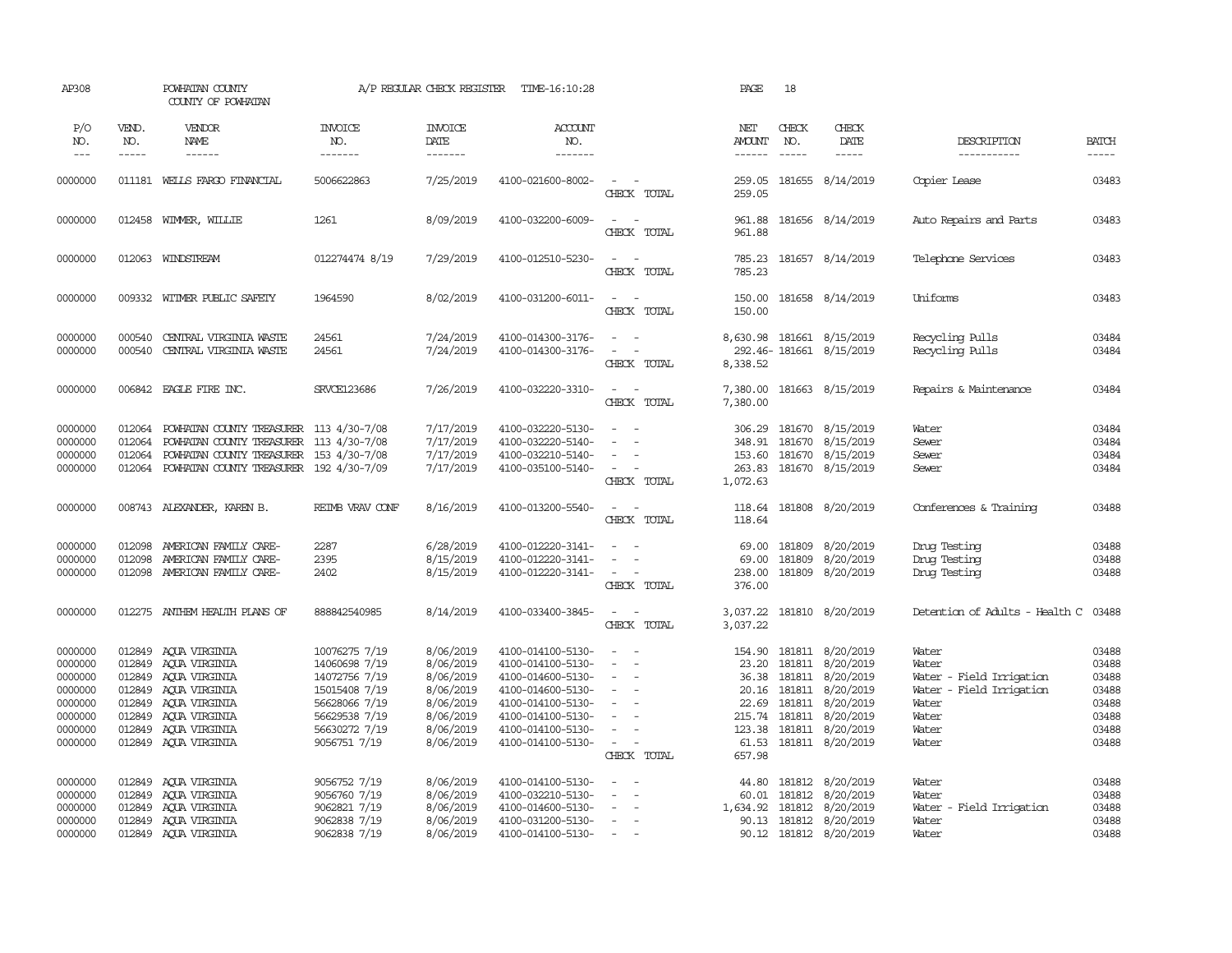AP308 POWHATAN COUNTY A/P REGULAR CHECK REGISTER TIME-16:10:28 PAGE 18

COUNTY OF POWHATAN

| P/O NO. | VEND. NO. | VENDOR NAME | INVOICE NO. | INVOICE DATE | ACCOUNT NO. | | NET AMOUNT | CHECK NO. | CHECK DATE | DESCRIPTION | BATCH |
|---|---|---|---|---|---|---|---|---|---|---|---|
| 0000000 | 011181 | WELLS FARGO FINANCIAL | 5006622863 | 7/25/2019 | 4100-021600-8002- | - - | 259.05 | 181655 | 8/14/2019 | Copier Lease | 03483 |
| | | | | | | CHECK TOTAL | 259.05 | | | | |
| 0000000 | 012458 | WIMMER, WILLIE | 1261 | 8/09/2019 | 4100-032200-6009- | - - | 961.88 | 181656 | 8/14/2019 | Auto Repairs and Parts | 03483 |
| | | | | | | CHECK TOTAL | 961.88 | | | | |
| 0000000 | 012063 | WINDSTREAM | 012274474 8/19 | 7/29/2019 | 4100-012510-5230- | - - | 785.23 | 181657 | 8/14/2019 | Telephone Services | 03483 |
| | | | | | | CHECK TOTAL | 785.23 | | | | |
| 0000000 | 009332 | WITMER PUBLIC SAFETY | 1964590 | 8/02/2019 | 4100-031200-6011- | - - | 150.00 | 181658 | 8/14/2019 | Uniforms | 03483 |
| | | | | | | CHECK TOTAL | 150.00 | | | | |
| 0000000 | 000540 | CENTRAL VIRGINIA WASTE | 24561 | 7/24/2019 | 4100-014300-3176- | - - | 8,630.98 | 181661 | 8/15/2019 | Recycling Pulls | 03484 |
| 0000000 | 000540 | CENTRAL VIRGINIA WASTE | 24561 | 7/24/2019 | 4100-014300-3176- | - - | 292.46- | 181661 | 8/15/2019 | Recycling Pulls | 03484 |
| | | | | | | CHECK TOTAL | 8,338.52 | | | | |
| 0000000 | 006842 | EAGLE FIRE INC. | SRVCE123686 | 7/26/2019 | 4100-032220-3310- | - - | 7,380.00 | 181663 | 8/15/2019 | Repairs & Maintenance | 03484 |
| | | | | | | CHECK TOTAL | 7,380.00 | | | | |
| 0000000 | 012064 | POWHATAN COUNTY TREASURER | 113 4/30-7/08 | 7/17/2019 | 4100-032220-5130- | - - | 306.29 | 181670 | 8/15/2019 | Water | 03484 |
| 0000000 | 012064 | POWHATAN COUNTY TREASURER | 113 4/30-7/08 | 7/17/2019 | 4100-032220-5140- | - - | 348.91 | 181670 | 8/15/2019 | Sewer | 03484 |
| 0000000 | 012064 | POWHATAN COUNTY TREASURER | 153 4/30-7/08 | 7/17/2019 | 4100-032210-5140- | - - | 153.60 | 181670 | 8/15/2019 | Sewer | 03484 |
| 0000000 | 012064 | POWHATAN COUNTY TREASURER | 192 4/30-7/09 | 7/17/2019 | 4100-035100-5140- | - - | 263.83 | 181670 | 8/15/2019 | Sewer | 03484 |
| | | | | | | CHECK TOTAL | 1,072.63 | | | | |
| 0000000 | 008743 | ALEXANDER, KAREN B. | REIMB VRAV CONF | 8/16/2019 | 4100-013200-5540- | - - | 118.64 | 181808 | 8/20/2019 | Conferences & Training | 03488 |
| | | | | | | CHECK TOTAL | 118.64 | | | | |
| 0000000 | 012098 | AMERICAN FAMILY CARE- | 2287 | 6/28/2019 | 4100-012220-3141- | - - | 69.00 | 181809 | 8/20/2019 | Drug Testing | 03488 |
| 0000000 | 012098 | AMERICAN FAMILY CARE- | 2395 | 8/15/2019 | 4100-012220-3141- | - - | 69.00 | 181809 | 8/20/2019 | Drug Testing | 03488 |
| 0000000 | 012098 | AMERICAN FAMILY CARE- | 2402 | 8/15/2019 | 4100-012220-3141- | - - | 238.00 | 181809 | 8/20/2019 | Drug Testing | 03488 |
| | | | | | | CHECK TOTAL | 376.00 | | | | |
| 0000000 | 012275 | ANTHEM HEALTH PLANS OF | 888842540985 | 8/14/2019 | 4100-033400-3845- | - - | 3,037.22 | 181810 | 8/20/2019 | Detention of Adults - Health C | 03488 |
| | | | | | | CHECK TOTAL | 3,037.22 | | | | |
| 0000000 | 012849 | AQUA VIRGINIA | 10076275 7/19 | 8/06/2019 | 4100-014100-5130- | - - | 154.90 | 181811 | 8/20/2019 | Water | 03488 |
| 0000000 | 012849 | AQUA VIRGINIA | 14060698 7/19 | 8/06/2019 | 4100-014100-5130- | - - | 23.20 | 181811 | 8/20/2019 | Water | 03488 |
| 0000000 | 012849 | AQUA VIRGINIA | 14072756 7/19 | 8/06/2019 | 4100-014600-5130- | - - | 36.38 | 181811 | 8/20/2019 | Water - Field Irrigation | 03488 |
| 0000000 | 012849 | AQUA VIRGINIA | 15015408 7/19 | 8/06/2019 | 4100-014600-5130- | - - | 20.16 | 181811 | 8/20/2019 | Water - Field Irrigation | 03488 |
| 0000000 | 012849 | AQUA VIRGINIA | 56628066 7/19 | 8/06/2019 | 4100-014100-5130- | - - | 22.69 | 181811 | 8/20/2019 | Water | 03488 |
| 0000000 | 012849 | AQUA VIRGINIA | 56629538 7/19 | 8/06/2019 | 4100-014100-5130- | - - | 215.74 | 181811 | 8/20/2019 | Water | 03488 |
| 0000000 | 012849 | AQUA VIRGINIA | 56630272 7/19 | 8/06/2019 | 4100-014100-5130- | - - | 123.38 | 181811 | 8/20/2019 | Water | 03488 |
| 0000000 | 012849 | AQUA VIRGINIA | 9056751 7/19 | 8/06/2019 | 4100-014100-5130- | - - | 61.53 | 181811 | 8/20/2019 | Water | 03488 |
| | | | | | | CHECK TOTAL | 657.98 | | | | |
| 0000000 | 012849 | AQUA VIRGINIA | 9056752 7/19 | 8/06/2019 | 4100-014100-5130- | - - | 44.80 | 181812 | 8/20/2019 | Water | 03488 |
| 0000000 | 012849 | AQUA VIRGINIA | 9056760 7/19 | 8/06/2019 | 4100-032210-5130- | - - | 60.01 | 181812 | 8/20/2019 | Water | 03488 |
| 0000000 | 012849 | AQUA VIRGINIA | 9062821 7/19 | 8/06/2019 | 4100-014600-5130- | - - | 1,634.92 | 181812 | 8/20/2019 | Water - Field Irrigation | 03488 |
| 0000000 | 012849 | AQUA VIRGINIA | 9062838 7/19 | 8/06/2019 | 4100-031200-5130- | - - | 90.13 | 181812 | 8/20/2019 | Water | 03488 |
| 0000000 | 012849 | AQUA VIRGINIA | 9062838 7/19 | 8/06/2019 | 4100-014100-5130- | - - | 90.12 | 181812 | 8/20/2019 | Water | 03488 |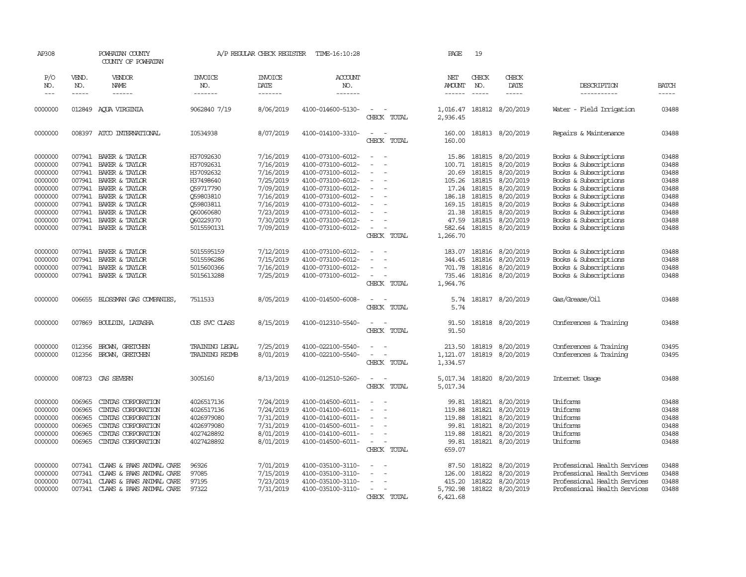AP308 POWHATAN COUNTY A/P REGULAR CHECK REGISTER TIME-16:10:28 PAGE 19
COUNTY OF POWHATAN

| P/O NO. | VEND. NO. | VENDOR NAME | INVOICE NO. | INVOICE DATE | ACCOUNT NO. | | NET AMOUNT | CHECK NO. | CHECK DATE | DESCRIPTION | BATCH |
|---|---|---|---|---|---|---|---|---|---|---|---|
| --- | ----- | ------ | ------- | ------- | ------- | | ------ | ----- | ----- | ----------- | ----- |
| 0000000 | 012849 | AQUA VIRGINIA | 9062840 7/19 | 8/06/2019 | 4100-014600-5130- | - - | 1,016.47 | 181812 | 8/20/2019 | Water - Field Irrigation | 03488 |
| | | | | | | CHECK TOTAL | 2,936.45 | | | | |
| 0000000 | 008397 | ATCO INTERNATIONAL | I0534938 | 8/07/2019 | 4100-014100-3310- | - - | 160.00 | 181813 | 8/20/2019 | Repairs & Maintenance | 03488 |
| | | | | | | CHECK TOTAL | 160.00 | | | | |
| 0000000 | 007941 | BAKER & TAYLOR | H37092630 | 7/16/2019 | 4100-073100-6012- | - - | 15.86 | 181815 | 8/20/2019 | Books & Subscriptions | 03488 |
| 0000000 | 007941 | BAKER & TAYLOR | H37092631 | 7/16/2019 | 4100-073100-6012- | - - | 100.71 | 181815 | 8/20/2019 | Books & Subscriptions | 03488 |
| 0000000 | 007941 | BAKER & TAYLOR | H37092632 | 7/16/2019 | 4100-073100-6012- | - - | 20.69 | 181815 | 8/20/2019 | Books & Subscriptions | 03488 |
| 0000000 | 007941 | BAKER & TAYLOR | H37498640 | 7/25/2019 | 4100-073100-6012- | - - | 105.26 | 181815 | 8/20/2019 | Books & Subscriptions | 03488 |
| 0000000 | 007941 | BAKER & TAYLOR | Q59717790 | 7/09/2019 | 4100-073100-6012- | - - | 17.24 | 181815 | 8/20/2019 | Books & Subscriptions | 03488 |
| 0000000 | 007941 | BAKER & TAYLOR | Q59803810 | 7/16/2019 | 4100-073100-6012- | - - | 186.18 | 181815 | 8/20/2019 | Books & Subscriptions | 03488 |
| 0000000 | 007941 | BAKER & TAYLOR | Q59803811 | 7/16/2019 | 4100-073100-6012- | - - | 169.15 | 181815 | 8/20/2019 | Books & Subscriptions | 03488 |
| 0000000 | 007941 | BAKER & TAYLOR | Q60060680 | 7/23/2019 | 4100-073100-6012- | - - | 21.38 | 181815 | 8/20/2019 | Books & Subscriptions | 03488 |
| 0000000 | 007941 | BAKER & TAYLOR | Q60229370 | 7/30/2019 | 4100-073100-6012- | - - | 47.59 | 181815 | 8/20/2019 | Books & Subscriptions | 03488 |
| 0000000 | 007941 | BAKER & TAYLOR | 5015590131 | 7/09/2019 | 4100-073100-6012- | - - | 582.64 | 181815 | 8/20/2019 | Books & Subscriptions | 03488 |
| | | | | | | CHECK TOTAL | 1,266.70 | | | | |
| 0000000 | 007941 | BAKER & TAYLOR | 5015595159 | 7/12/2019 | 4100-073100-6012- | - - | 183.07 | 181816 | 8/20/2019 | Books & Subscriptions | 03488 |
| 0000000 | 007941 | BAKER & TAYLOR | 5015596286 | 7/15/2019 | 4100-073100-6012- | - - | 344.45 | 181816 | 8/20/2019 | Books & Subscriptions | 03488 |
| 0000000 | 007941 | BAKER & TAYLOR | 5015600366 | 7/16/2019 | 4100-073100-6012- | - - | 701.78 | 181816 | 8/20/2019 | Books & Subscriptions | 03488 |
| 0000000 | 007941 | BAKER & TAYLOR | 5015613288 | 7/25/2019 | 4100-073100-6012- | - - | 735.46 | 181816 | 8/20/2019 | Books & Subscriptions | 03488 |
| | | | | | | CHECK TOTAL | 1,964.76 | | | | |
| 0000000 | 006655 | BLOSSMAN GAS COMPANIES, | 7511533 | 8/05/2019 | 4100-014500-6008- | - - | 5.74 | 181817 | 8/20/2019 | Gas/Grease/Oil | 03488 |
| | | | | | | CHECK TOTAL | 5.74 | | | | |
| 0000000 | 007869 | BOULDIN, LATASHA | CUS SVC CLASS | 8/15/2019 | 4100-012310-5540- | - - | 91.50 | 181818 | 8/20/2019 | Conferences & Training | 03488 |
| | | | | | | CHECK TOTAL | 91.50 | | | | |
| 0000000 | 012356 | BROWN, GRETCHEN | TRAINING LEGAL | 7/25/2019 | 4100-022100-5540- | - - | 213.50 | 181819 | 8/20/2019 | Conferences & Training | 03495 |
| 0000000 | 012356 | BROWN, GRETCHEN | TRAINING REIMB | 8/01/2019 | 4100-022100-5540- | - - | 1,121.07 | 181819 | 8/20/2019 | Conferences & Training | 03495 |
| | | | | | | CHECK TOTAL | 1,334.57 | | | | |
| 0000000 | 008723 | CAS SEVERN | 3005160 | 8/13/2019 | 4100-012510-5260- | - - | 5,017.34 | 181820 | 8/20/2019 | Internet Usage | 03488 |
| | | | | | | CHECK TOTAL | 5,017.34 | | | | |
| 0000000 | 006965 | CINTAS CORPORATION | 4026517136 | 7/24/2019 | 4100-014500-6011- | - - | 99.81 | 181821 | 8/20/2019 | Uniforms | 03488 |
| 0000000 | 006965 | CINTAS CORPORATION | 4026517136 | 7/24/2019 | 4100-014100-6011- | - - | 119.88 | 181821 | 8/20/2019 | Uniforms | 03488 |
| 0000000 | 006965 | CINTAS CORPORATION | 4026979080 | 7/31/2019 | 4100-014100-6011- | - - | 119.88 | 181821 | 8/20/2019 | Uniforms | 03488 |
| 0000000 | 006965 | CINTAS CORPORATION | 4026979080 | 7/31/2019 | 4100-014500-6011- | - - | 99.81 | 181821 | 8/20/2019 | Uniforms | 03488 |
| 0000000 | 006965 | CINTAS CORPORATION | 4027428892 | 8/01/2019 | 4100-014100-6011- | - - | 119.88 | 181821 | 8/20/2019 | Uniforms | 03488 |
| 0000000 | 006965 | CINTAS CORPORATION | 4027428892 | 8/01/2019 | 4100-014500-6011- | - - | 99.81 | 181821 | 8/20/2019 | Uniforms | 03488 |
| | | | | | | CHECK TOTAL | 659.07 | | | | |
| 0000000 | 007341 | CLAWS & PAWS ANIMAL CARE | 96926 | 7/01/2019 | 4100-035100-3110- | - - | 87.50 | 181822 | 8/20/2019 | Professional Health Services | 03488 |
| 0000000 | 007341 | CLAWS & PAWS ANIMAL CARE | 97085 | 7/15/2019 | 4100-035100-3110- | - - | 126.00 | 181822 | 8/20/2019 | Professional Health Services | 03488 |
| 0000000 | 007341 | CLAWS & PAWS ANIMAL CARE | 97195 | 7/23/2019 | 4100-035100-3110- | - - | 415.20 | 181822 | 8/20/2019 | Professional Health Services | 03488 |
| 0000000 | 007341 | CLAWS & PAWS ANIMAL CARE | 97322 | 7/31/2019 | 4100-035100-3110- | - - | 5,792.98 | 181822 | 8/20/2019 | Professional Health Services | 03488 |
| | | | | | | CHECK TOTAL | 6,421.68 | | | | |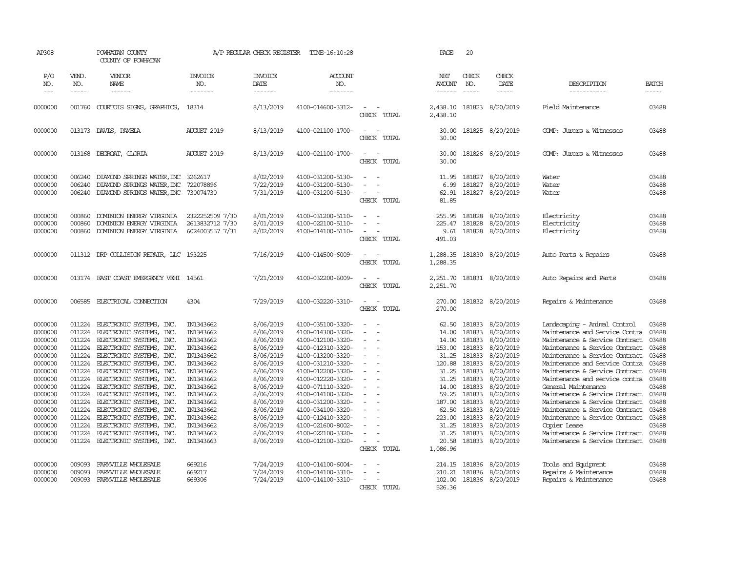AP308 POWHATAN COUNTY A/P REGULAR CHECK REGISTER TIME-16:10:28 PAGE 20

COUNTY OF POWHATAN

| P/O NO. | VEND. NO. | VENDOR NAME | INVOICE NO. | INVOICE DATE | ACCOUNT NO. | | NET AMOUNT | CHECK NO. | CHECK DATE | DESCRIPTION | BATCH |
|---|---|---|---|---|---|---|---|---|---|---|---|
| 0000000 | 001760 | COURTOIS SIGNS, GRAPHICS, | 18314 | 8/13/2019 | 4100-014600-3312- | - - | 2,438.10 | 181823 | 8/20/2019 | Field Maintenance | 03488 |
| | | | | | | CHECK TOTAL | 2,438.10 | | | | |
| 0000000 | 013173 | DAVIS, PAMELA | AUGUST 2019 | 8/13/2019 | 4100-021100-1700- | - - | 30.00 | 181825 | 8/20/2019 | COMP: Jurors & Witnesses | 03488 |
| | | | | | | CHECK TOTAL | 30.00 | | | | |
| 0000000 | 013168 | DEGROAT, GLORIA | AUGUST 2019 | 8/13/2019 | 4100-021100-1700- | - - | 30.00 | 181826 | 8/20/2019 | COMP: Jurors & Witnesses | 03488 |
| | | | | | | CHECK TOTAL | 30.00 | | | | |
| 0000000 | 006240 | DIAMOND SPRINGS WATER, INC | 3262617 | 8/02/2019 | 4100-031200-5130- | - - | 11.95 | 181827 | 8/20/2019 | Water | 03488 |
| 0000000 | 006240 | DIAMOND SPRINGS WATER, INC | 722078896 | 7/22/2019 | 4100-031200-5130- | - - | 6.99 | 181827 | 8/20/2019 | Water | 03488 |
| 0000000 | 006240 | DIAMOND SPRINGS WATER, INC | 730074730 | 7/31/2019 | 4100-031200-5130- | - - | 62.91 | 181827 | 8/20/2019 | Water | 03488 |
| | | | | | | CHECK TOTAL | 81.85 | | | | |
| 0000000 | 000860 | DOMINION ENERGY VIRGINIA | 2322252509 7/30 | 8/01/2019 | 4100-031200-5110- | - - | 255.95 | 181828 | 8/20/2019 | Electricity | 03488 |
| 0000000 | 000860 | DOMINION ENERGY VIRGINIA | 2613832712 7/30 | 8/01/2019 | 4100-022100-5110- | - - | 225.47 | 181828 | 8/20/2019 | Electricity | 03488 |
| 0000000 | 000860 | DOMINION ENERGY VIRGINIA | 6024003557 7/31 | 8/02/2019 | 4100-014100-5110- | - - | 9.61 | 181828 | 8/20/2019 | Electricity | 03488 |
| | | | | | | CHECK TOTAL | 491.03 | | | | |
| 0000000 | 011312 | DRP COLLISION REPAIR, LLC | 193225 | 7/16/2019 | 4100-014500-6009- | - - | 1,288.35 | 181830 | 8/20/2019 | Auto Parts & Repairs | 03488 |
| | | | | | | CHECK TOTAL | 1,288.35 | | | | |
| 0000000 | 013174 | EAST COAST EMERGENCY VEHI | 14561 | 7/21/2019 | 4100-032200-6009- | - - | 2,251.70 | 181831 | 8/20/2019 | Auto Repairs and Parts | 03488 |
| | | | | | | CHECK TOTAL | 2,251.70 | | | | |
| 0000000 | 006585 | ELECTRICAL CONNECTION | 4304 | 7/29/2019 | 4100-032220-3310- | - - | 270.00 | 181832 | 8/20/2019 | Repairs & Maintenance | 03488 |
| | | | | | | CHECK TOTAL | 270.00 | | | | |
| 0000000 | 011224 | ELECTRONIC SYSTEMS, INC. | IN1343662 | 8/06/2019 | 4100-035100-3320- | - - | 62.50 | 181833 | 8/20/2019 | Landscaping - Animal Control | 03488 |
| 0000000 | 011224 | ELECTRONIC SYSTEMS, INC. | IN1343662 | 8/06/2019 | 4100-014300-3320- | - - | 14.00 | 181833 | 8/20/2019 | Maintenance and Service Contra | 03488 |
| 0000000 | 011224 | ELECTRONIC SYSTEMS, INC. | IN1343662 | 8/06/2019 | 4100-012100-3320- | - - | 14.00 | 181833 | 8/20/2019 | Maintenance & Service Contract | 03488 |
| 0000000 | 011224 | ELECTRONIC SYSTEMS, INC. | IN1343662 | 8/06/2019 | 4100-012310-3320- | - - | 153.00 | 181833 | 8/20/2019 | Maintenance & Service Contract | 03488 |
| 0000000 | 011224 | ELECTRONIC SYSTEMS, INC. | IN1343662 | 8/06/2019 | 4100-013200-3320- | - - | 31.25 | 181833 | 8/20/2019 | Maintenance & Service Contract | 03488 |
| 0000000 | 011224 | ELECTRONIC SYSTEMS, INC. | IN1343662 | 8/06/2019 | 4100-031210-3320- | - - | 120.88 | 181833 | 8/20/2019 | Maintenance and Service Contra | 03488 |
| 0000000 | 011224 | ELECTRONIC SYSTEMS, INC. | IN1343662 | 8/06/2019 | 4100-012200-3320- | - - | 31.25 | 181833 | 8/20/2019 | Maintenance & Service Contract | 03488 |
| 0000000 | 011224 | ELECTRONIC SYSTEMS, INC. | IN1343662 | 8/06/2019 | 4100-012220-3320- | - - | 31.25 | 181833 | 8/20/2019 | Maintenance and service contra | 03488 |
| 0000000 | 011224 | ELECTRONIC SYSTEMS, INC. | IN1343662 | 8/06/2019 | 4100-071110-3320- | - - | 14.00 | 181833 | 8/20/2019 | General Maintenance | 03488 |
| 0000000 | 011224 | ELECTRONIC SYSTEMS, INC. | IN1343662 | 8/06/2019 | 4100-014100-3320- | - - | 59.25 | 181833 | 8/20/2019 | Maintenance & Service Contract | 03488 |
| 0000000 | 011224 | ELECTRONIC SYSTEMS, INC. | IN1343662 | 8/06/2019 | 4100-031200-3320- | - - | 187.00 | 181833 | 8/20/2019 | Maintenance & Service Contract | 03488 |
| 0000000 | 011224 | ELECTRONIC SYSTEMS, INC. | IN1343662 | 8/06/2019 | 4100-034100-3320- | - - | 62.50 | 181833 | 8/20/2019 | Maintenance & Service Contract | 03488 |
| 0000000 | 011224 | ELECTRONIC SYSTEMS, INC. | IN1343662 | 8/06/2019 | 4100-012410-3320- | - - | 223.00 | 181833 | 8/20/2019 | Maintenance & Service Contract | 03488 |
| 0000000 | 011224 | ELECTRONIC SYSTEMS, INC. | IN1343662 | 8/06/2019 | 4100-021600-8002- | - - | 31.25 | 181833 | 8/20/2019 | Copier Lease | 03488 |
| 0000000 | 011224 | ELECTRONIC SYSTEMS, INC. | IN1343662 | 8/06/2019 | 4100-022100-3320- | - - | 31.25 | 181833 | 8/20/2019 | Maintenance & Service Contract | 03488 |
| 0000000 | 011224 | ELECTRONIC SYSTEMS, INC. | IN1343663 | 8/06/2019 | 4100-012100-3320- | - - | 20.58 | 181833 | 8/20/2019 | Maintenance & Service Contract | 03488 |
| | | | | | | CHECK TOTAL | 1,086.96 | | | | |
| 0000000 | 009093 | FARMVILLE WHOLESALE | 669216 | 7/24/2019 | 4100-014100-6004- | - - | 214.15 | 181836 | 8/20/2019 | Tools and Equipment | 03488 |
| 0000000 | 009093 | FARMVILLE WHOLESALE | 669217 | 7/24/2019 | 4100-014100-3310- | - - | 210.21 | 181836 | 8/20/2019 | Repairs & Maintenance | 03488 |
| 0000000 | 009093 | FARMVILLE WHOLESALE | 669306 | 7/24/2019 | 4100-014100-3310- | - - | 102.00 | 181836 | 8/20/2019 | Repairs & Maintenance | 03488 |
| | | | | | | CHECK TOTAL | 526.36 | | | | |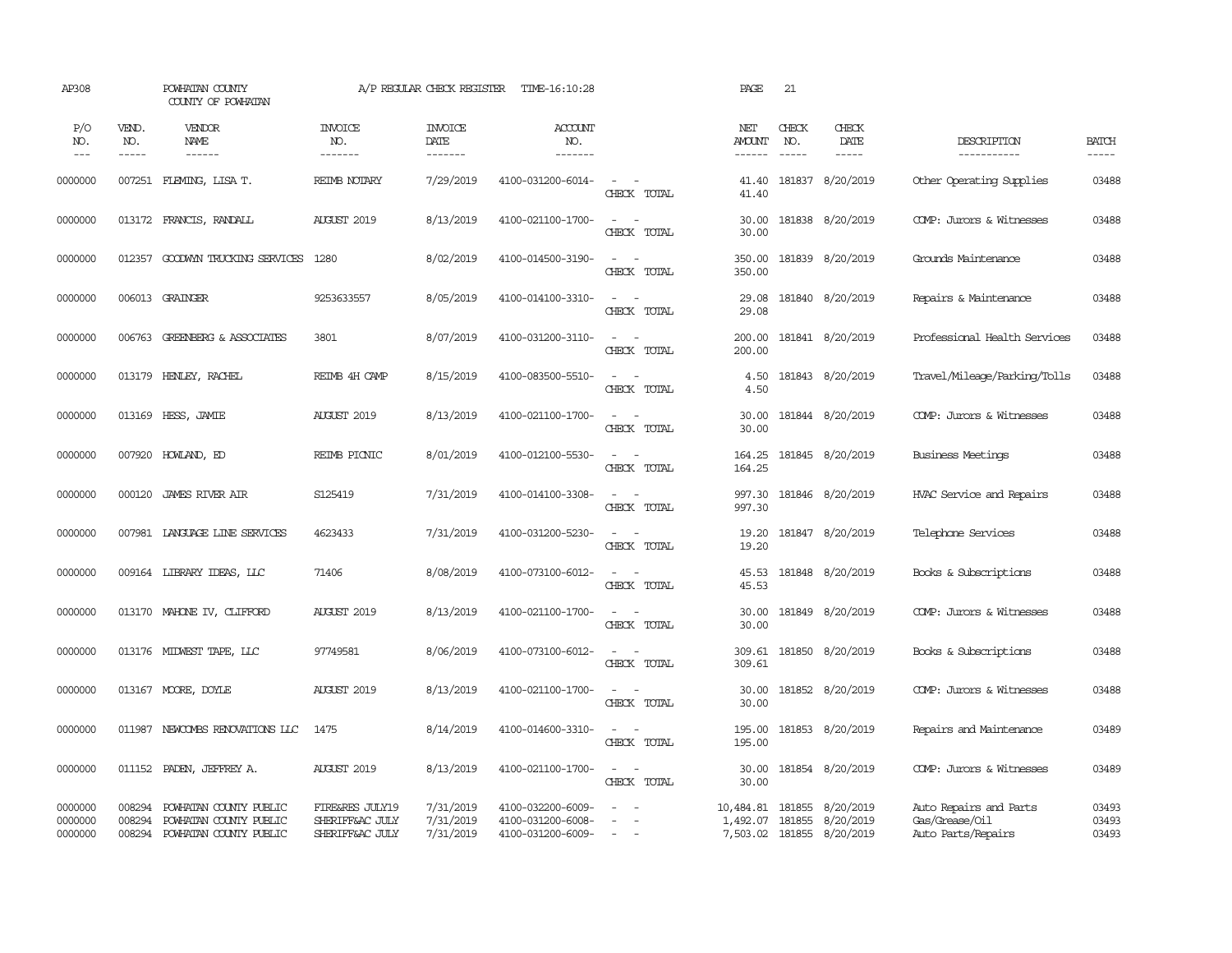AP308 POWHATAN COUNTY A/P REGULAR CHECK REGISTER TIME-16:10:28 PAGE 21

COUNTY OF POWHATAN

| P/O NO. | VEND. NO. | VENDOR NAME | INVOICE NO. | INVOICE DATE | ACCOUNT NO. | | NET AMOUNT | CHECK NO. | CHECK DATE | DESCRIPTION | BATCH |
|---|---|---|---|---|---|---|---|---|---|---|---|
| --- | ----- | ------ | ------- | ------- | ------- | | ------ | ----- | ----- | ----------- | ----- |
| 0000000 | 007251 | FLEMING, LISA T. | REIMB NOTARY | 7/29/2019 | 4100-031200-6014- | - - | 41.40 | 181837 | 8/20/2019 | Other Operating Supplies | 03488 |
| | | | | | | CHECK TOTAL | 41.40 | | | | |
| 0000000 | 013172 | FRANCIS, RANDALL | AUGUST 2019 | 8/13/2019 | 4100-021100-1700- | - - | 30.00 | 181838 | 8/20/2019 | COMP: Jurors & Witnesses | 03488 |
| | | | | | | CHECK TOTAL | 30.00 | | | | |
| 0000000 | 012357 | GOODWYN TRUCKING SERVICES | 1280 | 8/02/2019 | 4100-014500-3190- | - - | 350.00 | 181839 | 8/20/2019 | Grounds Maintenance | 03488 |
| | | | | | | CHECK TOTAL | 350.00 | | | | |
| 0000000 | 006013 | GRAINGER | 9253633557 | 8/05/2019 | 4100-014100-3310- | - - | 29.08 | 181840 | 8/20/2019 | Repairs & Maintenance | 03488 |
| | | | | | | CHECK TOTAL | 29.08 | | | | |
| 0000000 | 006763 | GREENBERG & ASSOCIATES | 3801 | 8/07/2019 | 4100-031200-3110- | - - | 200.00 | 181841 | 8/20/2019 | Professional Health Services | 03488 |
| | | | | | | CHECK TOTAL | 200.00 | | | | |
| 0000000 | 013179 | HENLEY, RACHEL | REIMB 4H CAMP | 8/15/2019 | 4100-083500-5510- | - - | 4.50 | 181843 | 8/20/2019 | Travel/Mileage/Parking/Tolls | 03488 |
| | | | | | | CHECK TOTAL | 4.50 | | | | |
| 0000000 | 013169 | HESS, JAMIE | AUGUST 2019 | 8/13/2019 | 4100-021100-1700- | - - | 30.00 | 181844 | 8/20/2019 | COMP: Jurors & Witnesses | 03488 |
| | | | | | | CHECK TOTAL | 30.00 | | | | |
| 0000000 | 007920 | HOWLAND, ED | REIMB PICNIC | 8/01/2019 | 4100-012100-5530- | - - | 164.25 | 181845 | 8/20/2019 | Business Meetings | 03488 |
| | | | | | | CHECK TOTAL | 164.25 | | | | |
| 0000000 | 000120 | JAMES RIVER AIR | S125419 | 7/31/2019 | 4100-014100-3308- | - - | 997.30 | 181846 | 8/20/2019 | HVAC Service and Repairs | 03488 |
| | | | | | | CHECK TOTAL | 997.30 | | | | |
| 0000000 | 007981 | LANGUAGE LINE SERVICES | 4623433 | 7/31/2019 | 4100-031200-5230- | - - | 19.20 | 181847 | 8/20/2019 | Telephone Services | 03488 |
| | | | | | | CHECK TOTAL | 19.20 | | | | |
| 0000000 | 009164 | LIBRARY IDEAS, LLC | 71406 | 8/08/2019 | 4100-073100-6012- | - - | 45.53 | 181848 | 8/20/2019 | Books & Subscriptions | 03488 |
| | | | | | | CHECK TOTAL | 45.53 | | | | |
| 0000000 | 013170 | MAHONE IV, CLIFFORD | AUGUST 2019 | 8/13/2019 | 4100-021100-1700- | - - | 30.00 | 181849 | 8/20/2019 | COMP: Jurors & Witnesses | 03488 |
| | | | | | | CHECK TOTAL | 30.00 | | | | |
| 0000000 | 013176 | MIDWEST TAPE, LLC | 97749581 | 8/06/2019 | 4100-073100-6012- | - - | 309.61 | 181850 | 8/20/2019 | Books & Subscriptions | 03488 |
| | | | | | | CHECK TOTAL | 309.61 | | | | |
| 0000000 | 013167 | MOORE, DOYLE | AUGUST 2019 | 8/13/2019 | 4100-021100-1700- | - - | 30.00 | 181852 | 8/20/2019 | COMP: Jurors & Witnesses | 03488 |
| | | | | | | CHECK TOTAL | 30.00 | | | | |
| 0000000 | 011987 | NEWCOMBS RENOVATIONS LLC | 1475 | 8/14/2019 | 4100-014600-3310- | - - | 195.00 | 181853 | 8/20/2019 | Repairs and Maintenance | 03489 |
| | | | | | | CHECK TOTAL | 195.00 | | | | |
| 0000000 | 011152 | PADEN, JEFFREY A. | AUGUST 2019 | 8/13/2019 | 4100-021100-1700- | - - | 30.00 | 181854 | 8/20/2019 | COMP: Jurors & Witnesses | 03489 |
| | | | | | | CHECK TOTAL | 30.00 | | | | |
| 0000000 | 008294 | POWHATAN COUNTY PUBLIC | FIRE&RES JULY19 | 7/31/2019 | 4100-032200-6009- | - - | 10,484.81 | 181855 | 8/20/2019 | Auto Repairs and Parts | 03493 |
| 0000000 | 008294 | POWHATAN COUNTY PUBLIC | SHERIFF&AC JULY | 7/31/2019 | 4100-031200-6008- | - - | 1,492.07 | 181855 | 8/20/2019 | Gas/Grease/Oil | 03493 |
| 0000000 | 008294 | POWHATAN COUNTY PUBLIC | SHERIFF&AC JULY | 7/31/2019 | 4100-031200-6009- | - - | 7,503.02 | 181855 | 8/20/2019 | Auto Parts/Repairs | 03493 |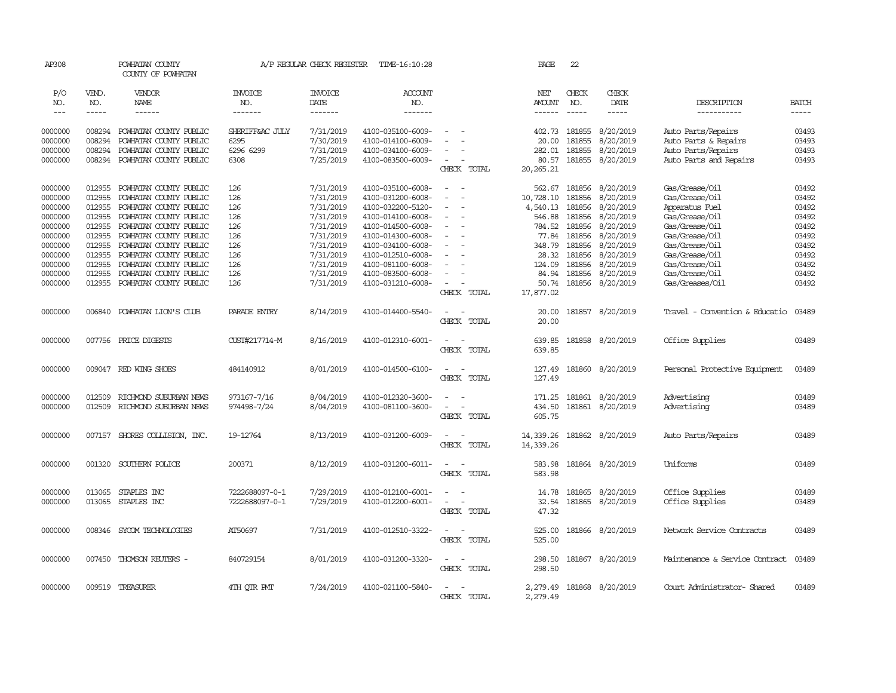AP308 POWHATAN COUNTY A/P REGULAR CHECK REGISTER TIME-16:10:28 PAGE 22

COUNTY OF POWHATAN

| P/O NO. | VEND. NO. | VENDOR NAME | INVOICE NO. | INVOICE DATE | ACCOUNT NO. | | NET AMOUNT | CHECK NO. | CHECK DATE | DESCRIPTION | BATCH |
|---|---|---|---|---|---|---|---|---|---|---|---|
| --- | ----- | ------ | ------- | ------- | ------- | | ------ | ----- | ----- | ----------- | ----- |
| 0000000 | 008294 | POWHATAN COUNTY PUBLIC | SHERIFF&AC JULY | 7/31/2019 | 4100-035100-6009- | - - | 402.73 | 181855 | 8/20/2019 | Auto Parts/Repairs | 03493 |
| 0000000 | 008294 | POWHATAN COUNTY PUBLIC | 6295 | 7/30/2019 | 4100-014100-6009- | - - | 20.00 | 181855 | 8/20/2019 | Auto Parts & Repairs | 03493 |
| 0000000 | 008294 | POWHATAN COUNTY PUBLIC | 6296 6299 | 7/31/2019 | 4100-034100-6009- | - - | 282.01 | 181855 | 8/20/2019 | Auto Parts/Repairs | 03493 |
| 0000000 | 008294 | POWHATAN COUNTY PUBLIC | 6308 | 7/25/2019 | 4100-083500-6009- | - - | 80.57 | 181855 | 8/20/2019 | Auto Parts and Repairs | 03493 |
| | | | | | | CHECK TOTAL | 20,265.21 | | | | |
| 0000000 | 012955 | POWHATAN COUNTY PUBLIC | 126 | 7/31/2019 | 4100-035100-6008- | - - | 562.67 | 181856 | 8/20/2019 | Gas/Grease/Oil | 03492 |
| 0000000 | 012955 | POWHATAN COUNTY PUBLIC | 126 | 7/31/2019 | 4100-031200-6008- | - - | 10,728.10 | 181856 | 8/20/2019 | Gas/Grease/Oil | 03492 |
| 0000000 | 012955 | POWHATAN COUNTY PUBLIC | 126 | 7/31/2019 | 4100-032200-5120- | - - | 4,540.13 | 181856 | 8/20/2019 | Apparatus Fuel | 03492 |
| 0000000 | 012955 | POWHATAN COUNTY PUBLIC | 126 | 7/31/2019 | 4100-014100-6008- | - - | 546.88 | 181856 | 8/20/2019 | Gas/Grease/Oil | 03492 |
| 0000000 | 012955 | POWHATAN COUNTY PUBLIC | 126 | 7/31/2019 | 4100-014500-6008- | - - | 784.52 | 181856 | 8/20/2019 | Gas/Grease/Oil | 03492 |
| 0000000 | 012955 | POWHATAN COUNTY PUBLIC | 126 | 7/31/2019 | 4100-014300-6008- | - - | 77.84 | 181856 | 8/20/2019 | Gas/Grease/Oil | 03492 |
| 0000000 | 012955 | POWHATAN COUNTY PUBLIC | 126 | 7/31/2019 | 4100-034100-6008- | - - | 348.79 | 181856 | 8/20/2019 | Gas/Grease/Oil | 03492 |
| 0000000 | 012955 | POWHATAN COUNTY PUBLIC | 126 | 7/31/2019 | 4100-012510-6008- | - - | 28.32 | 181856 | 8/20/2019 | Gas/Grease/Oil | 03492 |
| 0000000 | 012955 | POWHATAN COUNTY PUBLIC | 126 | 7/31/2019 | 4100-081100-6008- | - - | 124.09 | 181856 | 8/20/2019 | Gas/Grease/Oil | 03492 |
| 0000000 | 012955 | POWHATAN COUNTY PUBLIC | 126 | 7/31/2019 | 4100-083500-6008- | - - | 84.94 | 181856 | 8/20/2019 | Gas/Grease/Oil | 03492 |
| 0000000 | 012955 | POWHATAN COUNTY PUBLIC | 126 | 7/31/2019 | 4100-031210-6008- | - - | 50.74 | 181856 | 8/20/2019 | Gas/Greases/Oil | 03492 |
| | | | | | | CHECK TOTAL | 17,877.02 | | | | |
| 0000000 | 006840 | POWHATAN LION'S CLUB | PARADE ENTRY | 8/14/2019 | 4100-014400-5540- | - - | 20.00 | 181857 | 8/20/2019 | Travel - Convention & Educatio | 03489 |
| | | | | | | CHECK TOTAL | 20.00 | | | | |
| 0000000 | 007756 | PRICE DIGESTS | CUST#217714-M | 8/16/2019 | 4100-012310-6001- | - - | 639.85 | 181858 | 8/20/2019 | Office Supplies | 03489 |
| | | | | | | CHECK TOTAL | 639.85 | | | | |
| 0000000 | 009047 | RED WING SHOES | 484140912 | 8/01/2019 | 4100-014500-6100- | - - | 127.49 | 181860 | 8/20/2019 | Personal Protective Equipment | 03489 |
| | | | | | | CHECK TOTAL | 127.49 | | | | |
| 0000000 | 012509 | RICHMOND SUBURBAN NEWS | 973167-7/16 | 8/04/2019 | 4100-012320-3600- | - - | 171.25 | 181861 | 8/20/2019 | Advertising | 03489 |
| 0000000 | 012509 | RICHMOND SUBURBAN NEWS | 974498-7/24 | 8/04/2019 | 4100-081100-3600- | - - | 434.50 | 181861 | 8/20/2019 | Advertising | 03489 |
| | | | | | | CHECK TOTAL | 605.75 | | | | |
| 0000000 | 007157 | SHORES COLLISION, INC. | 19-12764 | 8/13/2019 | 4100-031200-6009- | - - | 14,339.26 | 181862 | 8/20/2019 | Auto Parts/Repairs | 03489 |
| | | | | | | CHECK TOTAL | 14,339.26 | | | | |
| 0000000 | 001320 | SOUTHERN POLICE | 200371 | 8/12/2019 | 4100-031200-6011- | - - | 583.98 | 181864 | 8/20/2019 | Uniforms | 03489 |
| | | | | | | CHECK TOTAL | 583.98 | | | | |
| 0000000 | 013065 | STAPLES INC | 7222688097-0-1 | 7/29/2019 | 4100-012100-6001- | - - | 14.78 | 181865 | 8/20/2019 | Office Supplies | 03489 |
| 0000000 | 013065 | STAPLES INC | 7222688097-0-1 | 7/29/2019 | 4100-012200-6001- | - - | 32.54 | 181865 | 8/20/2019 | Office Supplies | 03489 |
| | | | | | | CHECK TOTAL | 47.32 | | | | |
| 0000000 | 008346 | SYCOM TECHNOLOGIES | AT50697 | 7/31/2019 | 4100-012510-3322- | - - | 525.00 | 181866 | 8/20/2019 | Network Service Contracts | 03489 |
| | | | | | | CHECK TOTAL | 525.00 | | | | |
| 0000000 | 007450 | THOMSON REUTERS - | 840729154 | 8/01/2019 | 4100-031200-3320- | - - | 298.50 | 181867 | 8/20/2019 | Maintenance & Service Contract | 03489 |
| | | | | | | CHECK TOTAL | 298.50 | | | | |
| 0000000 | 009519 | TREASURER | 4TH QTR PMT | 7/24/2019 | 4100-021100-5840- | - - | 2,279.49 | 181868 | 8/20/2019 | Court Administrator- Shared | 03489 |
| | | | | | | CHECK TOTAL | 2,279.49 | | | | |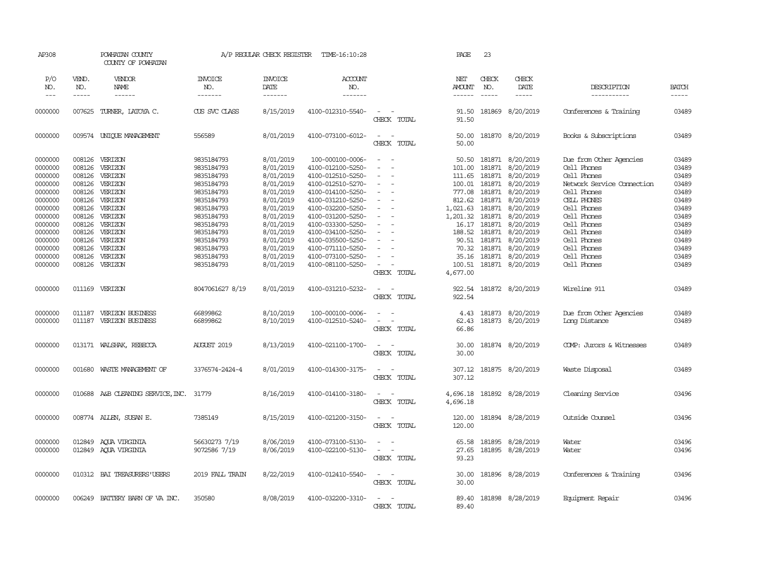AP308 POWHATAN COUNTY A/P REGULAR CHECK REGISTER TIME-16:10:28 PAGE 23
COUNTY OF POWHATAN

| P/O NO. | VEND. NO. | VENDOR NAME | INVOICE NO. | INVOICE DATE | ACCOUNT NO. | | NET AMOUNT | CHECK NO. | CHECK DATE | DESCRIPTION | BATCH |
|---|---|---|---|---|---|---|---|---|---|---|---|
| 0000000 | 007625 | TURNER, LATOYA C. | CUS SVC CLASS | 8/15/2019 | 4100-012310-5540- | - - | 91.50 | 181869 | 8/20/2019 | Conferences & Training | 03489 |
| | | | | | | CHECK TOTAL | 91.50 | | | | |
| 0000000 | 009574 | UNIQUE MANAGEMENT | 556589 | 8/01/2019 | 4100-073100-6012- | - - | 50.00 | 181870 | 8/20/2019 | Books & Subscriptions | 03489 |
| | | | | | | CHECK TOTAL | 50.00 | | | | |
| 0000000 | 008126 | VERIZON | 9835184793 | 8/01/2019 | 100-000100-0006- | - - | 50.50 | 181871 | 8/20/2019 | Due from Other Agencies | 03489 |
| 0000000 | 008126 | VERIZON | 9835184793 | 8/01/2019 | 4100-012100-5250- | - - | 101.00 | 181871 | 8/20/2019 | Cell Phones | 03489 |
| 0000000 | 008126 | VERIZON | 9835184793 | 8/01/2019 | 4100-012510-5250- | - - | 111.65 | 181871 | 8/20/2019 | Cell Phones | 03489 |
| 0000000 | 008126 | VERIZON | 9835184793 | 8/01/2019 | 4100-012510-5270- | - - | 100.01 | 181871 | 8/20/2019 | Network Service Connection | 03489 |
| 0000000 | 008126 | VERIZON | 9835184793 | 8/01/2019 | 4100-014100-5250- | - - | 777.08 | 181871 | 8/20/2019 | Cell Phones | 03489 |
| 0000000 | 008126 | VERIZON | 9835184793 | 8/01/2019 | 4100-031210-5250- | - - | 812.62 | 181871 | 8/20/2019 | CELL PHONES | 03489 |
| 0000000 | 008126 | VERIZON | 9835184793 | 8/01/2019 | 4100-032200-5250- | - - | 1,021.63 | 181871 | 8/20/2019 | Cell Phones | 03489 |
| 0000000 | 008126 | VERIZON | 9835184793 | 8/01/2019 | 4100-031200-5250- | - - | 1,201.32 | 181871 | 8/20/2019 | Cell Phones | 03489 |
| 0000000 | 008126 | VERIZON | 9835184793 | 8/01/2019 | 4100-033300-5250- | - - | 16.17 | 181871 | 8/20/2019 | Cell Phones | 03489 |
| 0000000 | 008126 | VERIZON | 9835184793 | 8/01/2019 | 4100-034100-5250- | - - | 188.52 | 181871 | 8/20/2019 | Cell Phones | 03489 |
| 0000000 | 008126 | VERIZON | 9835184793 | 8/01/2019 | 4100-035500-5250- | - - | 90.51 | 181871 | 8/20/2019 | Cell Phones | 03489 |
| 0000000 | 008126 | VERIZON | 9835184793 | 8/01/2019 | 4100-071110-5250- | - - | 70.32 | 181871 | 8/20/2019 | Cell Phones | 03489 |
| 0000000 | 008126 | VERIZON | 9835184793 | 8/01/2019 | 4100-073100-5250- | - - | 35.16 | 181871 | 8/20/2019 | Cell Phones | 03489 |
| 0000000 | 008126 | VERIZON | 9835184793 | 8/01/2019 | 4100-081100-5250- | - - | 100.51 | 181871 | 8/20/2019 | Cell Phones | 03489 |
| | | | | | | CHECK TOTAL | 4,677.00 | | | | |
| 0000000 | 011169 | VERIZON | 8047061627 8/19 | 8/01/2019 | 4100-031210-5232- | - - | 922.54 | 181872 | 8/20/2019 | Wireline 911 | 03489 |
| | | | | | | CHECK TOTAL | 922.54 | | | | |
| 0000000 | 011187 | VERIZON BUSINESS | 66899862 | 8/10/2019 | 100-000100-0006- | - - | 4.43 | 181873 | 8/20/2019 | Due from Other Agencies | 03489 |
| 0000000 | 011187 | VERIZON BUSINESS | 66899862 | 8/10/2019 | 4100-012510-5240- | - - | 62.43 | 181873 | 8/20/2019 | Long Distance | 03489 |
| | | | | | | CHECK TOTAL | 66.86 | | | | |
| 0000000 | 013171 | WALSHAK, REBECCA | AUGUST 2019 | 8/13/2019 | 4100-021100-1700- | - - | 30.00 | 181874 | 8/20/2019 | COMP: Jurors & Witnesses | 03489 |
| | | | | | | CHECK TOTAL | 30.00 | | | | |
| 0000000 | 001680 | WASTE MANAGEMENT OF | 3376574-2424-4 | 8/01/2019 | 4100-014300-3175- | - - | 307.12 | 181875 | 8/20/2019 | Waste Disposal | 03489 |
| | | | | | | CHECK TOTAL | 307.12 | | | | |
| 0000000 | 010688 | A&B CLEANING SERVICE,INC. | 31779 | 8/16/2019 | 4100-014100-3180- | - - | 4,696.18 | 181892 | 8/28/2019 | Cleaning Service | 03496 |
| | | | | | | CHECK TOTAL | 4,696.18 | | | | |
| 0000000 | 008774 | ALLEN, SUSAN E. | 7385149 | 8/15/2019 | 4100-021200-3150- | - - | 120.00 | 181894 | 8/28/2019 | Outside Counsel | 03496 |
| | | | | | | CHECK TOTAL | 120.00 | | | | |
| 0000000 | 012849 | AQUA VIRGINIA | 56630273 7/19 | 8/06/2019 | 4100-073100-5130- | - - | 65.58 | 181895 | 8/28/2019 | Water | 03496 |
| 0000000 | 012849 | AQUA VIRGINIA | 9072586 7/19 | 8/06/2019 | 4100-022100-5130- | - - | 27.65 | 181895 | 8/28/2019 | Water | 03496 |
| | | | | | | CHECK TOTAL | 93.23 | | | | |
| 0000000 | 010312 | BAI TREASURERS'USERS | 2019 FALL TRAIN | 8/22/2019 | 4100-012410-5540- | - - | 30.00 | 181896 | 8/28/2019 | Conferences & Training | 03496 |
| | | | | | | CHECK TOTAL | 30.00 | | | | |
| 0000000 | 006249 | BATTERY BARN OF VA INC. | 350580 | 8/08/2019 | 4100-032200-3310- | - - | 89.40 | 181898 | 8/28/2019 | Equipment Repair | 03496 |
| | | | | | | CHECK TOTAL | 89.40 | | | | |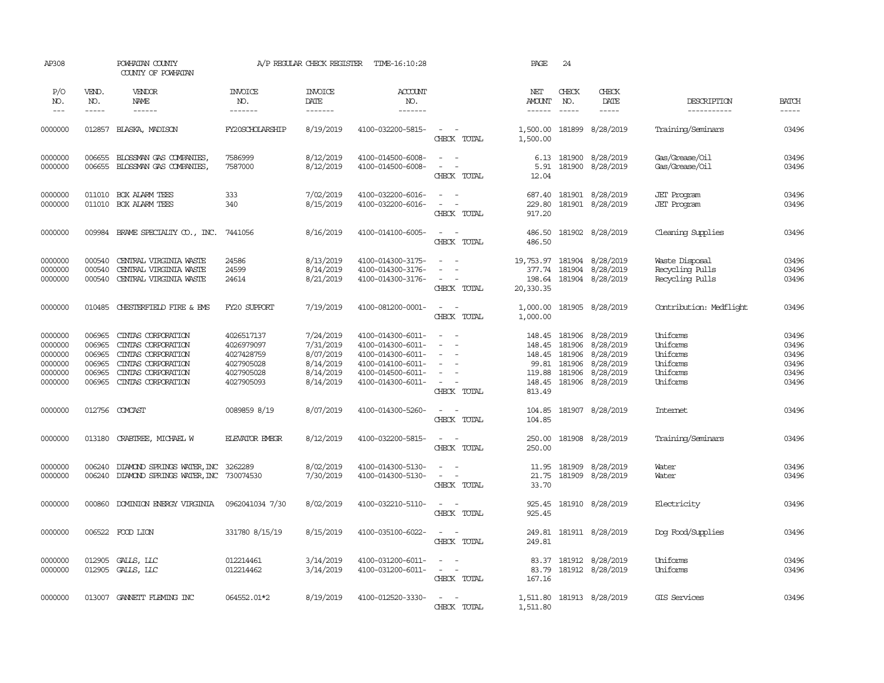AP308 POWHATAN COUNTY A/P REGULAR CHECK REGISTER TIME-16:10:28 PAGE 24

COUNTY OF POWHATAN

| P/O NO. | VEND. NO. | VENDOR NAME | INVOICE NO. | INVOICE DATE | ACCOUNT NO. | | NET AMOUNT | CHECK NO. | CHECK DATE | DESCRIPTION | BATCH |
|---|---|---|---|---|---|---|---|---|---|---|---|
| 0000000 | 012857 | BLASKA, MADISON | FY20SCHOLARSHIP | 8/19/2019 | 4100-032200-5815- | - - | 1,500.00 | 181899 | 8/28/2019 | Training/Seminars | 03496 |
| | | | | | | CHECK TOTAL | 1,500.00 | | | | |
| 0000000 | 006655 | BLOSSMAN GAS COMPANIES, | 7586999 | 8/12/2019 | 4100-014500-6008- | - - | 6.13 | 181900 | 8/28/2019 | Gas/Grease/Oil | 03496 |
| 0000000 | 006655 | BLOSSMAN GAS COMPANIES, | 7587000 | 8/12/2019 | 4100-014500-6008- | - - | 5.91 | 181900 | 8/28/2019 | Gas/Grease/Oil | 03496 |
| | | | | | | CHECK TOTAL | 12.04 | | | | |
| 0000000 | 011010 | BOX ALARM TEES | 333 | 7/02/2019 | 4100-032200-6016- | - - | 687.40 | 181901 | 8/28/2019 | JET Program | 03496 |
| 0000000 | 011010 | BOX ALARM TEES | 340 | 8/15/2019 | 4100-032200-6016- | - - | 229.80 | 181901 | 8/28/2019 | JET Program | 03496 |
| | | | | | | CHECK TOTAL | 917.20 | | | | |
| 0000000 | 009984 | BRAME SPECIALTY CO., INC. | 7441056 | 8/16/2019 | 4100-014100-6005- | - - | 486.50 | 181902 | 8/28/2019 | Cleaning Supplies | 03496 |
| | | | | | | CHECK TOTAL | 486.50 | | | | |
| 0000000 | 000540 | CENTRAL VIRGINIA WASTE | 24586 | 8/13/2019 | 4100-014300-3175- | - - | 19,753.97 | 181904 | 8/28/2019 | Waste Disposal | 03496 |
| 0000000 | 000540 | CENTRAL VIRGINIA WASTE | 24599 | 8/14/2019 | 4100-014300-3176- | - - | 377.74 | 181904 | 8/28/2019 | Recycling Pulls | 03496 |
| 0000000 | 000540 | CENTRAL VIRGINIA WASTE | 24614 | 8/21/2019 | 4100-014300-3176- | - - | 198.64 | 181904 | 8/28/2019 | Recycling Pulls | 03496 |
| | | | | | | CHECK TOTAL | 20,330.35 | | | | |
| 0000000 | 010485 | CHESTERFIELD FIRE & EMS | FY20 SUPPORT | 7/19/2019 | 4100-081200-0001- | - - | 1,000.00 | 181905 | 8/28/2019 | Contribution: Medflight | 03496 |
| | | | | | | CHECK TOTAL | 1,000.00 | | | | |
| 0000000 | 006965 | CINTAS CORPORATION | 4026517137 | 7/24/2019 | 4100-014300-6011- | - - | 148.45 | 181906 | 8/28/2019 | Uniforms | 03496 |
| 0000000 | 006965 | CINTAS CORPORATION | 4026979097 | 7/31/2019 | 4100-014300-6011- | - - | 148.45 | 181906 | 8/28/2019 | Uniforms | 03496 |
| 0000000 | 006965 | CINTAS CORPORATION | 4027428759 | 8/07/2019 | 4100-014300-6011- | - - | 148.45 | 181906 | 8/28/2019 | Uniforms | 03496 |
| 0000000 | 006965 | CINTAS CORPORATION | 4027905028 | 8/14/2019 | 4100-014100-6011- | - - | 99.81 | 181906 | 8/28/2019 | Uniforms | 03496 |
| 0000000 | 006965 | CINTAS CORPORATION | 4027905028 | 8/14/2019 | 4100-014500-6011- | - - | 119.88 | 181906 | 8/28/2019 | Uniforms | 03496 |
| 0000000 | 006965 | CINTAS CORPORATION | 4027905093 | 8/14/2019 | 4100-014300-6011- | - - | 148.45 | 181906 | 8/28/2019 | Uniforms | 03496 |
| | | | | | | CHECK TOTAL | 813.49 | | | | |
| 0000000 | 012756 | COMCAST | 0089859 8/19 | 8/07/2019 | 4100-014300-5260- | - - | 104.85 | 181907 | 8/28/2019 | Internet | 03496 |
| | | | | | | CHECK TOTAL | 104.85 | | | | |
| 0000000 | 013180 | CRABTREE, MICHAEL W | ELEVATOR EMEGR | 8/12/2019 | 4100-032200-5815- | - - | 250.00 | 181908 | 8/28/2019 | Training/Seminars | 03496 |
| | | | | | | CHECK TOTAL | 250.00 | | | | |
| 0000000 | 006240 | DIAMOND SPRINGS WATER,INC | 3262289 | 8/02/2019 | 4100-014300-5130- | - - | 11.95 | 181909 | 8/28/2019 | Water | 03496 |
| 0000000 | 006240 | DIAMOND SPRINGS WATER,INC | 730074530 | 7/30/2019 | 4100-014300-5130- | - - | 21.75 | 181909 | 8/28/2019 | Water | 03496 |
| | | | | | | CHECK TOTAL | 33.70 | | | | |
| 0000000 | 000860 | DOMINION ENERGY VIRGINIA | 0962041034 7/30 | 8/02/2019 | 4100-032210-5110- | - - | 925.45 | 181910 | 8/28/2019 | Electricity | 03496 |
| | | | | | | CHECK TOTAL | 925.45 | | | | |
| 0000000 | 006522 | FOOD LION | 331780 8/15/19 | 8/15/2019 | 4100-035100-6022- | - - | 249.81 | 181911 | 8/28/2019 | Dog Food/Supplies | 03496 |
| | | | | | | CHECK TOTAL | 249.81 | | | | |
| 0000000 | 012905 | GALLS, LLC | 012214461 | 3/14/2019 | 4100-031200-6011- | - - | 83.37 | 181912 | 8/28/2019 | Uniforms | 03496 |
| 0000000 | 012905 | GALLS, LLC | 012214462 | 3/14/2019 | 4100-031200-6011- | - - | 83.79 | 181912 | 8/28/2019 | Uniforms | 03496 |
| | | | | | | CHECK TOTAL | 167.16 | | | | |
| 0000000 | 013007 | GANNETT FLEMING INC | 064552.01*2 | 8/19/2019 | 4100-012520-3330- | - - | 1,511.80 | 181913 | 8/28/2019 | GIS Services | 03496 |
| | | | | | | CHECK TOTAL | 1,511.80 | | | | |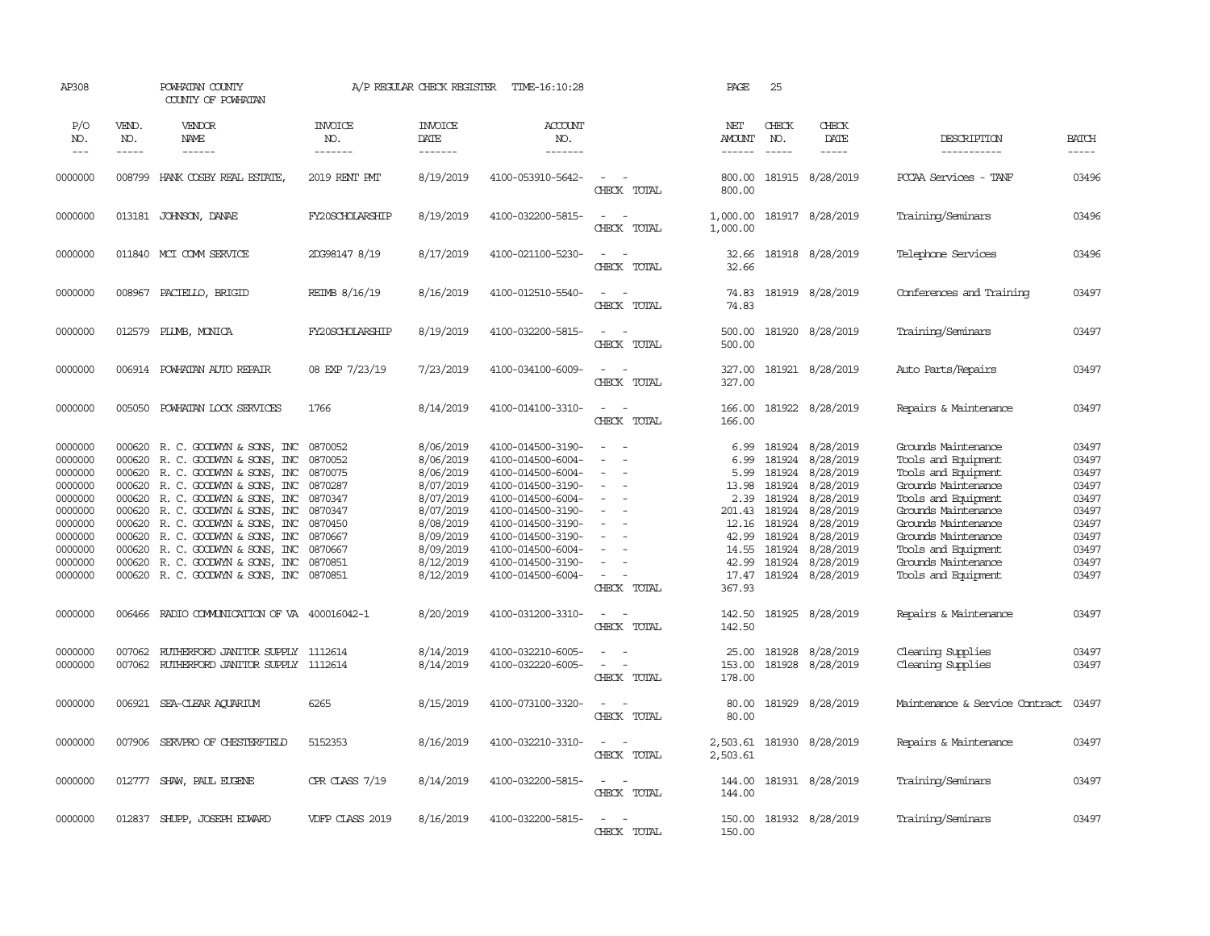AP308 POWHATAN COUNTY A/P REGULAR CHECK REGISTER TIME-16:10:28 PAGE 25

COUNTY OF POWHATAN

| P/O NO. | VEND. NO. | VENDOR NAME | INVOICE NO. | INVOICE DATE | ACCOUNT NO. | | NET AMOUNT | CHECK NO. | CHECK DATE | DESCRIPTION | BATCH |
|---|---|---|---|---|---|---|---|---|---|---|---|
| --- | ----- | ------ | ------- | ------- | ------- | | ------ | ----- | ----- | ----------- | ----- |
| 0000000 | 008799 | HANK COSBY REAL ESTATE, | 2019 RENT PMT | 8/19/2019 | 4100-053910-5642- | - - | 800.00 | 181915 | 8/28/2019 | PCCAA Services - TANF | 03496 |
| | | | | | | CHECK TOTAL | 800.00 | | | | |
| 0000000 | 013181 | JOHNSON, DANAE | FY20SCHOLARSHIP | 8/19/2019 | 4100-032200-5815- | - - | 1,000.00 | 181917 | 8/28/2019 | Training/Seminars | 03496 |
| | | | | | | CHECK TOTAL | 1,000.00 | | | | |
| 0000000 | 011840 | MCI COMM SERVICE | 2DG98147 8/19 | 8/17/2019 | 4100-021100-5230- | - - | 32.66 | 181918 | 8/28/2019 | Telephone Services | 03496 |
| | | | | | | CHECK TOTAL | 32.66 | | | | |
| 0000000 | 008967 | PACIELLO, BRIGID | REIMB 8/16/19 | 8/16/2019 | 4100-012510-5540- | - - | 74.83 | 181919 | 8/28/2019 | Conferences and Training | 03497 |
| | | | | | | CHECK TOTAL | 74.83 | | | | |
| 0000000 | 012579 | PLUMB, MONICA | FY20SCHOLARSHIP | 8/19/2019 | 4100-032200-5815- | - - | 500.00 | 181920 | 8/28/2019 | Training/Seminars | 03497 |
| | | | | | | CHECK TOTAL | 500.00 | | | | |
| 0000000 | 006914 | POWHATAN AUTO REPAIR | 08 EXP 7/23/19 | 7/23/2019 | 4100-034100-6009- | - - | 327.00 | 181921 | 8/28/2019 | Auto Parts/Repairs | 03497 |
| | | | | | | CHECK TOTAL | 327.00 | | | | |
| 0000000 | 005050 | POWHATAN LOCK SERVICES | 1766 | 8/14/2019 | 4100-014100-3310- | - - | 166.00 | 181922 | 8/28/2019 | Repairs & Maintenance | 03497 |
| | | | | | | CHECK TOTAL | 166.00 | | | | |
| 0000000 | 000620 | R. C. GOODWYN & SONS, INC | 0870052 | 8/06/2019 | 4100-014500-3190- | - - | 6.99 | 181924 | 8/28/2019 | Grounds Maintenance | 03497 |
| 0000000 | 000620 | R. C. GOODWYN & SONS, INC | 0870052 | 8/06/2019 | 4100-014500-6004- | - - | 6.99 | 181924 | 8/28/2019 | Tools and Equipment | 03497 |
| 0000000 | 000620 | R. C. GOODWYN & SONS, INC | 0870075 | 8/06/2019 | 4100-014500-6004- | - - | 5.99 | 181924 | 8/28/2019 | Tools and Equipment | 03497 |
| 0000000 | 000620 | R. C. GOODWYN & SONS, INC | 0870287 | 8/07/2019 | 4100-014500-3190- | - - | 13.98 | 181924 | 8/28/2019 | Grounds Maintenance | 03497 |
| 0000000 | 000620 | R. C. GOODWYN & SONS, INC | 0870347 | 8/07/2019 | 4100-014500-6004- | - - | 2.39 | 181924 | 8/28/2019 | Tools and Equipment | 03497 |
| 0000000 | 000620 | R. C. GOODWYN & SONS, INC | 0870347 | 8/07/2019 | 4100-014500-3190- | - - | 201.43 | 181924 | 8/28/2019 | Grounds Maintenance | 03497 |
| 0000000 | 000620 | R. C. GOODWYN & SONS, INC | 0870450 | 8/08/2019 | 4100-014500-3190- | - - | 12.16 | 181924 | 8/28/2019 | Grounds Maintenance | 03497 |
| 0000000 | 000620 | R. C. GOODWYN & SONS, INC | 0870667 | 8/09/2019 | 4100-014500-3190- | - - | 42.99 | 181924 | 8/28/2019 | Grounds Maintenance | 03497 |
| 0000000 | 000620 | R. C. GOODWYN & SONS, INC | 0870667 | 8/09/2019 | 4100-014500-6004- | - - | 14.55 | 181924 | 8/28/2019 | Tools and Equipment | 03497 |
| 0000000 | 000620 | R. C. GOODWYN & SONS, INC | 0870851 | 8/12/2019 | 4100-014500-3190- | - - | 42.99 | 181924 | 8/28/2019 | Grounds Maintenance | 03497 |
| 0000000 | 000620 | R. C. GOODWYN & SONS, INC | 0870851 | 8/12/2019 | 4100-014500-6004- | - - | 17.47 | 181924 | 8/28/2019 | Tools and Equipment | 03497 |
| | | | | | | CHECK TOTAL | 367.93 | | | | |
| 0000000 | 006466 | RADIO COMMUNICATION OF VA | 400016042-1 | 8/20/2019 | 4100-031200-3310- | - - | 142.50 | 181925 | 8/28/2019 | Repairs & Maintenance | 03497 |
| | | | | | | CHECK TOTAL | 142.50 | | | | |
| 0000000 | 007062 | RUTHERFORD JANITOR SUPPLY | 1112614 | 8/14/2019 | 4100-032210-6005- | - - | 25.00 | 181928 | 8/28/2019 | Cleaning Supplies | 03497 |
| 0000000 | 007062 | RUTHERFORD JANITOR SUPPLY | 1112614 | 8/14/2019 | 4100-032220-6005- | - - | 153.00 | 181928 | 8/28/2019 | Cleaning Supplies | 03497 |
| | | | | | | CHECK TOTAL | 178.00 | | | | |
| 0000000 | 006921 | SEA-CLEAR AQUARIUM | 6265 | 8/15/2019 | 4100-073100-3320- | - - | 80.00 | 181929 | 8/28/2019 | Maintenance & Service Contract | 03497 |
| | | | | | | CHECK TOTAL | 80.00 | | | | |
| 0000000 | 007906 | SERVPRO OF CHESTERFIELD | 5152353 | 8/16/2019 | 4100-032210-3310- | - - | 2,503.61 | 181930 | 8/28/2019 | Repairs & Maintenance | 03497 |
| | | | | | | CHECK TOTAL | 2,503.61 | | | | |
| 0000000 | 012777 | SHAW, PAUL EUGENE | CPR CLASS 7/19 | 8/14/2019 | 4100-032200-5815- | - - | 144.00 | 181931 | 8/28/2019 | Training/Seminars | 03497 |
| | | | | | | CHECK TOTAL | 144.00 | | | | |
| 0000000 | 012837 | SHUPP, JOSEPH EDWARD | VDFP CLASS 2019 | 8/16/2019 | 4100-032200-5815- | - - | 150.00 | 181932 | 8/28/2019 | Training/Seminars | 03497 |
| | | | | | | CHECK TOTAL | 150.00 | | | | |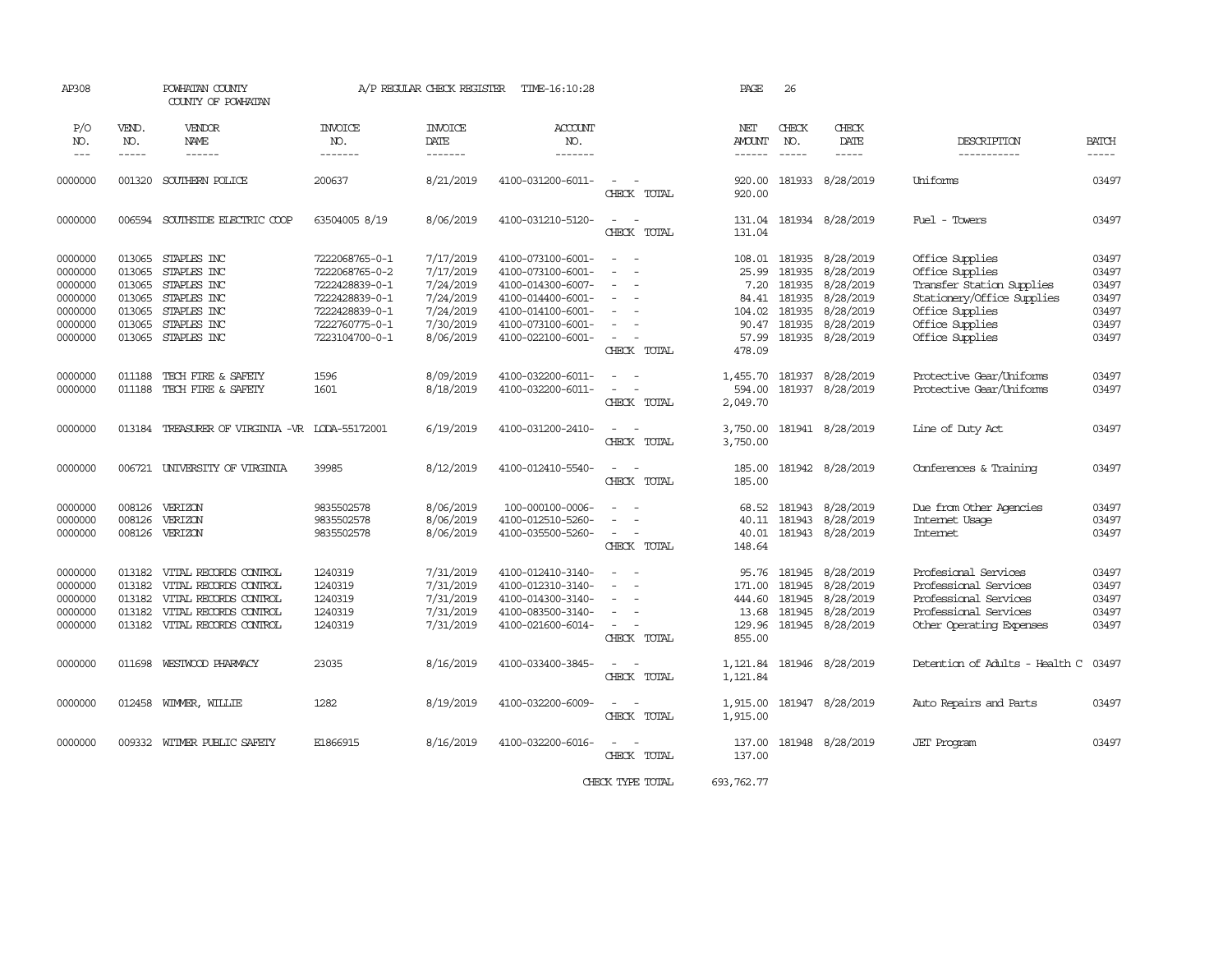AP308 POWHATAN COUNTY A/P REGULAR CHECK REGISTER TIME-16:10:28 PAGE 26

COUNTY OF POWHATAN

| P/O NO. | VEND. NO. | VENDOR NAME | INVOICE NO. | INVOICE DATE | ACCOUNT NO. | | NET AMOUNT | CHECK NO. | CHECK DATE | DESCRIPTION | BATCH |
|---|---|---|---|---|---|---|---|---|---|---|---|
| --- | ----- | ------ | ------- | ------- | ------- | | ------ | ----- | ----- | ----------- | ----- |
| 0000000 | 001320 | SOUTHERN POLICE | 200637 | 8/21/2019 | 4100-031200-6011- | - - | 920.00 | 181933 | 8/28/2019 | Uniforms | 03497 |
| | | | | | | CHECK TOTAL | 920.00 | | | | |
| 0000000 | 006594 | SOUTHSIDE ELECTRIC COOP | 63504005 8/19 | 8/06/2019 | 4100-031210-5120- | - - | 131.04 | 181934 | 8/28/2019 | Fuel - Towers | 03497 |
| | | | | | | CHECK TOTAL | 131.04 | | | | |
| 0000000 | 013065 | STAPLES INC | 7222068765-0-1 | 7/17/2019 | 4100-073100-6001- | - - | 108.01 | 181935 | 8/28/2019 | Office Supplies | 03497 |
| 0000000 | 013065 | STAPLES INC | 7222068765-0-2 | 7/17/2019 | 4100-073100-6001- | - - | 25.99 | 181935 | 8/28/2019 | Office Supplies | 03497 |
| 0000000 | 013065 | STAPLES INC | 7222428839-0-1 | 7/24/2019 | 4100-014300-6007- | - - | 7.20 | 181935 | 8/28/2019 | Transfer Station Supplies | 03497 |
| 0000000 | 013065 | STAPLES INC | 7222428839-0-1 | 7/24/2019 | 4100-014400-6001- | - - | 84.41 | 181935 | 8/28/2019 | Stationery/Office Supplies | 03497 |
| 0000000 | 013065 | STAPLES INC | 7222428839-0-1 | 7/24/2019 | 4100-014100-6001- | - - | 104.02 | 181935 | 8/28/2019 | Office Supplies | 03497 |
| 0000000 | 013065 | STAPLES INC | 7222760775-0-1 | 7/30/2019 | 4100-073100-6001- | - - | 90.47 | 181935 | 8/28/2019 | Office Supplies | 03497 |
| 0000000 | 013065 | STAPLES INC | 7223104700-0-1 | 8/06/2019 | 4100-022100-6001- | - - | 57.99 | 181935 | 8/28/2019 | Office Supplies | 03497 |
| | | | | | | CHECK TOTAL | 478.09 | | | | |
| 0000000 | 011188 | TECH FIRE & SAFETY | 1596 | 8/09/2019 | 4100-032200-6011- | - - | 1,455.70 | 181937 | 8/28/2019 | Protective Gear/Uniforms | 03497 |
| 0000000 | 011188 | TECH FIRE & SAFETY | 1601 | 8/18/2019 | 4100-032200-6011- | - - | 594.00 | 181937 | 8/28/2019 | Protective Gear/Uniforms | 03497 |
| | | | | | | CHECK TOTAL | 2,049.70 | | | | |
| 0000000 | 013184 | TREASURER OF VIRGINIA -VR | LODA-55172001 | 6/19/2019 | 4100-031200-2410- | - - | 3,750.00 | 181941 | 8/28/2019 | Line of Duty Act | 03497 |
| | | | | | | CHECK TOTAL | 3,750.00 | | | | |
| 0000000 | 006721 | UNIVERSITY OF VIRGINIA | 39985 | 8/12/2019 | 4100-012410-5540- | - - | 185.00 | 181942 | 8/28/2019 | Conferences & Training | 03497 |
| | | | | | | CHECK TOTAL | 185.00 | | | | |
| 0000000 | 008126 | VERIZON | 9835502578 | 8/06/2019 | 100-000100-0006- | - - | 68.52 | 181943 | 8/28/2019 | Due from Other Agencies | 03497 |
| 0000000 | 008126 | VERIZON | 9835502578 | 8/06/2019 | 4100-012510-5260- | - - | 40.11 | 181943 | 8/28/2019 | Internet Usage | 03497 |
| 0000000 | 008126 | VERIZON | 9835502578 | 8/06/2019 | 4100-035500-5260- | - - | 40.01 | 181943 | 8/28/2019 | Internet | 03497 |
| | | | | | | CHECK TOTAL | 148.64 | | | | |
| 0000000 | 013182 | VITAL RECORDS CONTROL | 1240319 | 7/31/2019 | 4100-012410-3140- | - - | 95.76 | 181945 | 8/28/2019 | Profesional Services | 03497 |
| 0000000 | 013182 | VITAL RECORDS CONTROL | 1240319 | 7/31/2019 | 4100-012310-3140- | - - | 171.00 | 181945 | 8/28/2019 | Professional Services | 03497 |
| 0000000 | 013182 | VITAL RECORDS CONTROL | 1240319 | 7/31/2019 | 4100-014300-3140- | - - | 444.60 | 181945 | 8/28/2019 | Professional Services | 03497 |
| 0000000 | 013182 | VITAL RECORDS CONTROL | 1240319 | 7/31/2019 | 4100-083500-3140- | - - | 13.68 | 181945 | 8/28/2019 | Professional Services | 03497 |
| 0000000 | 013182 | VITAL RECORDS CONTROL | 1240319 | 7/31/2019 | 4100-021600-6014- | - - | 129.96 | 181945 | 8/28/2019 | Other Operating Expenses | 03497 |
| | | | | | | CHECK TOTAL | 855.00 | | | | |
| 0000000 | 011698 | WESTWOOD PHARMACY | 23035 | 8/16/2019 | 4100-033400-3845- | - - | 1,121.84 | 181946 | 8/28/2019 | Detention of Adults - Health C | 03497 |
| | | | | | | CHECK TOTAL | 1,121.84 | | | | |
| 0000000 | 012458 | WIMMER, WILLIE | 1282 | 8/19/2019 | 4100-032200-6009- | - - | 1,915.00 | 181947 | 8/28/2019 | Auto Repairs and Parts | 03497 |
| | | | | | | CHECK TOTAL | 1,915.00 | | | | |
| 0000000 | 009332 | WITMER PUBLIC SAFETY | E1866915 | 8/16/2019 | 4100-032200-6016- | - - | 137.00 | 181948 | 8/28/2019 | JET Program | 03497 |
| | | | | | | CHECK TOTAL | 137.00 | | | | |
| | | | | | | CHECK TYPE TOTAL | 693,762.77 | | | | |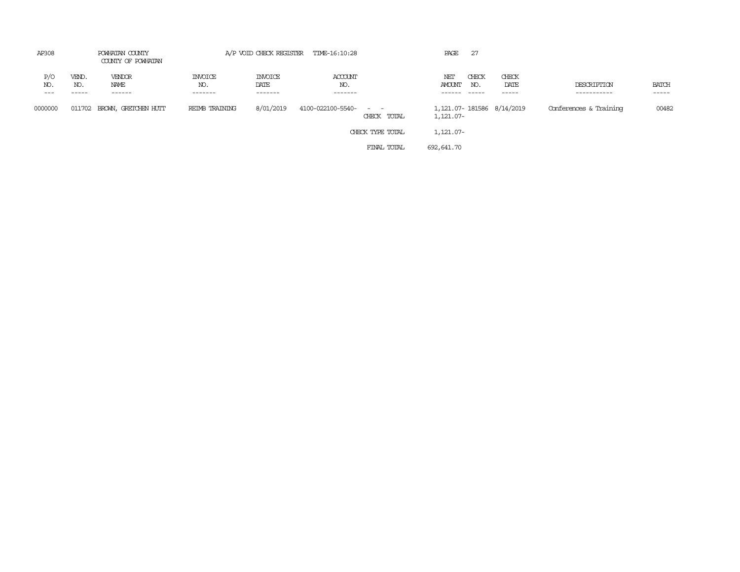AP308 POWHATAN COUNTY A/P VOID CHECK REGISTER TIME-16:10:28

COUNTY OF POWHATAN

| P/O NO. | VEND. NO. | VENDOR NAME | INVOICE NO. | INVOICE DATE | ACCOUNT NO. | | NET AMOUNT | CHECK NO. | CHECK DATE | DESCRIPTION | BATCH |
|---|---|---|---|---|---|---|---|---|---|---|---|
| 0000000 | 011702 | BROWN, GRETCHEN HUTT | REIMB TRAINING | 8/01/2019 | 4100-022100-5540- | - - | 1,121.07- | 181586 | 8/14/2019 | Conferences & Training | 00482 |
| | | | | | | CHECK TOTAL | 1,121.07- | | | | |
| | | | | | | CHECK TYPE TOTAL | 1,121.07- | | | | |
| | | | | | | FINAL TOTAL | 692,641.70 | | | | |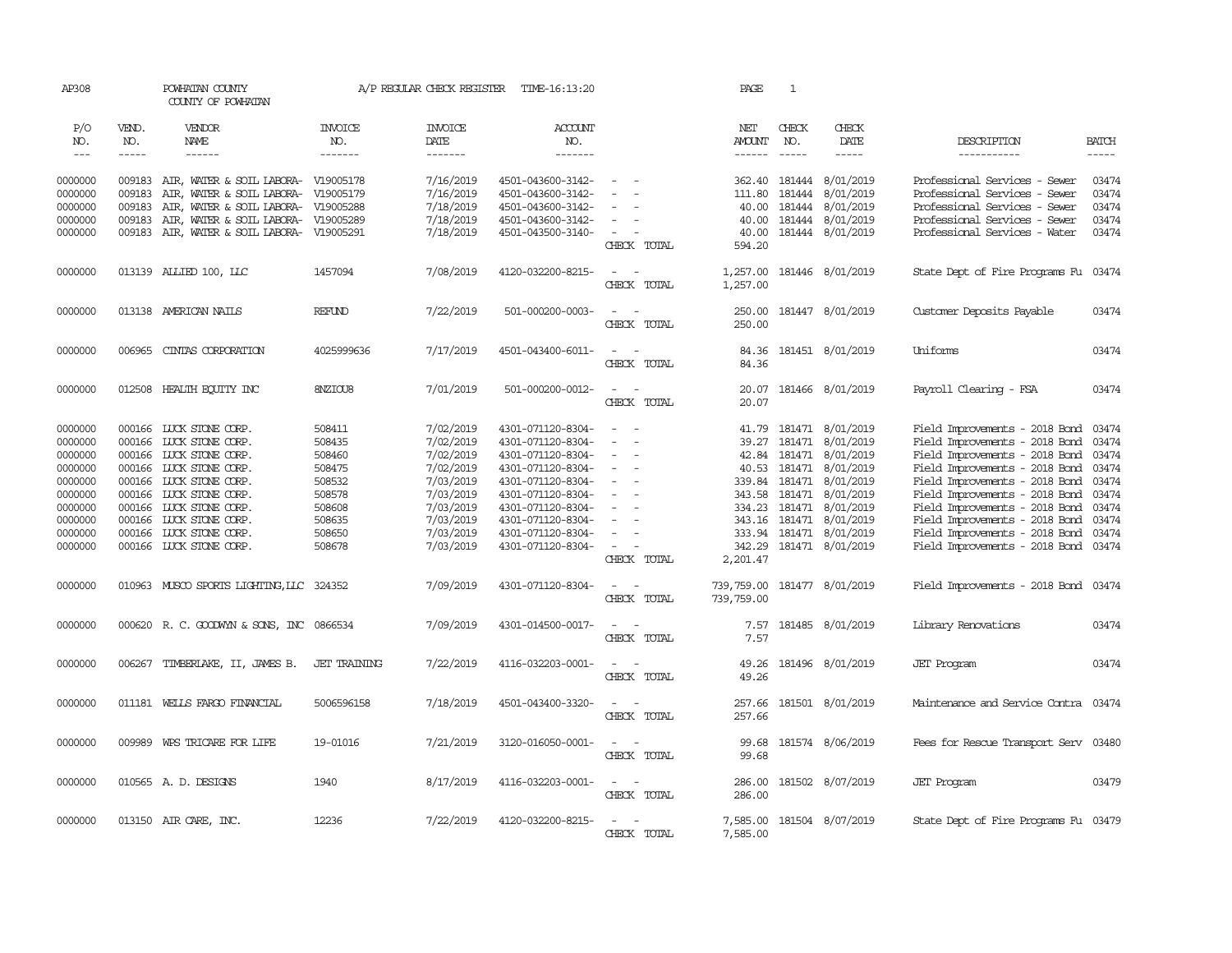AP308 POWHATAN COUNTY A/P REGULAR CHECK REGISTER TIME-16:13:20 PAGE 1
COUNTY OF POWHATAN

| P/O NO. | VEND. NO. | VENDOR NAME | INVOICE NO. | INVOICE DATE | ACCOUNT NO. | | NET AMOUNT | CHECK NO. | CHECK DATE | DESCRIPTION | BATCH |
|---|---|---|---|---|---|---|---|---|---|---|---|
| 0000000 | 009183 | AIR, WATER & SOIL LABORA- | V19005178 | 7/16/2019 | 4501-043600-3142- | - - | 362.40 | 181444 | 8/01/2019 | Professional Services - Sewer | 03474 |
| 0000000 | 009183 | AIR, WATER & SOIL LABORA- | V19005179 | 7/16/2019 | 4501-043600-3142- | - - | 111.80 | 181444 | 8/01/2019 | Professional Services - Sewer | 03474 |
| 0000000 | 009183 | AIR, WATER & SOIL LABORA- | V19005288 | 7/18/2019 | 4501-043600-3142- | - - | 40.00 | 181444 | 8/01/2019 | Professional Services - Sewer | 03474 |
| 0000000 | 009183 | AIR, WATER & SOIL LABORA- | V19005289 | 7/18/2019 | 4501-043600-3142- | - - | 40.00 | 181444 | 8/01/2019 | Professional Services - Sewer | 03474 |
| 0000000 | 009183 | AIR, WATER & SOIL LABORA- | V19005291 | 7/18/2019 | 4501-043500-3140- | - - | 40.00 | 181444 | 8/01/2019 | Professional Services - Water | 03474 |
| | | | | | | CHECK TOTAL | 594.20 | | | | |
| 0000000 | 013139 | ALLIED 100, LLC | 1457094 | 7/08/2019 | 4120-032200-8215- | - - | 1,257.00 | 181446 | 8/01/2019 | State Dept of Fire Programs Fu | 03474 |
| | | | | | | CHECK TOTAL | 1,257.00 | | | | |
| 0000000 | 013138 | AMERICAN NAILS | REFUND | 7/22/2019 | 501-000200-0003- | - - | 250.00 | 181447 | 8/01/2019 | Customer Deposits Payable | 03474 |
| | | | | | | CHECK TOTAL | 250.00 | | | | |
| 0000000 | 006965 | CINTAS CORPORATION | 4025999636 | 7/17/2019 | 4501-043400-6011- | - - | 84.36 | 181451 | 8/01/2019 | Uniforms | 03474 |
| | | | | | | CHECK TOTAL | 84.36 | | | | |
| 0000000 | 012508 | HEALTH EQUITY INC | 8NZIOU8 | 7/01/2019 | 501-000200-0012- | - - | 20.07 | 181466 | 8/01/2019 | Payroll Clearing - FSA | 03474 |
| | | | | | | CHECK TOTAL | 20.07 | | | | |
| 0000000 | 000166 | LUCK STONE CORP. | 508411 | 7/02/2019 | 4301-071120-8304- | - - | 41.79 | 181471 | 8/01/2019 | Field Improvements - 2018 Bond | 03474 |
| 0000000 | 000166 | LUCK STONE CORP. | 508435 | 7/02/2019 | 4301-071120-8304- | - - | 39.27 | 181471 | 8/01/2019 | Field Improvements - 2018 Bond | 03474 |
| 0000000 | 000166 | LUCK STONE CORP. | 508460 | 7/02/2019 | 4301-071120-8304- | - - | 42.84 | 181471 | 8/01/2019 | Field Improvements - 2018 Bond | 03474 |
| 0000000 | 000166 | LUCK STONE CORP. | 508475 | 7/02/2019 | 4301-071120-8304- | - - | 40.53 | 181471 | 8/01/2019 | Field Improvements - 2018 Bond | 03474 |
| 0000000 | 000166 | LUCK STONE CORP. | 508532 | 7/03/2019 | 4301-071120-8304- | - - | 339.84 | 181471 | 8/01/2019 | Field Improvements - 2018 Bond | 03474 |
| 0000000 | 000166 | LUCK STONE CORP. | 508578 | 7/03/2019 | 4301-071120-8304- | - - | 343.58 | 181471 | 8/01/2019 | Field Improvements - 2018 Bond | 03474 |
| 0000000 | 000166 | LUCK STONE CORP. | 508608 | 7/03/2019 | 4301-071120-8304- | - - | 334.23 | 181471 | 8/01/2019 | Field Improvements - 2018 Bond | 03474 |
| 0000000 | 000166 | LUCK STONE CORP. | 508635 | 7/03/2019 | 4301-071120-8304- | - - | 343.16 | 181471 | 8/01/2019 | Field Improvements - 2018 Bond | 03474 |
| 0000000 | 000166 | LUCK STONE CORP. | 508650 | 7/03/2019 | 4301-071120-8304- | - - | 333.94 | 181471 | 8/01/2019 | Field Improvements - 2018 Bond | 03474 |
| 0000000 | 000166 | LUCK STONE CORP. | 508678 | 7/03/2019 | 4301-071120-8304- | - - | 342.29 | 181471 | 8/01/2019 | Field Improvements - 2018 Bond | 03474 |
| | | | | | | CHECK TOTAL | 2,201.47 | | | | |
| 0000000 | 010963 | MUSCO SPORTS LIGHTING,LLC | 324352 | 7/09/2019 | 4301-071120-8304- | - - | 739,759.00 | 181477 | 8/01/2019 | Field Improvements - 2018 Bond | 03474 |
| | | | | | | CHECK TOTAL | 739,759.00 | | | | |
| 0000000 | 000620 | R. C. GOODWYN & SONS, INC | 0866534 | 7/09/2019 | 4301-014500-0017- | - - | 7.57 | 181485 | 8/01/2019 | Library Renovations | 03474 |
| | | | | | | CHECK TOTAL | 7.57 | | | | |
| 0000000 | 006267 | TIMBERLAKE, II, JAMES B. | JET TRAINING | 7/22/2019 | 4116-032203-0001- | - - | 49.26 | 181496 | 8/01/2019 | JET Program | 03474 |
| | | | | | | CHECK TOTAL | 49.26 | | | | |
| 0000000 | 011181 | WELLS FARGO FINANCIAL | 5006596158 | 7/18/2019 | 4501-043400-3320- | - - | 257.66 | 181501 | 8/01/2019 | Maintenance and Service Contra | 03474 |
| | | | | | | CHECK TOTAL | 257.66 | | | | |
| 0000000 | 009989 | WPS TRICARE FOR LIFE | 19-01016 | 7/21/2019 | 3120-016050-0001- | - - | 99.68 | 181574 | 8/06/2019 | Fees for Rescue Transport Serv | 03480 |
| | | | | | | CHECK TOTAL | 99.68 | | | | |
| 0000000 | 010565 | A. D. DESIGNS | 1940 | 8/17/2019 | 4116-032203-0001- | - - | 286.00 | 181502 | 8/07/2019 | JET Program | 03479 |
| | | | | | | CHECK TOTAL | 286.00 | | | | |
| 0000000 | 013150 | AIR CARE, INC. | 12236 | 7/22/2019 | 4120-032200-8215- | - - | 7,585.00 | 181504 | 8/07/2019 | State Dept of Fire Programs Fu | 03479 |
| | | | | | | CHECK TOTAL | 7,585.00 | | | | |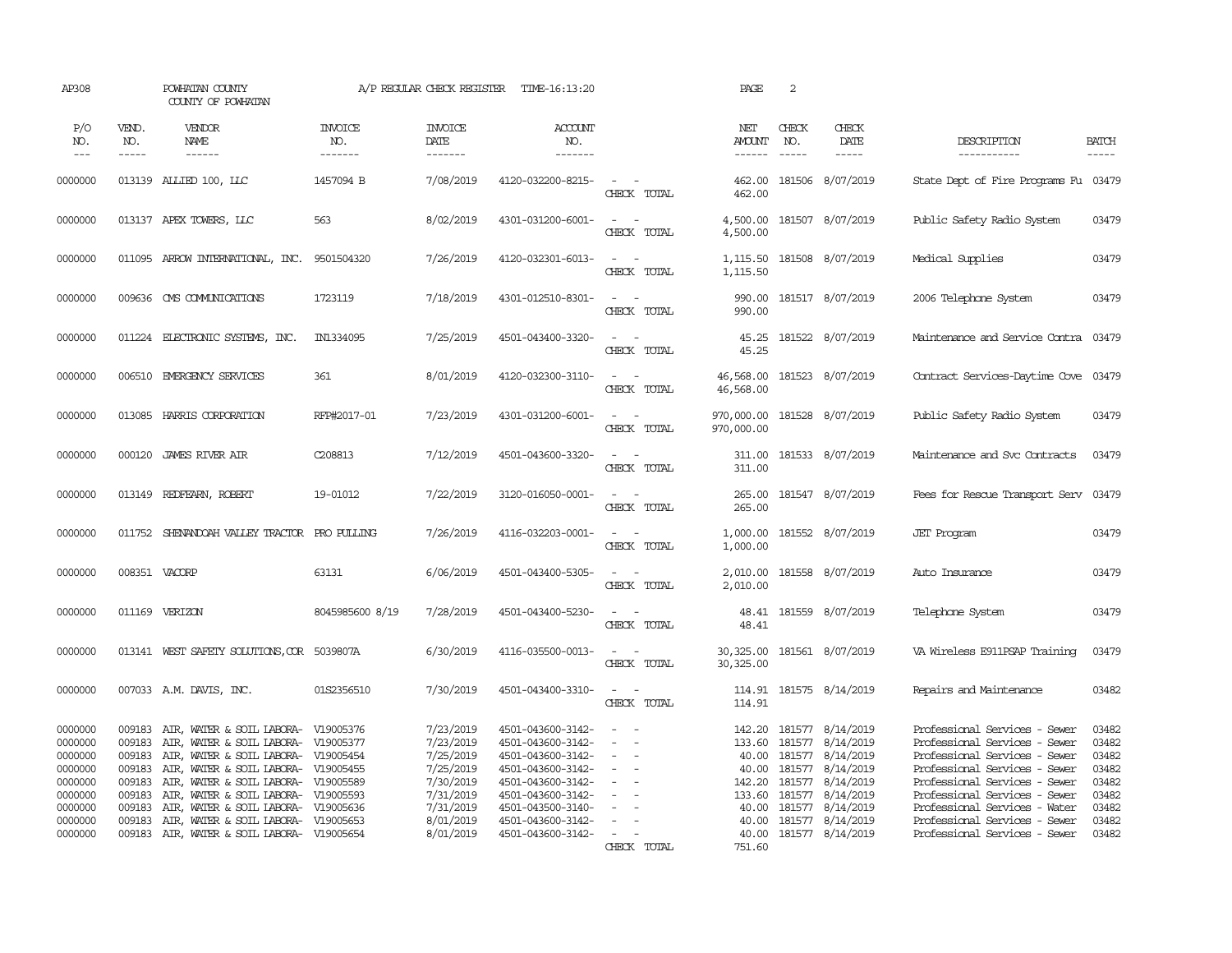AP308 POWHATAN COUNTY A/P REGULAR CHECK REGISTER TIME-16:13:20 PAGE 2

COUNTY OF POWHATAN

| P/O NO. | VEND. NO. | VENDOR NAME | INVOICE NO. | INVOICE DATE | ACCOUNT NO. | | NET AMOUNT | CHECK NO. | CHECK DATE | DESCRIPTION | BATCH |
|---|---|---|---|---|---|---|---|---|---|---|---|
| --- | ----- | ------ | ------- | ------- | ------- | | ------ | ----- | ----- | ----------- | ----- |
| 0000000 | 013139 | ALLIED 100, LLC | 1457094 B | 7/08/2019 | 4120-032200-8215- | - - | 462.00 | 181506 | 8/07/2019 | State Dept of Fire Programs Fu | 03479 |
| | | | | | | CHECK TOTAL | 462.00 | | | | |
| 0000000 | 013137 | APEX TOWERS, LLC | 563 | 8/02/2019 | 4301-031200-6001- | - - | 4,500.00 | 181507 | 8/07/2019 | Public Safety Radio System | 03479 |
| | | | | | | CHECK TOTAL | 4,500.00 | | | | |
| 0000000 | 011095 | ARROW INTERNATIONAL, INC. | 9501504320 | 7/26/2019 | 4120-032301-6013- | - - | 1,115.50 | 181508 | 8/07/2019 | Medical Supplies | 03479 |
| | | | | | | CHECK TOTAL | 1,115.50 | | | | |
| 0000000 | 009636 | CMS COMMUNICATIONS | 1723119 | 7/18/2019 | 4301-012510-8301- | - - | 990.00 | 181517 | 8/07/2019 | 2006 Telephone System | 03479 |
| | | | | | | CHECK TOTAL | 990.00 | | | | |
| 0000000 | 011224 | ELECTRONIC SYSTEMS, INC. | IN1334095 | 7/25/2019 | 4501-043400-3320- | - - | 45.25 | 181522 | 8/07/2019 | Maintenance and Service Contra | 03479 |
| | | | | | | CHECK TOTAL | 45.25 | | | | |
| 0000000 | 006510 | EMERGENCY SERVICES | 361 | 8/01/2019 | 4120-032300-3110- | - - | 46,568.00 | 181523 | 8/07/2019 | Contract Services-Daytime Cove | 03479 |
| | | | | | | CHECK TOTAL | 46,568.00 | | | | |
| 0000000 | 013085 | HARRIS CORPORATION | RFP#2017-01 | 7/23/2019 | 4301-031200-6001- | - - | 970,000.00 | 181528 | 8/07/2019 | Public Safety Radio System | 03479 |
| | | | | | | CHECK TOTAL | 970,000.00 | | | | |
| 0000000 | 000120 | JAMES RIVER AIR | C208813 | 7/12/2019 | 4501-043600-3320- | - - | 311.00 | 181533 | 8/07/2019 | Maintenance and Svc Contracts | 03479 |
| | | | | | | CHECK TOTAL | 311.00 | | | | |
| 0000000 | 013149 | REDFEARN, ROBERT | 19-01012 | 7/22/2019 | 3120-016050-0001- | - - | 265.00 | 181547 | 8/07/2019 | Fees for Rescue Transport Serv | 03479 |
| | | | | | | CHECK TOTAL | 265.00 | | | | |
| 0000000 | 011752 | SHENANDOAH VALLEY TRACTOR | PRO PULLING | 7/26/2019 | 4116-032203-0001- | - - | 1,000.00 | 181552 | 8/07/2019 | JET Program | 03479 |
| | | | | | | CHECK TOTAL | 1,000.00 | | | | |
| 0000000 | 008351 | VACORP | 63131 | 6/06/2019 | 4501-043400-5305- | - - | 2,010.00 | 181558 | 8/07/2019 | Auto Insurance | 03479 |
| | | | | | | CHECK TOTAL | 2,010.00 | | | | |
| 0000000 | 011169 | VERIZON | 8045985600 8/19 | 7/28/2019 | 4501-043400-5230- | - - | 48.41 | 181559 | 8/07/2019 | Telephone System | 03479 |
| | | | | | | CHECK TOTAL | 48.41 | | | | |
| 0000000 | 013141 | WEST SAFETY SOLUTIONS,COR | 5039807A | 6/30/2019 | 4116-035500-0013- | - - | 30,325.00 | 181561 | 8/07/2019 | VA Wireless E911PSAP Training | 03479 |
| | | | | | | CHECK TOTAL | 30,325.00 | | | | |
| 0000000 | 007033 | A.M. DAVIS, INC. | 01S2356510 | 7/30/2019 | 4501-043400-3310- | - - | 114.91 | 181575 | 8/14/2019 | Repairs and Maintenance | 03482 |
| | | | | | | CHECK TOTAL | 114.91 | | | | |
| 0000000 | 009183 | AIR, WATER & SOIL LABORA- | V19005376 | 7/23/2019 | 4501-043600-3142- | - - | 142.20 | 181577 | 8/14/2019 | Professional Services - Sewer | 03482 |
| 0000000 | 009183 | AIR, WATER & SOIL LABORA- | V19005377 | 7/23/2019 | 4501-043600-3142- | - - | 133.60 | 181577 | 8/14/2019 | Professional Services - Sewer | 03482 |
| 0000000 | 009183 | AIR, WATER & SOIL LABORA- | V19005454 | 7/25/2019 | 4501-043600-3142- | - - | 40.00 | 181577 | 8/14/2019 | Professional Services - Sewer | 03482 |
| 0000000 | 009183 | AIR, WATER & SOIL LABORA- | V19005455 | 7/25/2019 | 4501-043600-3142- | - - | 40.00 | 181577 | 8/14/2019 | Professional Services - Sewer | 03482 |
| 0000000 | 009183 | AIR, WATER & SOIL LABORA- | V19005589 | 7/30/2019 | 4501-043600-3142- | - - | 142.20 | 181577 | 8/14/2019 | Professional Services - Sewer | 03482 |
| 0000000 | 009183 | AIR, WATER & SOIL LABORA- | V19005593 | 7/31/2019 | 4501-043600-3142- | - - | 133.60 | 181577 | 8/14/2019 | Professional Services - Sewer | 03482 |
| 0000000 | 009183 | AIR, WATER & SOIL LABORA- | V19005636 | 7/31/2019 | 4501-043500-3140- | - - | 40.00 | 181577 | 8/14/2019 | Professional Services - Water | 03482 |
| 0000000 | 009183 | AIR, WATER & SOIL LABORA- | V19005653 | 8/01/2019 | 4501-043600-3142- | - - | 40.00 | 181577 | 8/14/2019 | Professional Services - Sewer | 03482 |
| 0000000 | 009183 | AIR, WATER & SOIL LABORA- | V19005654 | 8/01/2019 | 4501-043600-3142- | - - | 40.00 | 181577 | 8/14/2019 | Professional Services - Sewer | 03482 |
| | | | | | | CHECK TOTAL | 751.60 | | | | |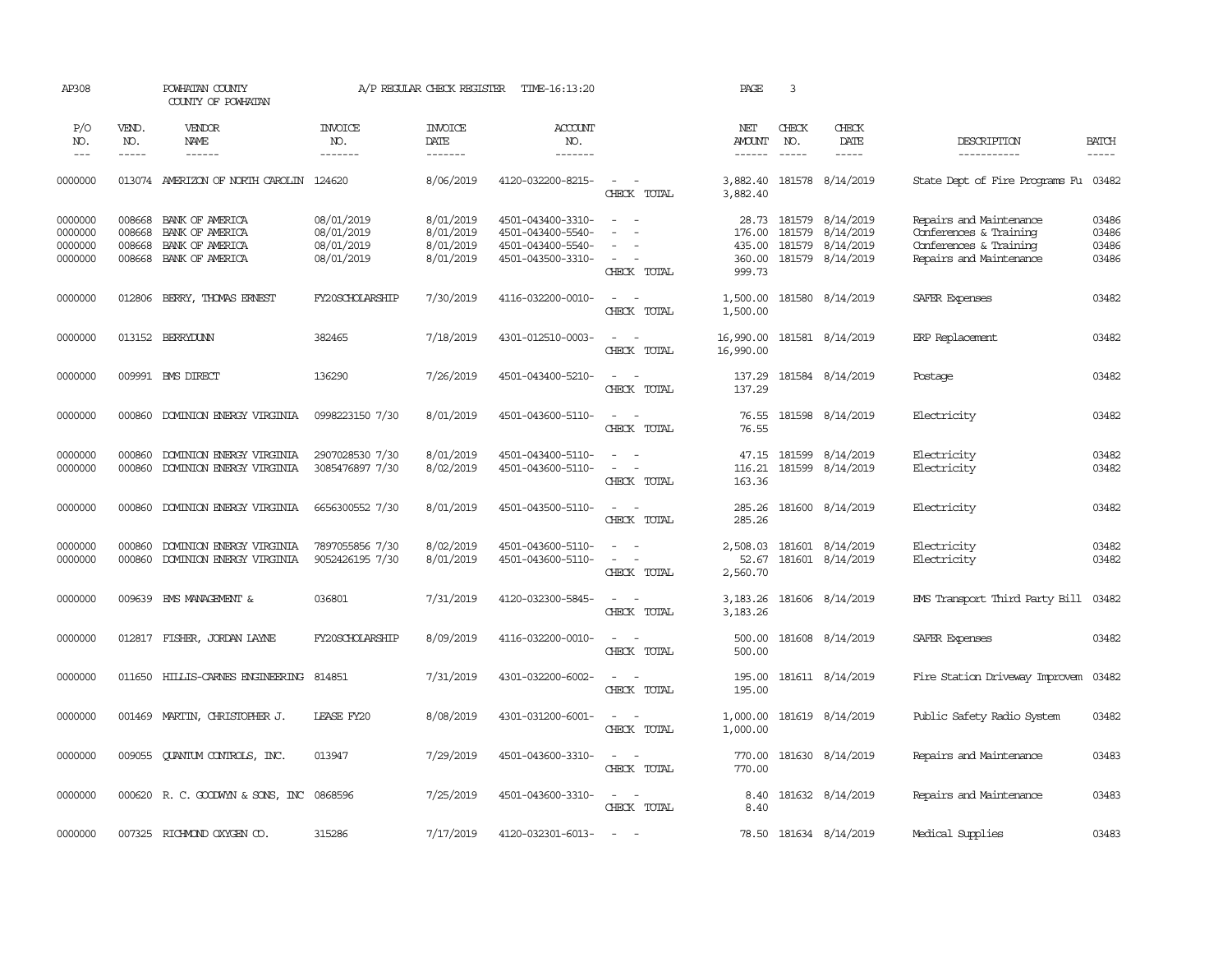AP308 POWHATAN COUNTY A/P REGULAR CHECK REGISTER TIME-16:13:20 PAGE 3

COUNTY OF POWHATAN

| P/O NO. | VEND. NO. | VENDOR NAME | INVOICE NO. | INVOICE DATE | ACCOUNT NO. | | NET AMOUNT | CHECK NO. | CHECK DATE | DESCRIPTION | BATCH |
|---|---|---|---|---|---|---|---|---|---|---|---|
| 0000000 | 013074 | AMERIZON OF NORTH CAROLIN | 124620 | 8/06/2019 | 4120-032200-8215- | - - | 3,882.40 | 181578 | 8/14/2019 | State Dept of Fire Programs Fu | 03482 |
| | | | | | | CHECK TOTAL | 3,882.40 | | | | |
| 0000000 | 008668 | BANK OF AMERICA | 08/01/2019 | 8/01/2019 | 4501-043400-3310- | - - | 28.73 | 181579 | 8/14/2019 | Repairs and Maintenance | 03486 |
| 0000000 | 008668 | BANK OF AMERICA | 08/01/2019 | 8/01/2019 | 4501-043400-5540- | - - | 176.00 | 181579 | 8/14/2019 | Conferences & Training | 03486 |
| 0000000 | 008668 | BANK OF AMERICA | 08/01/2019 | 8/01/2019 | 4501-043400-5540- | - - | 435.00 | 181579 | 8/14/2019 | Conferences & Training | 03486 |
| 0000000 | 008668 | BANK OF AMERICA | 08/01/2019 | 8/01/2019 | 4501-043500-3310- | - - | 360.00 | 181579 | 8/14/2019 | Repairs and Maintenance | 03486 |
| | | | | | | CHECK TOTAL | 999.73 | | | | |
| 0000000 | 012806 | BERRY, THOMAS ERNEST | FY20SCHOLARSHIP | 7/30/2019 | 4116-032200-0010- | - - | 1,500.00 | 181580 | 8/14/2019 | SAFER Expenses | 03482 |
| | | | | | | CHECK TOTAL | 1,500.00 | | | | |
| 0000000 | 013152 | BERRYDUNN | 382465 | 7/18/2019 | 4301-012510-0003- | - - | 16,990.00 | 181581 | 8/14/2019 | ERP Replacement | 03482 |
| | | | | | | CHECK TOTAL | 16,990.00 | | | | |
| 0000000 | 009991 | BMS DIRECT | 136290 | 7/26/2019 | 4501-043400-5210- | - - | 137.29 | 181584 | 8/14/2019 | Postage | 03482 |
| | | | | | | CHECK TOTAL | 137.29 | | | | |
| 0000000 | 000860 | DOMINION ENERGY VIRGINIA | 0998223150 7/30 | 8/01/2019 | 4501-043600-5110- | - - | 76.55 | 181598 | 8/14/2019 | Electricity | 03482 |
| | | | | | | CHECK TOTAL | 76.55 | | | | |
| 0000000 | 000860 | DOMINION ENERGY VIRGINIA | 2907028530 7/30 | 8/01/2019 | 4501-043400-5110- | - - | 47.15 | 181599 | 8/14/2019 | Electricity | 03482 |
| 0000000 | 000860 | DOMINION ENERGY VIRGINIA | 3085476897 7/30 | 8/02/2019 | 4501-043600-5110- | - - | 116.21 | 181599 | 8/14/2019 | Electricity | 03482 |
| | | | | | | CHECK TOTAL | 163.36 | | | | |
| 0000000 | 000860 | DOMINION ENERGY VIRGINIA | 6656300552 7/30 | 8/01/2019 | 4501-043500-5110- | - - | 285.26 | 181600 | 8/14/2019 | Electricity | 03482 |
| | | | | | | CHECK TOTAL | 285.26 | | | | |
| 0000000 | 000860 | DOMINION ENERGY VIRGINIA | 7897055856 7/30 | 8/02/2019 | 4501-043600-5110- | - - | 2,508.03 | 181601 | 8/14/2019 | Electricity | 03482 |
| 0000000 | 000860 | DOMINION ENERGY VIRGINIA | 9052426195 7/30 | 8/01/2019 | 4501-043600-5110- | - - | 52.67 | 181601 | 8/14/2019 | Electricity | 03482 |
| | | | | | | CHECK TOTAL | 2,560.70 | | | | |
| 0000000 | 009639 | EMS MANAGEMENT & | 036801 | 7/31/2019 | 4120-032300-5845- | - - | 3,183.26 | 181606 | 8/14/2019 | EMS Transport Third Party Bill | 03482 |
| | | | | | | CHECK TOTAL | 3,183.26 | | | | |
| 0000000 | 012817 | FISHER, JORDAN LAYNE | FY20SCHOLARSHIP | 8/09/2019 | 4116-032200-0010- | - - | 500.00 | 181608 | 8/14/2019 | SAFER Expenses | 03482 |
| | | | | | | CHECK TOTAL | 500.00 | | | | |
| 0000000 | 011650 | HILLIS-CARNES ENGINEERING | 814851 | 7/31/2019 | 4301-032200-6002- | - - | 195.00 | 181611 | 8/14/2019 | Fire Station Driveway Improvem | 03482 |
| | | | | | | CHECK TOTAL | 195.00 | | | | |
| 0000000 | 001469 | MARTIN, CHRISTOPHER J. | LEASE FY20 | 8/08/2019 | 4301-031200-6001- | - - | 1,000.00 | 181619 | 8/14/2019 | Public Safety Radio System | 03482 |
| | | | | | | CHECK TOTAL | 1,000.00 | | | | |
| 0000000 | 009055 | QUANTUM CONTROLS, INC. | 013947 | 7/29/2019 | 4501-043600-3310- | - - | 770.00 | 181630 | 8/14/2019 | Repairs and Maintenance | 03483 |
| | | | | | | CHECK TOTAL | 770.00 | | | | |
| 0000000 | 000620 | R. C. GOODWYN & SONS, INC | 0868596 | 7/25/2019 | 4501-043600-3310- | - - | 8.40 | 181632 | 8/14/2019 | Repairs and Maintenance | 03483 |
| | | | | | | CHECK TOTAL | 8.40 | | | | |
| 0000000 | 007325 | RICHMOND OXYGEN CO. | 315286 | 7/17/2019 | 4120-032301-6013- | - - | 78.50 | 181634 | 8/14/2019 | Medical Supplies | 03483 |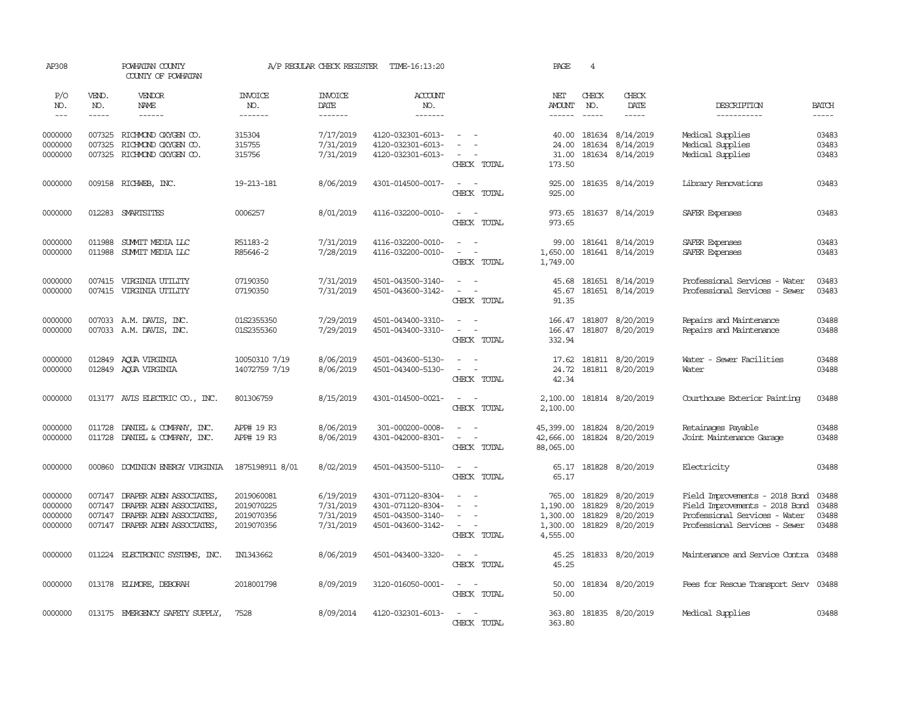AP308 POWHATAN COUNTY A/P REGULAR CHECK REGISTER TIME-16:13:20 PAGE 4

COUNTY OF POWHATAN

| P/O NO. | VEND. NO. | VENDOR NAME | INVOICE NO. | INVOICE DATE | ACCOUNT NO. | | NET AMOUNT | CHECK NO. | CHECK DATE | DESCRIPTION | BATCH |
|---|---|---|---|---|---|---|---|---|---|---|---|
| --- | ----- | ------ | ------- | ------- | ------- | | ------ | ----- | ----- | ----------- | ----- |
| 0000000 | 007325 | RICHMOND OXYGEN CO. | 315304 | 7/17/2019 | 4120-032301-6013- | - - | 40.00 | 181634 | 8/14/2019 | Medical Supplies | 03483 |
| 0000000 | 007325 | RICHMOND OXYGEN CO. | 315755 | 7/31/2019 | 4120-032301-6013- | - - | 24.00 | 181634 | 8/14/2019 | Medical Supplies | 03483 |
| 0000000 | 007325 | RICHMOND OXYGEN CO. | 315756 | 7/31/2019 | 4120-032301-6013- | - - | 31.00 | 181634 | 8/14/2019 | Medical Supplies | 03483 |
| | | | | | | CHECK TOTAL | 173.50 | | | | |
| 0000000 | 009158 | RICHWEB, INC. | 19-213-181 | 8/06/2019 | 4301-014500-0017- | - - | 925.00 | 181635 | 8/14/2019 | Library Renovations | 03483 |
| | | | | | | CHECK TOTAL | 925.00 | | | | |
| 0000000 | 012283 | SMARTSITES | 0006257 | 8/01/2019 | 4116-032200-0010- | - - | 973.65 | 181637 | 8/14/2019 | SAFER Expenses | 03483 |
| | | | | | | CHECK TOTAL | 973.65 | | | | |
| 0000000 | 011988 | SUMMIT MEDIA LLC | R51183-2 | 7/31/2019 | 4116-032200-0010- | - - | 99.00 | 181641 | 8/14/2019 | SAFER Expenses | 03483 |
| 0000000 | 011988 | SUMMIT MEDIA LLC | R85646-2 | 7/28/2019 | 4116-032200-0010- | - - | 1,650.00 | 181641 | 8/14/2019 | SAFER Expenses | 03483 |
| | | | | | | CHECK TOTAL | 1,749.00 | | | | |
| 0000000 | 007415 | VIRGINIA UTILITY | 07190350 | 7/31/2019 | 4501-043500-3140- | - - | 45.68 | 181651 | 8/14/2019 | Professional Services - Water | 03483 |
| 0000000 | 007415 | VIRGINIA UTILITY | 07190350 | 7/31/2019 | 4501-043600-3142- | - - | 45.67 | 181651 | 8/14/2019 | Professional Services - Sewer | 03483 |
| | | | | | | CHECK TOTAL | 91.35 | | | | |
| 0000000 | 007033 | A.M. DAVIS, INC. | 01S2355350 | 7/29/2019 | 4501-043400-3310- | - - | 166.47 | 181807 | 8/20/2019 | Repairs and Maintenance | 03488 |
| 0000000 | 007033 | A.M. DAVIS, INC. | 01S2355360 | 7/29/2019 | 4501-043400-3310- | - - | 166.47 | 181807 | 8/20/2019 | Repairs and Maintenance | 03488 |
| | | | | | | CHECK TOTAL | 332.94 | | | | |
| 0000000 | 012849 | AQUA VIRGINIA | 10050310 7/19 | 8/06/2019 | 4501-043600-5130- | - - | 17.62 | 181811 | 8/20/2019 | Water - Sewer Facilities | 03488 |
| 0000000 | 012849 | AQUA VIRGINIA | 14072759 7/19 | 8/06/2019 | 4501-043400-5130- | - - | 24.72 | 181811 | 8/20/2019 | Water | 03488 |
| | | | | | | CHECK TOTAL | 42.34 | | | | |
| 0000000 | 013177 | AVIS ELECTRIC CO., INC. | 801306759 | 8/15/2019 | 4301-014500-0021- | - - | 2,100.00 | 181814 | 8/20/2019 | Courthouse Exterior Painting | 03488 |
| | | | | | | CHECK TOTAL | 2,100.00 | | | | |
| 0000000 | 011728 | DANIEL & COMPANY, INC. | APP# 19 R3 | 8/06/2019 | 301-000200-0008- | - - | 45,399.00 | 181824 | 8/20/2019 | Retainages Payable | 03488 |
| 0000000 | 011728 | DANIEL & COMPANY, INC. | APP# 19 R3 | 8/06/2019 | 4301-042000-8301- | - - | 42,666.00 | 181824 | 8/20/2019 | Joint Maintenance Garage | 03488 |
| | | | | | | CHECK TOTAL | 88,065.00 | | | | |
| 0000000 | 000860 | DOMINION ENERGY VIRGINIA | 1875198911 8/01 | 8/02/2019 | 4501-043500-5110- | - - | 65.17 | 181828 | 8/20/2019 | Electricity | 03488 |
| | | | | | | CHECK TOTAL | 65.17 | | | | |
| 0000000 | 007147 | DRAPER ADEN ASSOCIATES, | 2019060081 | 6/19/2019 | 4301-071120-8304- | - - | 765.00 | 181829 | 8/20/2019 | Field Improvements - 2018 Bond | 03488 |
| 0000000 | 007147 | DRAPER ADEN ASSOCIATES, | 2019070225 | 7/31/2019 | 4301-071120-8304- | - - | 1,190.00 | 181829 | 8/20/2019 | Field Improvements - 2018 Bond | 03488 |
| 0000000 | 007147 | DRAPER ADEN ASSOCIATES, | 2019070356 | 7/31/2019 | 4501-043500-3140- | - - | 1,300.00 | 181829 | 8/20/2019 | Professional Services - Water | 03488 |
| 0000000 | 007147 | DRAPER ADEN ASSOCIATES, | 2019070356 | 7/31/2019 | 4501-043600-3142- | - - | 1,300.00 | 181829 | 8/20/2019 | Professional Services - Sewer | 03488 |
| | | | | | | CHECK TOTAL | 4,555.00 | | | | |
| 0000000 | 011224 | ELECTRONIC SYSTEMS, INC. | IN1343662 | 8/06/2019 | 4501-043400-3320- | - - | 45.25 | 181833 | 8/20/2019 | Maintenance and Service Contra | 03488 |
| | | | | | | CHECK TOTAL | 45.25 | | | | |
| 0000000 | 013178 | ELLMORE, DEBORAH | 2018001798 | 8/09/2019 | 3120-016050-0001- | - - | 50.00 | 181834 | 8/20/2019 | Fees for Rescue Transport Serv | 03488 |
| | | | | | | CHECK TOTAL | 50.00 | | | | |
| 0000000 | 013175 | EMERGENCY SAFETY SUPPLY, | 7528 | 8/09/2014 | 4120-032301-6013- | - - | 363.80 | 181835 | 8/20/2019 | Medical Supplies | 03488 |
| | | | | | | CHECK TOTAL | 363.80 | | | | |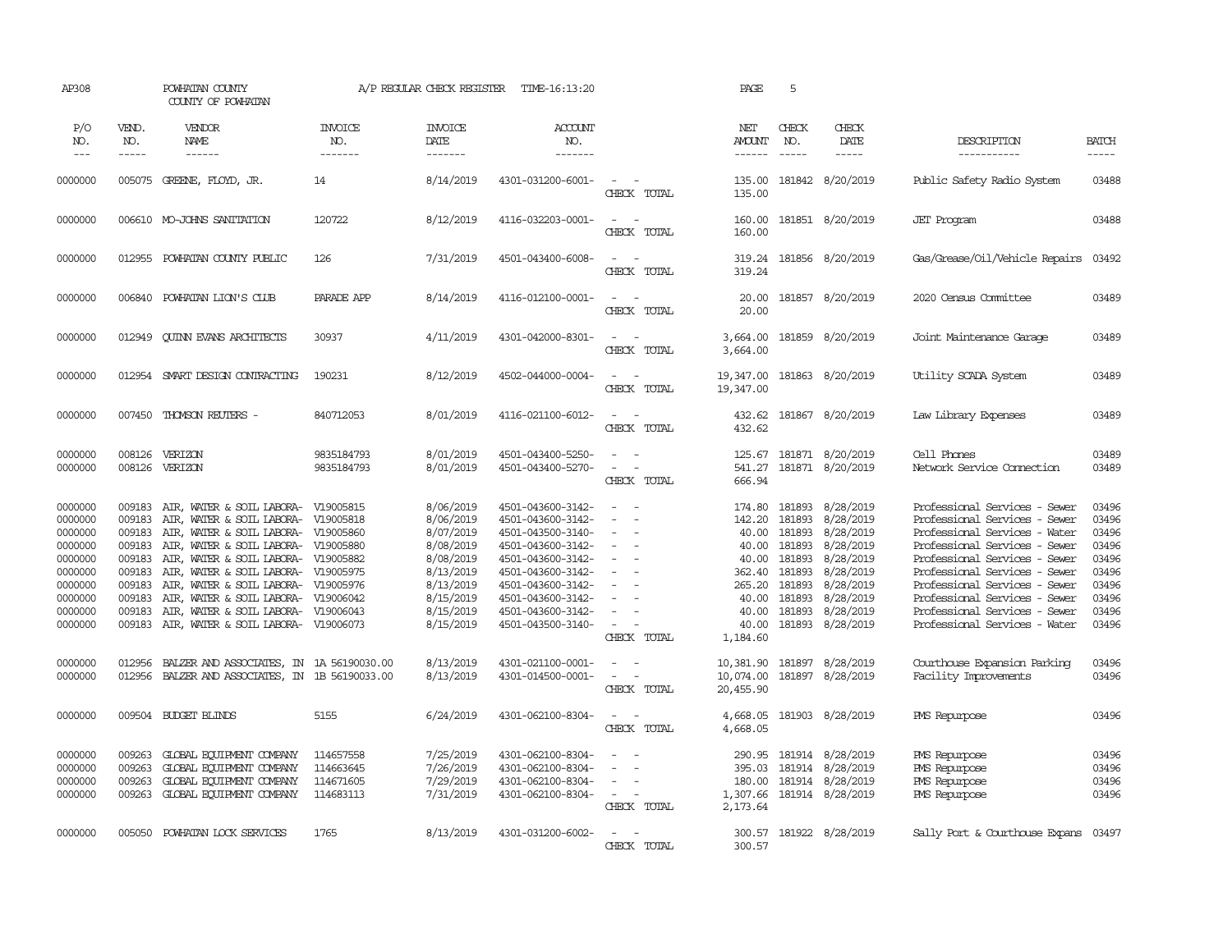AP308 POWHATAN COUNTY A/P REGULAR CHECK REGISTER TIME-16:13:20 PAGE 5

COUNTY OF POWHATAN

| P/O NO. | VEND. NO. | VENDOR NAME | INVOICE NO. | INVOICE DATE | ACCOUNT NO. | | NET AMOUNT | CHECK NO. | CHECK DATE | DESCRIPTION | BATCH |
|---|---|---|---|---|---|---|---|---|---|---|---|
| 0000000 | 005075 | GREENE, FLOYD, JR. | 14 | 8/14/2019 | 4301-031200-6001- | - - | 135.00 | 181842 | 8/20/2019 | Public Safety Radio System | 03488 |
| | | | | | | CHECK TOTAL | 135.00 | | | | |
| 0000000 | 006610 | MO-JOHNS SANITATION | 120722 | 8/12/2019 | 4116-032203-0001- | - - | 160.00 | 181851 | 8/20/2019 | JET Program | 03488 |
| | | | | | | CHECK TOTAL | 160.00 | | | | |
| 0000000 | 012955 | POWHATAN COUNTY PUBLIC | 126 | 7/31/2019 | 4501-043400-6008- | - - | 319.24 | 181856 | 8/20/2019 | Gas/Grease/Oil/Vehicle Repairs | 03492 |
| | | | | | | CHECK TOTAL | 319.24 | | | | |
| 0000000 | 006840 | POWHATAN LION'S CLUB | PARADE APP | 8/14/2019 | 4116-012100-0001- | - - | 20.00 | 181857 | 8/20/2019 | 2020 Census Committee | 03489 |
| | | | | | | CHECK TOTAL | 20.00 | | | | |
| 0000000 | 012949 | QUINN EVANS ARCHITECTS | 30937 | 4/11/2019 | 4301-042000-8301- | - - | 3,664.00 | 181859 | 8/20/2019 | Joint Maintenance Garage | 03489 |
| | | | | | | CHECK TOTAL | 3,664.00 | | | | |
| 0000000 | 012954 | SMART DESIGN CONTRACTING | 190231 | 8/12/2019 | 4502-044000-0004- | - - | 19,347.00 | 181863 | 8/20/2019 | Utility SCADA System | 03489 |
| | | | | | | CHECK TOTAL | 19,347.00 | | | | |
| 0000000 | 007450 | THOMSON REUTERS - | 840712053 | 8/01/2019 | 4116-021100-6012- | - - | 432.62 | 181867 | 8/20/2019 | Law Library Expenses | 03489 |
| | | | | | | CHECK TOTAL | 432.62 | | | | |
| 0000000 | 008126 | VERIZON | 9835184793 | 8/01/2019 | 4501-043400-5250- | - - | 125.67 | 181871 | 8/20/2019 | Cell Phones | 03489 |
| 0000000 | 008126 | VERIZON | 9835184793 | 8/01/2019 | 4501-043400-5270- | - - | 541.27 | 181871 | 8/20/2019 | Network Service Connection | 03489 |
| | | | | | | CHECK TOTAL | 666.94 | | | | |
| 0000000 | 009183 | AIR, WATER & SOIL LABORA- | V19005815 | 8/06/2019 | 4501-043600-3142- | - - | 174.80 | 181893 | 8/28/2019 | Professional Services - Sewer | 03496 |
| 0000000 | 009183 | AIR, WATER & SOIL LABORA- | V19005818 | 8/06/2019 | 4501-043600-3142- | - - | 142.20 | 181893 | 8/28/2019 | Professional Services - Sewer | 03496 |
| 0000000 | 009183 | AIR, WATER & SOIL LABORA- | V19005860 | 8/07/2019 | 4501-043500-3140- | - - | 40.00 | 181893 | 8/28/2019 | Professional Services - Water | 03496 |
| 0000000 | 009183 | AIR, WATER & SOIL LABORA- | V19005880 | 8/08/2019 | 4501-043600-3142- | - - | 40.00 | 181893 | 8/28/2019 | Professional Services - Sewer | 03496 |
| 0000000 | 009183 | AIR, WATER & SOIL LABORA- | V19005882 | 8/08/2019 | 4501-043600-3142- | - - | 40.00 | 181893 | 8/28/2019 | Professional Services - Sewer | 03496 |
| 0000000 | 009183 | AIR, WATER & SOIL LABORA- | V19005975 | 8/13/2019 | 4501-043600-3142- | - - | 362.40 | 181893 | 8/28/2019 | Professional Services - Sewer | 03496 |
| 0000000 | 009183 | AIR, WATER & SOIL LABORA- | V19005976 | 8/13/2019 | 4501-043600-3142- | - - | 265.20 | 181893 | 8/28/2019 | Professional Services - Sewer | 03496 |
| 0000000 | 009183 | AIR, WATER & SOIL LABORA- | V19006042 | 8/15/2019 | 4501-043600-3142- | - - | 40.00 | 181893 | 8/28/2019 | Professional Services - Sewer | 03496 |
| 0000000 | 009183 | AIR, WATER & SOIL LABORA- | V19006043 | 8/15/2019 | 4501-043600-3142- | - - | 40.00 | 181893 | 8/28/2019 | Professional Services - Sewer | 03496 |
| 0000000 | 009183 | AIR, WATER & SOIL LABORA- | V19006073 | 8/15/2019 | 4501-043500-3140- | - - | 40.00 | 181893 | 8/28/2019 | Professional Services - Water | 03496 |
| | | | | | | CHECK TOTAL | 1,184.60 | | | | |
| 0000000 | 012956 | BALZER AND ASSOCIATES, IN | 1A 56190030.00 | 8/13/2019 | 4301-021100-0001- | - - | 10,381.90 | 181897 | 8/28/2019 | Courthouse Expansion Parking | 03496 |
| 0000000 | 012956 | BALZER AND ASSOCIATES, IN | 1B 56190033.00 | 8/13/2019 | 4301-014500-0001- | - - | 10,074.00 | 181897 | 8/28/2019 | Facility Improvements | 03496 |
| | | | | | | CHECK TOTAL | 20,455.90 | | | | |
| 0000000 | 009504 | BUDGET BLINDS | 5155 | 6/24/2019 | 4301-062100-8304- | - - | 4,668.05 | 181903 | 8/28/2019 | PMS Repurpose | 03496 |
| | | | | | | CHECK TOTAL | 4,668.05 | | | | |
| 0000000 | 009263 | GLOBAL EQUIPMENT COMPANY | 114657558 | 7/25/2019 | 4301-062100-8304- | - - | 290.95 | 181914 | 8/28/2019 | PMS Repurpose | 03496 |
| 0000000 | 009263 | GLOBAL EQUIPMENT COMPANY | 114663645 | 7/26/2019 | 4301-062100-8304- | - - | 395.03 | 181914 | 8/28/2019 | PMS Repurpose | 03496 |
| 0000000 | 009263 | GLOBAL EQUIPMENT COMPANY | 114671605 | 7/29/2019 | 4301-062100-8304- | - - | 180.00 | 181914 | 8/28/2019 | PMS Repurpose | 03496 |
| 0000000 | 009263 | GLOBAL EQUIPMENT COMPANY | 114683113 | 7/31/2019 | 4301-062100-8304- | - - | 1,307.66 | 181914 | 8/28/2019 | PMS Repurpose | 03496 |
| | | | | | | CHECK TOTAL | 2,173.64 | | | | |
| 0000000 | 005050 | POWHATAN LOCK SERVICES | 1765 | 8/13/2019 | 4301-031200-6002- | - - | 300.57 | 181922 | 8/28/2019 | Sally Port & Courthouse Expans | 03497 |
| | | | | | | CHECK TOTAL | 300.57 | | | | |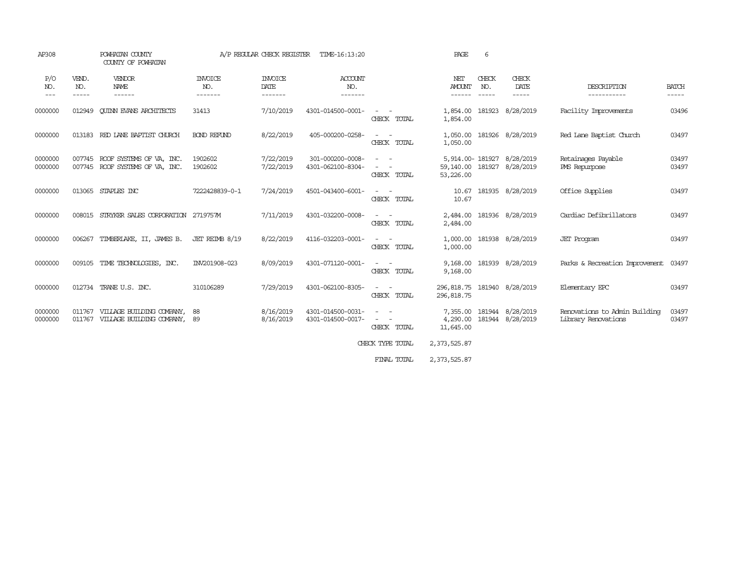AP308 POWHATAN COUNTY A/P REGULAR CHECK REGISTER TIME-16:13:20 PAGE 6

COUNTY OF POWHATAN

| P/O NO. | VEND. NO. | VENDOR NAME | INVOICE NO. | INVOICE DATE | ACCOUNT NO. | | NET AMOUNT | CHECK NO. | CHECK DATE | DESCRIPTION | BATCH |
|---|---|---|---|---|---|---|---|---|---|---|---|
| 0000000 | 012949 | QUINN EVANS ARCHITECTS | 31413 | 7/10/2019 | 4301-014500-0001- | - - | 1,854.00 | 181923 | 8/28/2019 | Facility Improvements | 03496 |
| | | | | | | CHECK TOTAL | 1,854.00 | | | | |
| 0000000 | 013183 | RED LANE BAPTIST CHURCH | BOND REFUND | 8/22/2019 | 405-000200-0258- | - - | 1,050.00 | 181926 | 8/28/2019 | Red Lane Baptist Church | 03497 |
| | | | | | | CHECK TOTAL | 1,050.00 | | | | |
| 0000000 | 007745 | ROOF SYSTEMS OF VA, INC. | 1902602 | 7/22/2019 | 301-000200-0008- | - - | 5,914.00- | 181927 | 8/28/2019 | Retainages Payable | 03497 |
| 0000000 | 007745 | ROOF SYSTEMS OF VA, INC. | 1902602 | 7/22/2019 | 4301-062100-8304- | - - | 59,140.00 | 181927 | 8/28/2019 | PMS Repurpose | 03497 |
| | | | | | | CHECK TOTAL | 53,226.00 | | | | |
| 0000000 | 013065 | STAPLES INC | 7222428839-0-1 | 7/24/2019 | 4501-043400-6001- | - - | 10.67 | 181935 | 8/28/2019 | Office Supplies | 03497 |
| | | | | | | CHECK TOTAL | 10.67 | | | | |
| 0000000 | 008015 | STRYKER SALES CORPORATION | 2719757M | 7/11/2019 | 4301-032200-0008- | - - | 2,484.00 | 181936 | 8/28/2019 | Cardiac Defibrillators | 03497 |
| | | | | | | CHECK TOTAL | 2,484.00 | | | | |
| 0000000 | 006267 | TIMBERLAKE, II, JAMES B. | JET REIMB 8/19 | 8/22/2019 | 4116-032203-0001- | - - | 1,000.00 | 181938 | 8/28/2019 | JET Program | 03497 |
| | | | | | | CHECK TOTAL | 1,000.00 | | | | |
| 0000000 | 009105 | TIME TECHNOLOGIES, INC. | INV201908-023 | 8/09/2019 | 4301-071120-0001- | - - | 9,168.00 | 181939 | 8/28/2019 | Parks & Recreation Improvement | 03497 |
| | | | | | | CHECK TOTAL | 9,168.00 | | | | |
| 0000000 | 012734 | TRANE U.S. INC. | 310106289 | 7/29/2019 | 4301-062100-8305- | - - | 296,818.75 | 181940 | 8/28/2019 | Elementary EPC | 03497 |
| | | | | | | CHECK TOTAL | 296,818.75 | | | | |
| 0000000 | 011767 | VILLAGE BUILDING COMPANY, | 88 | 8/16/2019 | 4301-014500-0031- | - - | 7,355.00 | 181944 | 8/28/2019 | Renovations to Admin Building | 03497 |
| 0000000 | 011767 | VILLAGE BUILDING COMPANY, | 89 | 8/16/2019 | 4301-014500-0017- | - - | 4,290.00 | 181944 | 8/28/2019 | Library Renovations | 03497 |
| | | | | | | CHECK TOTAL | 11,645.00 | | | | |
| | | | | | | CHECK TYPE TOTAL | 2,373,525.87 | | | | |
| | | | | | | FINAL TOTAL | 2,373,525.87 | | | | |